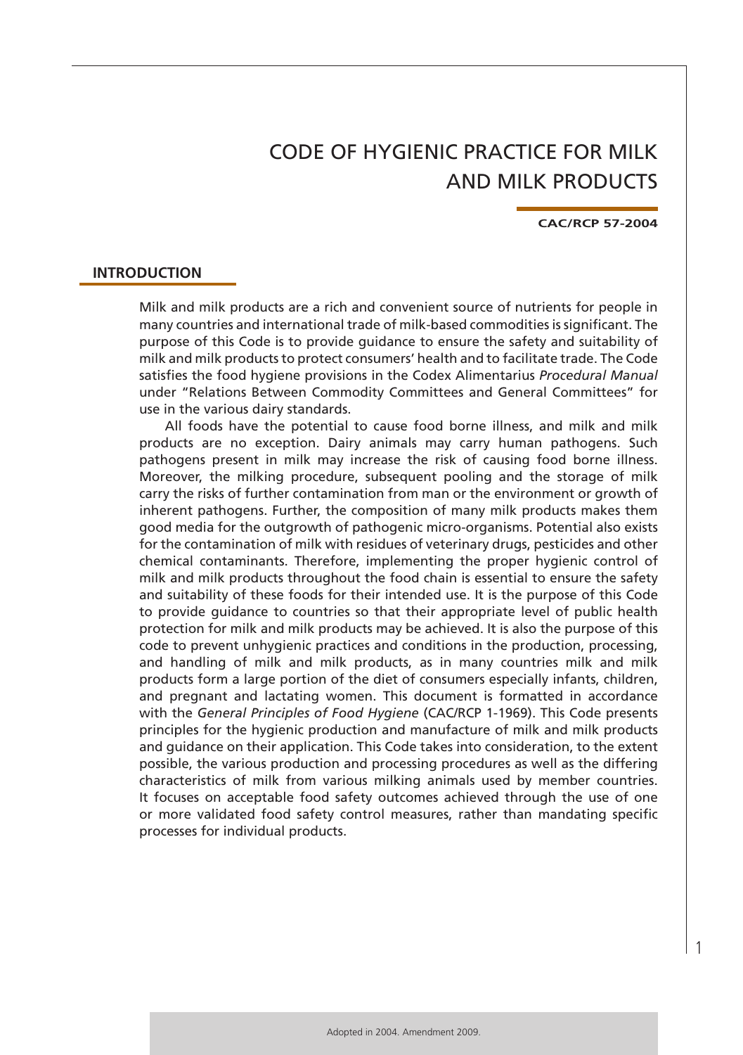# CODE OF HYGIENIC PRACTICE FOR MILK AND MILK PRODUCTS

**CAC/RCP 57-2004**

## INTRODUCTION

Milk and milk products are a rich and convenient source of nutrients for people in many countries and international trade of milk-based commodities is significant. The purpose of this Code is to provide guidance to ensure the safety and suitability of milk and milk products to protect consumers' health and to facilitate trade. The Code satisfies the food hygiene provisions in the Codex Alimentarius *Procedural Manual* under "Relations Between Commodity Committees and General Committees" for use in the various dairy standards.

All foods have the potential to cause food borne illness, and milk and milk products are no exception. Dairy animals may carry human pathogens. Such pathogens present in milk may increase the risk of causing food borne illness. Moreover, the milking procedure, subsequent pooling and the storage of milk carry the risks of further contamination from man or the environment or growth of inherent pathogens. Further, the composition of many milk products makes them good media for the outgrowth of pathogenic micro-organisms. Potential also exists for the contamination of milk with residues of veterinary drugs, pesticides and other chemical contaminants. Therefore, implementing the proper hygienic control of milk and milk products throughout the food chain is essential to ensure the safety and suitability of these foods for their intended use. It is the purpose of this Code to provide guidance to countries so that their appropriate level of public health protection for milk and milk products may be achieved. It is also the purpose of this code to prevent unhygienic practices and conditions in the production, processing, and handling of milk and milk products, as in many countries milk and milk products form a large portion of the diet of consumers especially infants, children, and pregnant and lactating women. This document is formatted in accordance with the *General Principles of Food Hygiene* (CAC/RCP 1-1969). This Code presents principles for the hygienic production and manufacture of milk and milk products and guidance on their application. This Code takes into consideration, to the extent possible, the various production and processing procedures as well as the differing characteristics of milk from various milking animals used by member countries. It focuses on acceptable food safety outcomes achieved through the use of one or more validated food safety control measures, rather than mandating specific processes for individual products.

Adopted in 2004. Amendment 2009.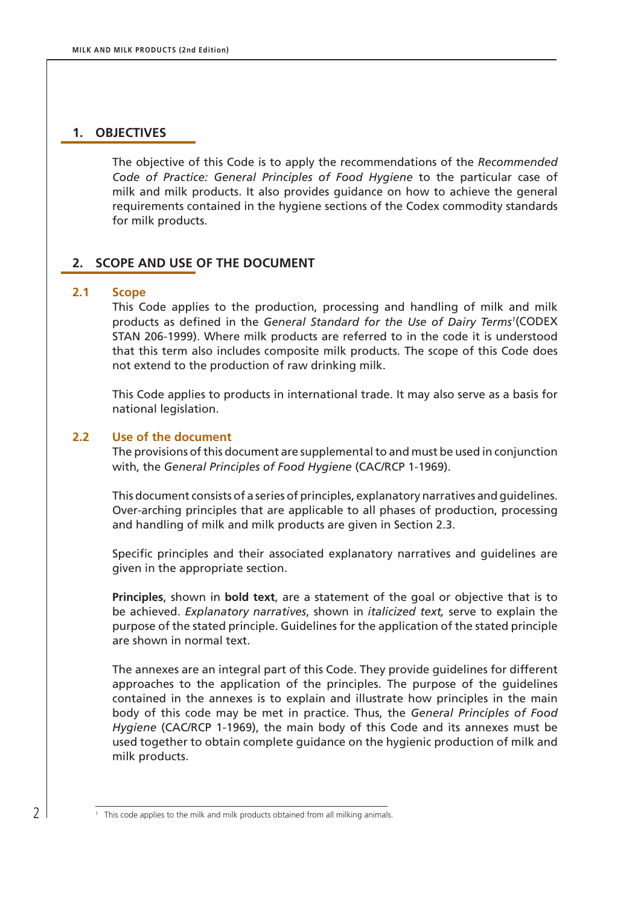## 1. OBJECTIVES

The objective of this Code is to apply the recommendations of the *Recommended Code of Practice: General Principles of Food Hygiene* to the particular case of milk and milk products. It also provides guidance on how to achieve the general requirements contained in the hygiene sections of the Codex commodity standards for milk products.

## 2. SCOPE AND USE OF THE DOCUMENT

### 2.1 Scope

This Code applies to the production, processing and handling of milk and milk products as defined in the *General Standard for the Use of Dairy Terms*[1](CODEX STAN 206-1999). Where milk products are referred to in the code it is understood that this term also includes composite milk products. The scope of this Code does not extend to the production of raw drinking milk.

This Code applies to products in international trade. It may also serve as a basis for national legislation.

### 2.2 Use of the document

The provisions of this document are supplemental to and must be used in conjunction with, the *General Principles of Food Hygiene* (CAC/RCP 1-1969).

This document consists of a series of principles, explanatory narratives and guidelines. Over-arching principles that are applicable to all phases of production, processing and handling of milk and milk products are given in Section 2.3.

Specific principles and their associated explanatory narratives and guidelines are given in the appropriate section.

**Principles**, shown in **bold text**, are a statement of the goal or objective that is to be achieved. *Explanatory narratives*, shown in *italicized text,* serve to explain the purpose of the stated principle. Guidelines for the application of the stated principle are shown in normal text.

The annexes are an integral part of this Code. They provide guidelines for different approaches to the application of the principles. The purpose of the guidelines contained in the annexes is to explain and illustrate how principles in the main body of this code may be met in practice. Thus, the *General Principles of Food Hygiene* (CAC/RCP 1-1969), the main body of this Code and its annexes must be used together to obtain complete guidance on the hygienic production of milk and milk products.

[1] This code applies to the milk and milk products obtained from all milking animals.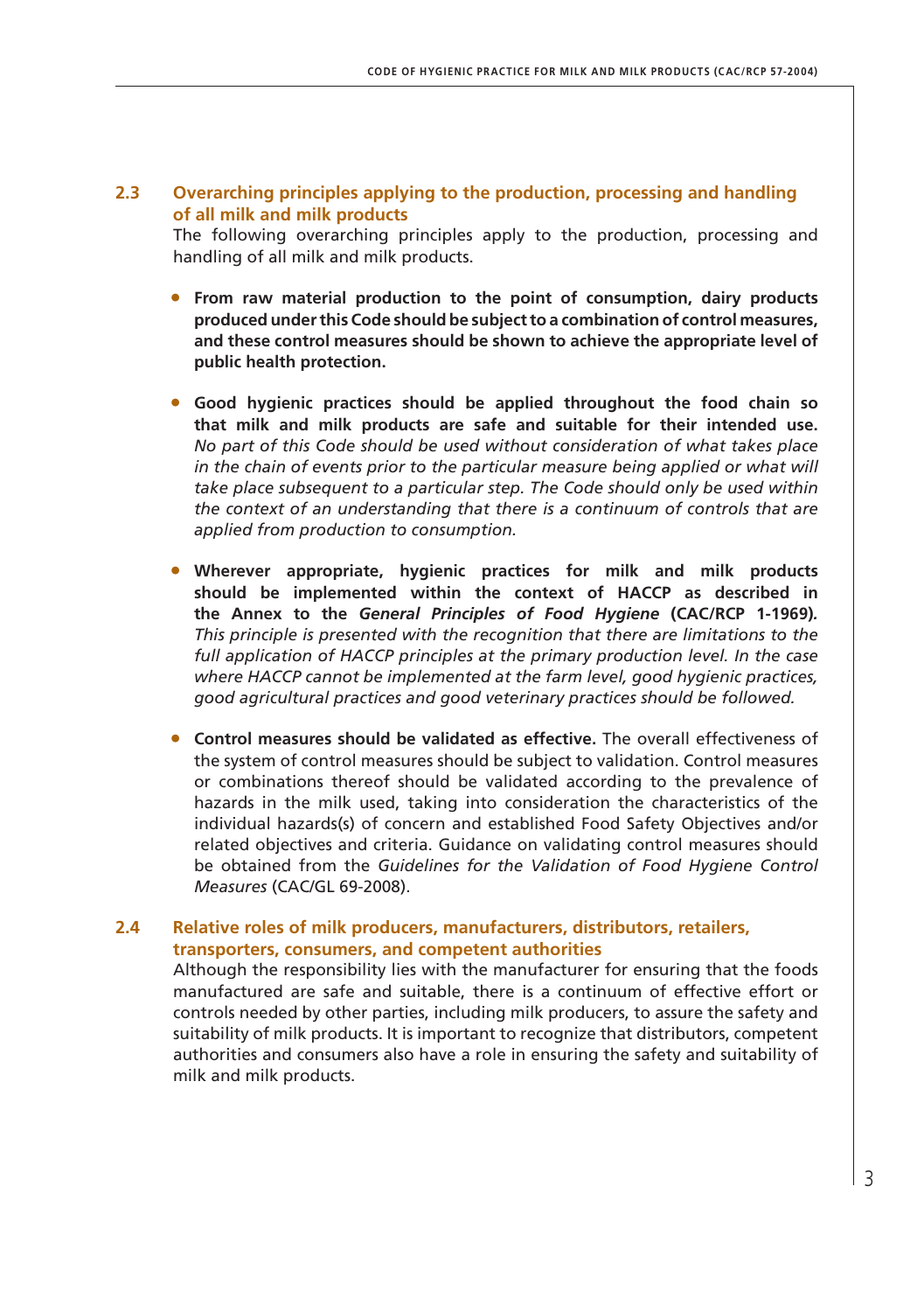## 2.3 Overarching principles applying to the production, processing and handling of all milk and milk products

The following overarching principles apply to the production, processing and handling of all milk and milk products.

- **From raw material production to the point of consumption, dairy products produced under this Code should be subject to a combination of control measures, and these control measures should be shown to achieve the appropriate level of public health protection.**

- **Good hygienic practices should be applied throughout the food chain so that milk and milk products are safe and suitable for their intended use.** *No part of this Code should be used without consideration of what takes place in the chain of events prior to the particular measure being applied or what will take place subsequent to a particular step. The Code should only be used within the context of an understanding that there is a continuum of controls that are applied from production to consumption.*

- **Wherever appropriate, hygienic practices for milk and milk products should be implemented within the context of HACCP as described in the Annex to the *General Principles of Food Hygiene* (CAC/RCP 1-1969).** *This principle is presented with the recognition that there are limitations to the full application of HACCP principles at the primary production level. In the case where HACCP cannot be implemented at the farm level, good hygienic practices, good agricultural practices and good veterinary practices should be followed.*

- **Control measures should be validated as effective.** The overall effectiveness of the system of control measures should be subject to validation. Control measures or combinations thereof should be validated according to the prevalence of hazards in the milk used, taking into consideration the characteristics of the individual hazards(s) of concern and established Food Safety Objectives and/or related objectives and criteria. Guidance on validating control measures should be obtained from the *Guidelines for the Validation of Food Hygiene Control Measures* (CAC/GL 69-2008).

## 2.4 Relative roles of milk producers, manufacturers, distributors, retailers, transporters, consumers, and competent authorities

Although the responsibility lies with the manufacturer for ensuring that the foods manufactured are safe and suitable, there is a continuum of effective effort or controls needed by other parties, including milk producers, to assure the safety and suitability of milk products. It is important to recognize that distributors, competent authorities and consumers also have a role in ensuring the safety and suitability of milk and milk products.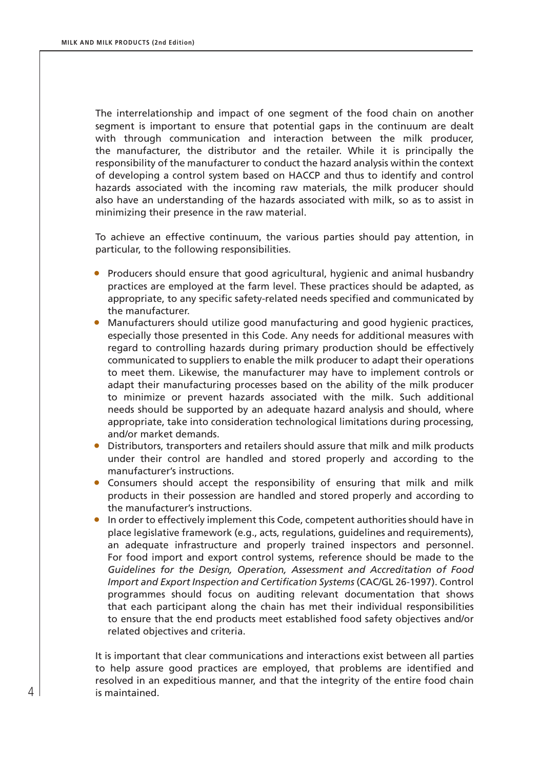The interrelationship and impact of one segment of the food chain on another segment is important to ensure that potential gaps in the continuum are dealt with through communication and interaction between the milk producer, the manufacturer, the distributor and the retailer. While it is principally the responsibility of the manufacturer to conduct the hazard analysis within the context of developing a control system based on HACCP and thus to identify and control hazards associated with the incoming raw materials, the milk producer should also have an understanding of the hazards associated with milk, so as to assist in minimizing their presence in the raw material.

To achieve an effective continuum, the various parties should pay attention, in particular, to the following responsibilities.

- Producers should ensure that good agricultural, hygienic and animal husbandry practices are employed at the farm level. These practices should be adapted, as appropriate, to any specific safety-related needs specified and communicated by the manufacturer.
- Manufacturers should utilize good manufacturing and good hygienic practices, especially those presented in this Code. Any needs for additional measures with regard to controlling hazards during primary production should be effectively communicated to suppliers to enable the milk producer to adapt their operations to meet them. Likewise, the manufacturer may have to implement controls or adapt their manufacturing processes based on the ability of the milk producer to minimize or prevent hazards associated with the milk. Such additional needs should be supported by an adequate hazard analysis and should, where appropriate, take into consideration technological limitations during processing, and/or market demands.
- Distributors, transporters and retailers should assure that milk and milk products under their control are handled and stored properly and according to the manufacturer's instructions.
- Consumers should accept the responsibility of ensuring that milk and milk products in their possession are handled and stored properly and according to the manufacturer's instructions.
- In order to effectively implement this Code, competent authorities should have in place legislative framework (e.g., acts, regulations, guidelines and requirements), an adequate infrastructure and properly trained inspectors and personnel. For food import and export control systems, reference should be made to the *Guidelines for the Design, Operation, Assessment and Accreditation of Food Import and Export Inspection and Certification Systems* (CAC/GL 26-1997). Control programmes should focus on auditing relevant documentation that shows that each participant along the chain has met their individual responsibilities to ensure that the end products meet established food safety objectives and/or related objectives and criteria.

It is important that clear communications and interactions exist between all parties to help assure good practices are employed, that problems are identified and resolved in an expeditious manner, and that the integrity of the entire food chain is maintained.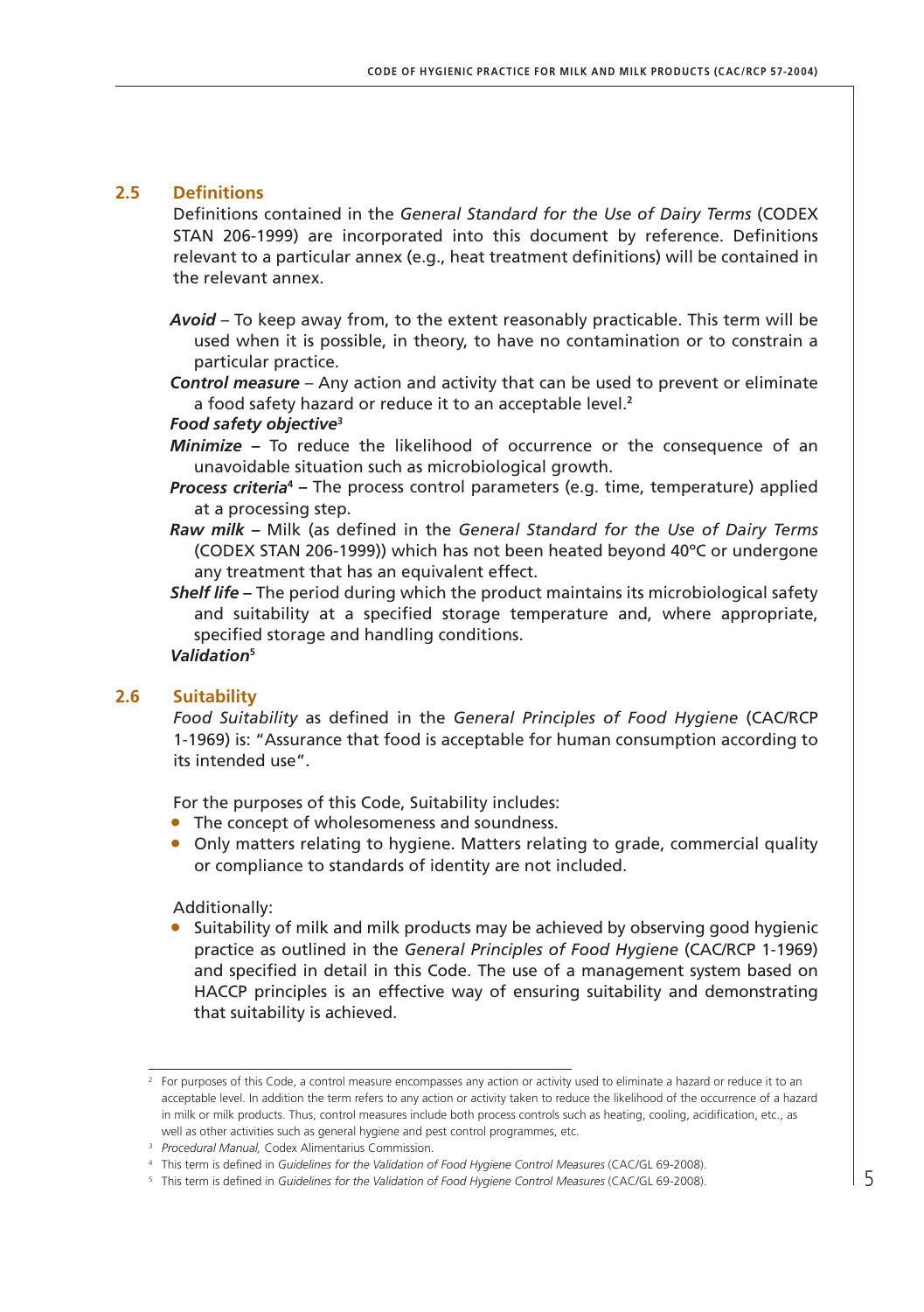### 2.5 Definitions

Definitions contained in the *General Standard for the Use of Dairy Terms* (CODEX STAN 206-1999) are incorporated into this document by reference. Definitions relevant to a particular annex (e.g., heat treatment definitions) will be contained in the relevant annex.

***Avoid*** – To keep away from, to the extent reasonably practicable. This term will be used when it is possible, in theory, to have no contamination or to constrain a particular practice.

***Control measure*** – Any action and activity that can be used to prevent or eliminate a food safety hazard or reduce it to an acceptable level.[2]

***Food safety objective***[3]

***Minimize*** – To reduce the likelihood of occurrence or the consequence of an unavoidable situation such as microbiological growth.

***Process criteria***[4] – The process control parameters (e.g. time, temperature) applied at a processing step.

***Raw milk*** – Milk (as defined in the *General Standard for the Use of Dairy Terms* (CODEX STAN 206-1999)) which has not been heated beyond 40°C or undergone any treatment that has an equivalent effect.

***Shelf life*** – The period during which the product maintains its microbiological safety and suitability at a specified storage temperature and, where appropriate, specified storage and handling conditions.

***Validation***[5]

### 2.6 Suitability

*Food Suitability* as defined in the *General Principles of Food Hygiene* (CAC/RCP 1-1969) is: "Assurance that food is acceptable for human consumption according to its intended use".

For the purposes of this Code, Suitability includes:

- The concept of wholesomeness and soundness.
- Only matters relating to hygiene. Matters relating to grade, commercial quality or compliance to standards of identity are not included.

Additionally:

- Suitability of milk and milk products may be achieved by observing good hygienic practice as outlined in the *General Principles of Food Hygiene* (CAC/RCP 1-1969) and specified in detail in this Code. The use of a management system based on HACCP principles is an effective way of ensuring suitability and demonstrating that suitability is achieved.

---

[2] For purposes of this Code, a control measure encompasses any action or activity used to eliminate a hazard or reduce it to an acceptable level. In addition the term refers to any action or activity taken to reduce the likelihood of the occurrence of a hazard in milk or milk products. Thus, control measures include both process controls such as heating, cooling, acidification, etc., as well as other activities such as general hygiene and pest control programmes, etc.

[3] *Procedural Manual,* Codex Alimentarius Commission.

[4] This term is defined in *Guidelines for the Validation of Food Hygiene Control Measures* (CAC/GL 69-2008).

[5] This term is defined in *Guidelines for the Validation of Food Hygiene Control Measures* (CAC/GL 69-2008).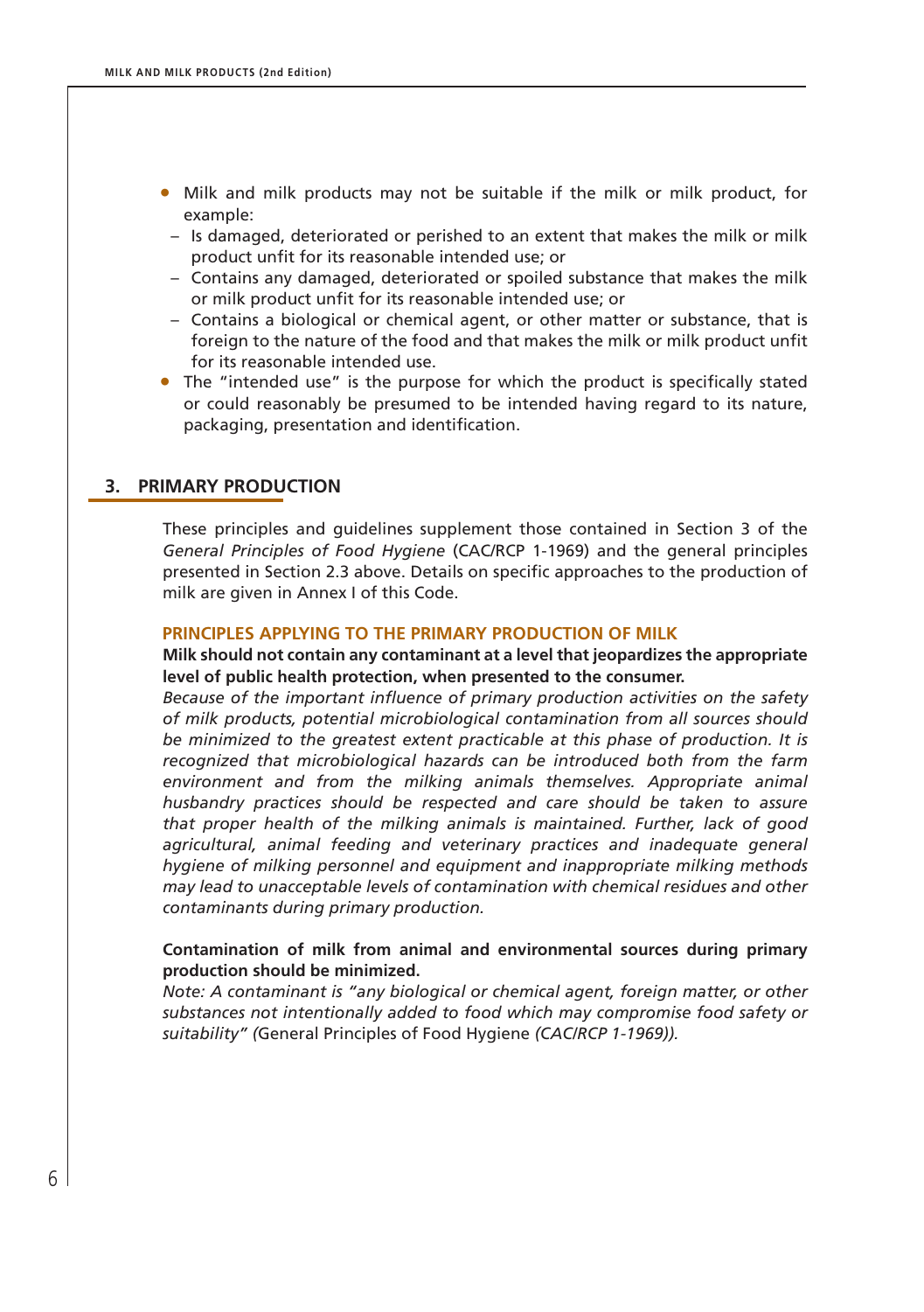- Milk and milk products may not be suitable if the milk or milk product, for example:
  - Is damaged, deteriorated or perished to an extent that makes the milk or milk product unfit for its reasonable intended use; or
  - Contains any damaged, deteriorated or spoiled substance that makes the milk or milk product unfit for its reasonable intended use; or
  - Contains a biological or chemical agent, or other matter or substance, that is foreign to the nature of the food and that makes the milk or milk product unfit for its reasonable intended use.
- The "intended use" is the purpose for which the product is specifically stated or could reasonably be presumed to be intended having regard to its nature, packaging, presentation and identification.

## 3. PRIMARY PRODUCTION

These principles and guidelines supplement those contained in Section 3 of the *General Principles of Food Hygiene* (CAC/RCP 1-1969) and the general principles presented in Section 2.3 above. Details on specific approaches to the production of milk are given in Annex I of this Code.

### PRINCIPLES APPLYING TO THE PRIMARY PRODUCTION OF MILK

**Milk should not contain any contaminant at a level that jeopardizes the appropriate level of public health protection, when presented to the consumer.**

*Because of the important influence of primary production activities on the safety of milk products, potential microbiological contamination from all sources should be minimized to the greatest extent practicable at this phase of production. It is recognized that microbiological hazards can be introduced both from the farm environment and from the milking animals themselves. Appropriate animal husbandry practices should be respected and care should be taken to assure that proper health of the milking animals is maintained. Further, lack of good agricultural, animal feeding and veterinary practices and inadequate general hygiene of milking personnel and equipment and inappropriate milking methods may lead to unacceptable levels of contamination with chemical residues and other contaminants during primary production.*

**Contamination of milk from animal and environmental sources during primary production should be minimized.**

*Note: A contaminant is "any biological or chemical agent, foreign matter, or other substances not intentionally added to food which may compromise food safety or suitability" (*General Principles of Food Hygiene *(CAC/RCP 1-1969)).*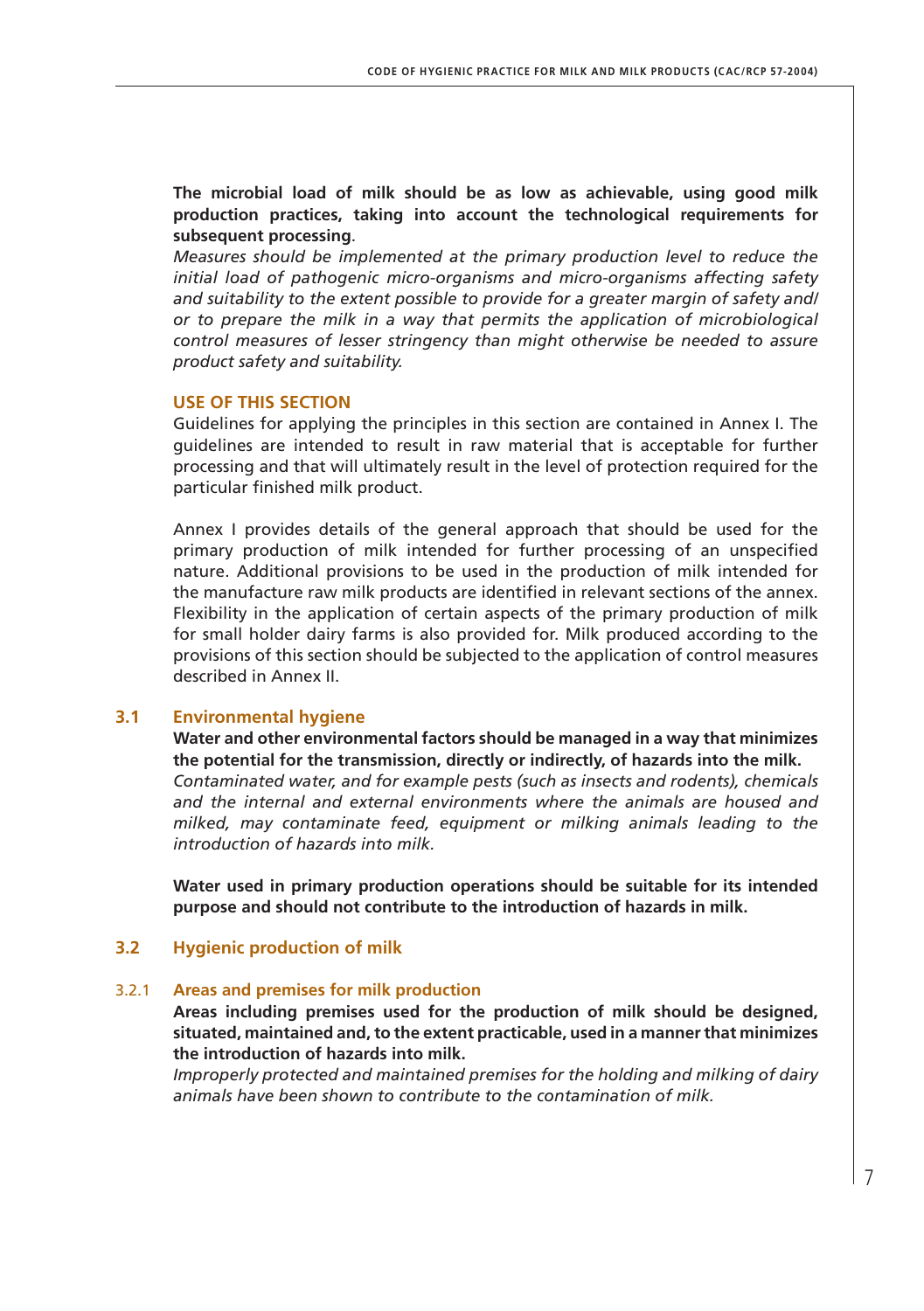**The microbial load of milk should be as low as achievable, using good milk production practices, taking into account the technological requirements for subsequent processing**.

*Measures should be implemented at the primary production level to reduce the initial load of pathogenic micro-organisms and micro-organisms affecting safety and suitability to the extent possible to provide for a greater margin of safety and/or to prepare the milk in a way that permits the application of microbiological control measures of lesser stringency than might otherwise be needed to assure product safety and suitability.*

#### USE OF THIS SECTION

Guidelines for applying the principles in this section are contained in Annex I. The guidelines are intended to result in raw material that is acceptable for further processing and that will ultimately result in the level of protection required for the particular finished milk product.

Annex I provides details of the general approach that should be used for the primary production of milk intended for further processing of an unspecified nature. Additional provisions to be used in the production of milk intended for the manufacture raw milk products are identified in relevant sections of the annex. Flexibility in the application of certain aspects of the primary production of milk for small holder dairy farms is also provided for. Milk produced according to the provisions of this section should be subjected to the application of control measures described in Annex II.

## 3.1 Environmental hygiene

**Water and other environmental factors should be managed in a way that minimizes the potential for the transmission, directly or indirectly, of hazards into the milk.**

*Contaminated water, and for example pests (such as insects and rodents), chemicals and the internal and external environments where the animals are housed and milked, may contaminate feed, equipment or milking animals leading to the introduction of hazards into milk.*

**Water used in primary production operations should be suitable for its intended purpose and should not contribute to the introduction of hazards in milk.**

## 3.2 Hygienic production of milk

### 3.2.1 Areas and premises for milk production

**Areas including premises used for the production of milk should be designed, situated, maintained and, to the extent practicable, used in a manner that minimizes the introduction of hazards into milk.**

*Improperly protected and maintained premises for the holding and milking of dairy animals have been shown to contribute to the contamination of milk.*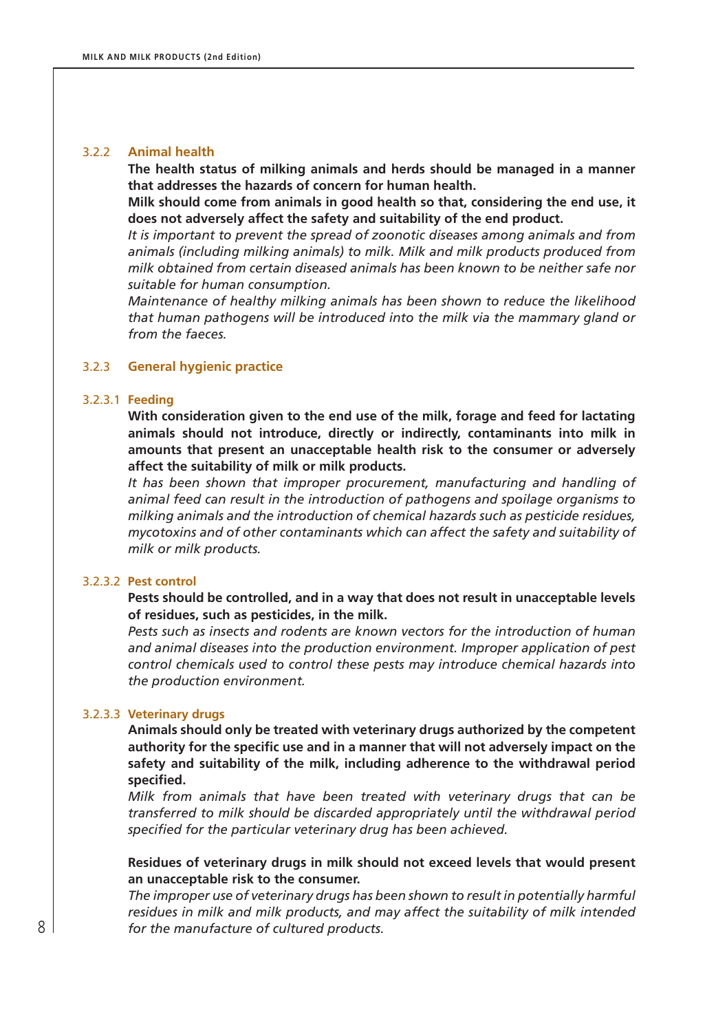### 3.2.2 Animal health

**The health status of milking animals and herds should be managed in a manner that addresses the hazards of concern for human health.**

**Milk should come from animals in good health so that, considering the end use, it does not adversely affect the safety and suitability of the end product.**

*It is important to prevent the spread of zoonotic diseases among animals and from animals (including milking animals) to milk. Milk and milk products produced from milk obtained from certain diseased animals has been known to be neither safe nor suitable for human consumption.*

*Maintenance of healthy milking animals has been shown to reduce the likelihood that human pathogens will be introduced into the milk via the mammary gland or from the faeces.*

### 3.2.3 General hygienic practice

#### 3.2.3.1 Feeding

**With consideration given to the end use of the milk, forage and feed for lactating animals should not introduce, directly or indirectly, contaminants into milk in amounts that present an unacceptable health risk to the consumer or adversely affect the suitability of milk or milk products.**

*It has been shown that improper procurement, manufacturing and handling of animal feed can result in the introduction of pathogens and spoilage organisms to milking animals and the introduction of chemical hazards such as pesticide residues, mycotoxins and of other contaminants which can affect the safety and suitability of milk or milk products.*

#### 3.2.3.2 Pest control

**Pests should be controlled, and in a way that does not result in unacceptable levels of residues, such as pesticides, in the milk.**

*Pests such as insects and rodents are known vectors for the introduction of human and animal diseases into the production environment. Improper application of pest control chemicals used to control these pests may introduce chemical hazards into the production environment.*

#### 3.2.3.3 Veterinary drugs

**Animals should only be treated with veterinary drugs authorized by the competent authority for the specific use and in a manner that will not adversely impact on the safety and suitability of the milk, including adherence to the withdrawal period specified.**

*Milk from animals that have been treated with veterinary drugs that can be transferred to milk should be discarded appropriately until the withdrawal period specified for the particular veterinary drug has been achieved.*

**Residues of veterinary drugs in milk should not exceed levels that would present an unacceptable risk to the consumer.**

*The improper use of veterinary drugs has been shown to result in potentially harmful residues in milk and milk products, and may affect the suitability of milk intended for the manufacture of cultured products.*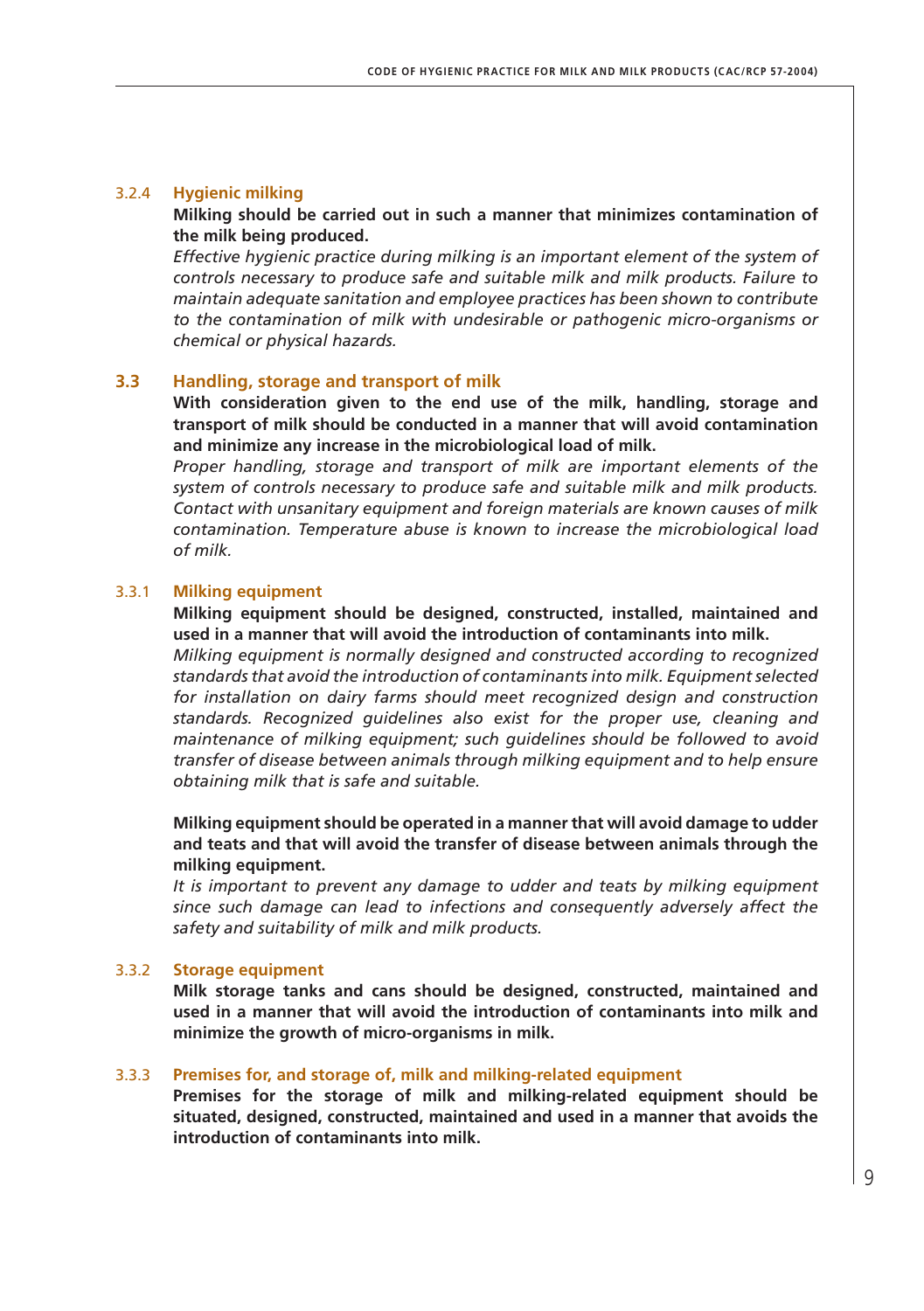#### 3.2.4 Hygienic milking

**Milking should be carried out in such a manner that minimizes contamination of the milk being produced.**

*Effective hygienic practice during milking is an important element of the system of controls necessary to produce safe and suitable milk and milk products. Failure to maintain adequate sanitation and employee practices has been shown to contribute to the contamination of milk with undesirable or pathogenic micro-organisms or chemical or physical hazards.*

### 3.3 Handling, storage and transport of milk

**With consideration given to the end use of the milk, handling, storage and transport of milk should be conducted in a manner that will avoid contamination and minimize any increase in the microbiological load of milk.**

*Proper handling, storage and transport of milk are important elements of the system of controls necessary to produce safe and suitable milk and milk products. Contact with unsanitary equipment and foreign materials are known causes of milk contamination. Temperature abuse is known to increase the microbiological load of milk.*

#### 3.3.1 Milking equipment

**Milking equipment should be designed, constructed, installed, maintained and used in a manner that will avoid the introduction of contaminants into milk.**

*Milking equipment is normally designed and constructed according to recognized standards that avoid the introduction of contaminants into milk. Equipment selected for installation on dairy farms should meet recognized design and construction standards. Recognized guidelines also exist for the proper use, cleaning and maintenance of milking equipment; such guidelines should be followed to avoid transfer of disease between animals through milking equipment and to help ensure obtaining milk that is safe and suitable.*

**Milking equipment should be operated in a manner that will avoid damage to udder and teats and that will avoid the transfer of disease between animals through the milking equipment.**

*It is important to prevent any damage to udder and teats by milking equipment since such damage can lead to infections and consequently adversely affect the safety and suitability of milk and milk products.*

#### 3.3.2 Storage equipment

**Milk storage tanks and cans should be designed, constructed, maintained and used in a manner that will avoid the introduction of contaminants into milk and minimize the growth of micro-organisms in milk.**

#### 3.3.3 Premises for, and storage of, milk and milking-related equipment

**Premises for the storage of milk and milking-related equipment should be situated, designed, constructed, maintained and used in a manner that avoids the introduction of contaminants into milk.**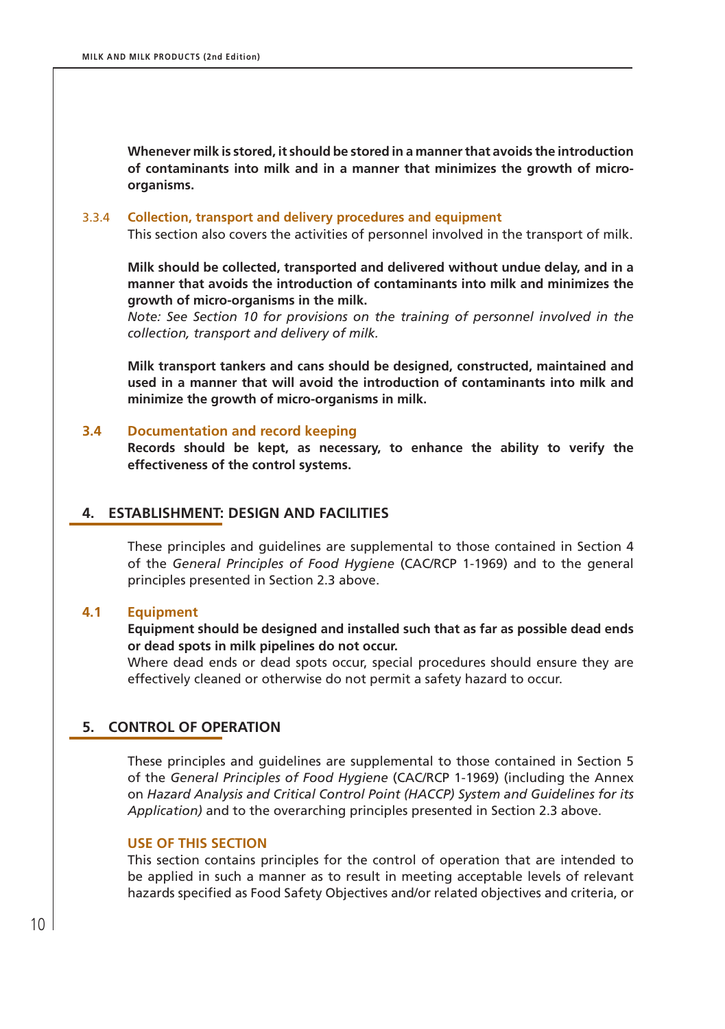**Whenever milk is stored, it should be stored in a manner that avoids the introduction of contaminants into milk and in a manner that minimizes the growth of micro-organisms.**

#### 3.3.4 Collection, transport and delivery procedures and equipment

This section also covers the activities of personnel involved in the transport of milk.

**Milk should be collected, transported and delivered without undue delay, and in a manner that avoids the introduction of contaminants into milk and minimizes the growth of micro-organisms in the milk.**
*Note: See Section 10 for provisions on the training of personnel involved in the collection, transport and delivery of milk.*

**Milk transport tankers and cans should be designed, constructed, maintained and used in a manner that will avoid the introduction of contaminants into milk and minimize the growth of micro-organisms in milk.**

### 3.4 Documentation and record keeping

**Records should be kept, as necessary, to enhance the ability to verify the effectiveness of the control systems.**

## 4. ESTABLISHMENT: DESIGN AND FACILITIES

These principles and guidelines are supplemental to those contained in Section 4 of the *General Principles of Food Hygiene* (CAC/RCP 1-1969) and to the general principles presented in Section 2.3 above.

### 4.1 Equipment

**Equipment should be designed and installed such that as far as possible dead ends or dead spots in milk pipelines do not occur.**
Where dead ends or dead spots occur, special procedures should ensure they are effectively cleaned or otherwise do not permit a safety hazard to occur.

## 5. CONTROL OF OPERATION

These principles and guidelines are supplemental to those contained in Section 5 of the *General Principles of Food Hygiene* (CAC/RCP 1-1969) (including the Annex on *Hazard Analysis and Critical Control Point (HACCP) System and Guidelines for its Application)* and to the overarching principles presented in Section 2.3 above.

#### USE OF THIS SECTION

This section contains principles for the control of operation that are intended to be applied in such a manner as to result in meeting acceptable levels of relevant hazards specified as Food Safety Objectives and/or related objectives and criteria, or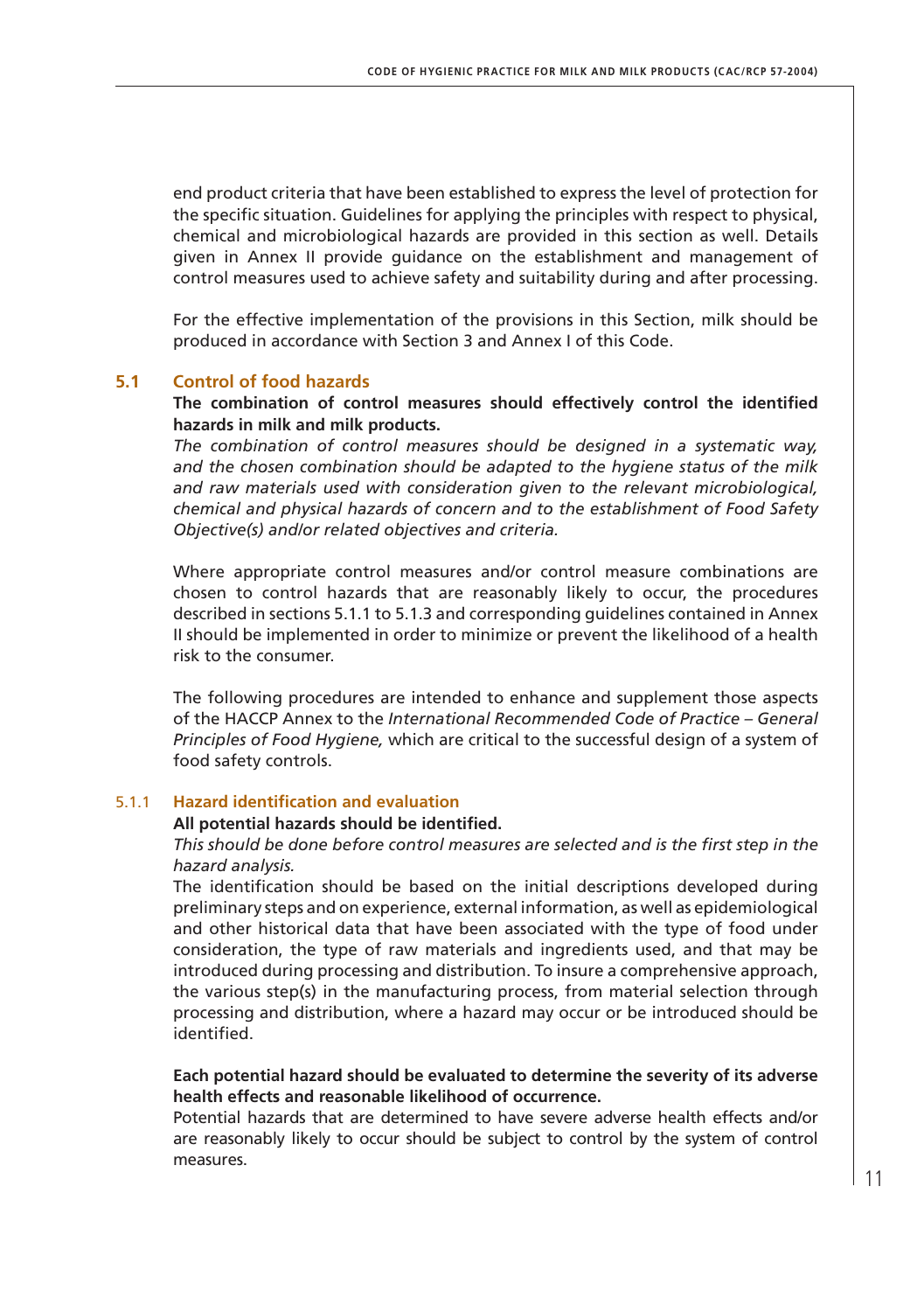end product criteria that have been established to express the level of protection for the specific situation. Guidelines for applying the principles with respect to physical, chemical and microbiological hazards are provided in this section as well. Details given in Annex II provide guidance on the establishment and management of control measures used to achieve safety and suitability during and after processing.

For the effective implementation of the provisions in this Section, milk should be produced in accordance with Section 3 and Annex I of this Code.

## 5.1 Control of food hazards

**The combination of control measures should effectively control the identified hazards in milk and milk products.**

*The combination of control measures should be designed in a systematic way, and the chosen combination should be adapted to the hygiene status of the milk and raw materials used with consideration given to the relevant microbiological, chemical and physical hazards of concern and to the establishment of Food Safety Objective(s) and/or related objectives and criteria.*

Where appropriate control measures and/or control measure combinations are chosen to control hazards that are reasonably likely to occur, the procedures described in sections 5.1.1 to 5.1.3 and corresponding guidelines contained in Annex II should be implemented in order to minimize or prevent the likelihood of a health risk to the consumer.

The following procedures are intended to enhance and supplement those aspects of the HACCP Annex to the *International Recommended Code of Practice – General Principles of Food Hygiene,* which are critical to the successful design of a system of food safety controls.

### 5.1.1 Hazard identification and evaluation

**All potential hazards should be identified.**

*This should be done before control measures are selected and is the first step in the hazard analysis.*

The identification should be based on the initial descriptions developed during preliminary steps and on experience, external information, as well as epidemiological and other historical data that have been associated with the type of food under consideration, the type of raw materials and ingredients used, and that may be introduced during processing and distribution. To insure a comprehensive approach, the various step(s) in the manufacturing process, from material selection through processing and distribution, where a hazard may occur or be introduced should be identified.

**Each potential hazard should be evaluated to determine the severity of its adverse health effects and reasonable likelihood of occurrence.**

Potential hazards that are determined to have severe adverse health effects and/or are reasonably likely to occur should be subject to control by the system of control measures.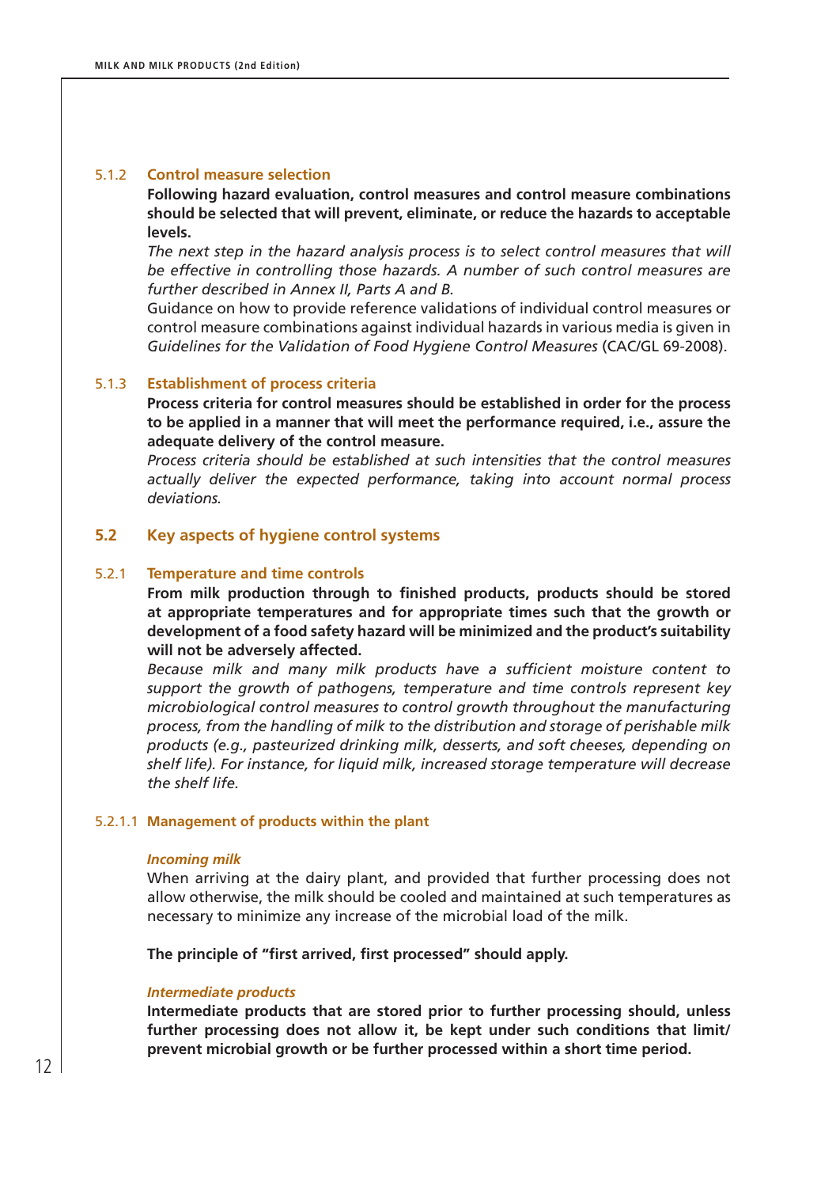### 5.1.2 Control measure selection

**Following hazard evaluation, control measures and control measure combinations should be selected that will prevent, eliminate, or reduce the hazards to acceptable levels.**

*The next step in the hazard analysis process is to select control measures that will be effective in controlling those hazards. A number of such control measures are further described in Annex II, Parts A and B.*

Guidance on how to provide reference validations of individual control measures or control measure combinations against individual hazards in various media is given in *Guidelines for the Validation of Food Hygiene Control Measures* (CAC/GL 69-2008).

### 5.1.3 Establishment of process criteria

**Process criteria for control measures should be established in order for the process to be applied in a manner that will meet the performance required, i.e., assure the adequate delivery of the control measure.**

*Process criteria should be established at such intensities that the control measures actually deliver the expected performance, taking into account normal process deviations.*

## 5.2 Key aspects of hygiene control systems

### 5.2.1 Temperature and time controls

**From milk production through to finished products, products should be stored at appropriate temperatures and for appropriate times such that the growth or development of a food safety hazard will be minimized and the product's suitability will not be adversely affected.**

*Because milk and many milk products have a sufficient moisture content to support the growth of pathogens, temperature and time controls represent key microbiological control measures to control growth throughout the manufacturing process, from the handling of milk to the distribution and storage of perishable milk products (e.g., pasteurized drinking milk, desserts, and soft cheeses, depending on shelf life). For instance, for liquid milk, increased storage temperature will decrease the shelf life.*

#### 5.2.1.1 Management of products within the plant

***Incoming milk***

When arriving at the dairy plant, and provided that further processing does not allow otherwise, the milk should be cooled and maintained at such temperatures as necessary to minimize any increase of the microbial load of the milk.

**The principle of "first arrived, first processed" should apply.**

***Intermediate products***

**Intermediate products that are stored prior to further processing should, unless further processing does not allow it, be kept under such conditions that limit/prevent microbial growth or be further processed within a short time period.**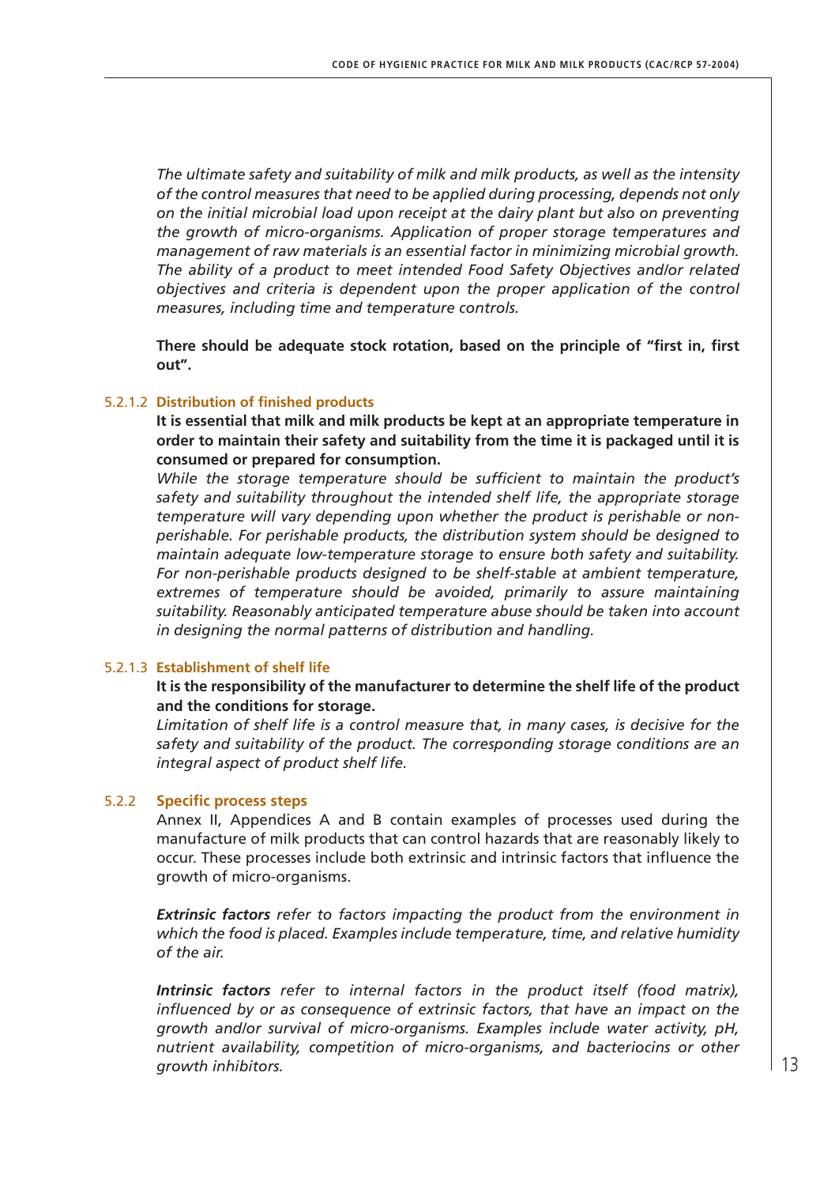*The ultimate safety and suitability of milk and milk products, as well as the intensity of the control measures that need to be applied during processing, depends not only on the initial microbial load upon receipt at the dairy plant but also on preventing the growth of micro-organisms. Application of proper storage temperatures and management of raw materials is an essential factor in minimizing microbial growth. The ability of a product to meet intended Food Safety Objectives and/or related objectives and criteria is dependent upon the proper application of the control measures, including time and temperature controls.*

**There should be adequate stock rotation, based on the principle of "first in, first out".**

#### 5.2.1.2 Distribution of finished products

**It is essential that milk and milk products be kept at an appropriate temperature in order to maintain their safety and suitability from the time it is packaged until it is consumed or prepared for consumption.**

*While the storage temperature should be sufficient to maintain the product's safety and suitability throughout the intended shelf life, the appropriate storage temperature will vary depending upon whether the product is perishable or non-perishable. For perishable products, the distribution system should be designed to maintain adequate low-temperature storage to ensure both safety and suitability. For non-perishable products designed to be shelf-stable at ambient temperature, extremes of temperature should be avoided, primarily to assure maintaining suitability. Reasonably anticipated temperature abuse should be taken into account in designing the normal patterns of distribution and handling.*

#### 5.2.1.3 Establishment of shelf life

**It is the responsibility of the manufacturer to determine the shelf life of the product and the conditions for storage.**

*Limitation of shelf life is a control measure that, in many cases, is decisive for the safety and suitability of the product. The corresponding storage conditions are an integral aspect of product shelf life.*

### 5.2.2 Specific process steps

Annex II, Appendices A and B contain examples of processes used during the manufacture of milk products that can control hazards that are reasonably likely to occur. These processes include both extrinsic and intrinsic factors that influence the growth of micro-organisms.

***Extrinsic factors** refer to factors impacting the product from the environment in which the food is placed. Examples include temperature, time, and relative humidity of the air.*

***Intrinsic factors** refer to internal factors in the product itself (food matrix), influenced by or as consequence of extrinsic factors, that have an impact on the growth and/or survival of micro-organisms. Examples include water activity, pH, nutrient availability, competition of micro-organisms, and bacteriocins or other growth inhibitors.*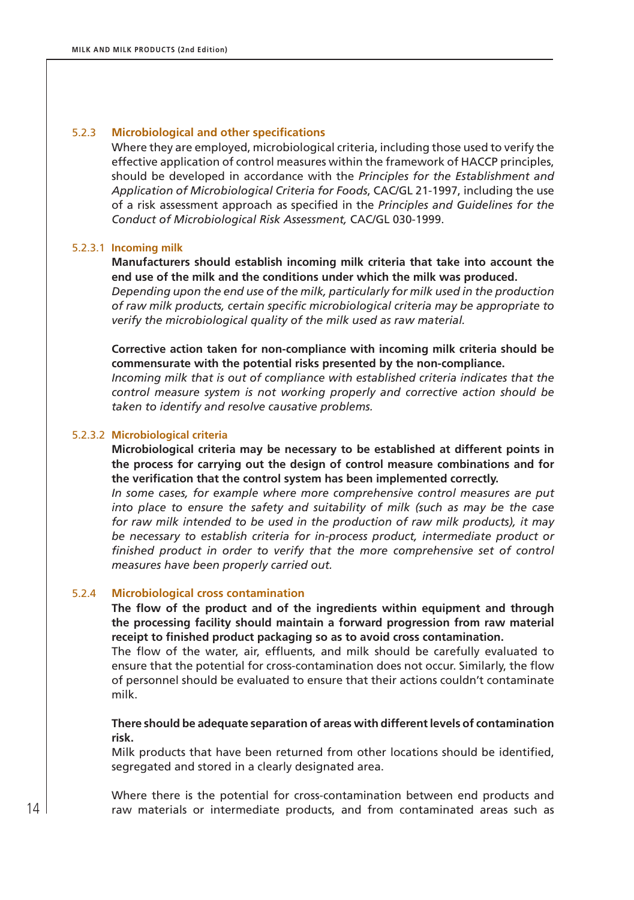### 5.2.3 Microbiological and other specifications

Where they are employed, microbiological criteria, including those used to verify the effective application of control measures within the framework of HACCP principles, should be developed in accordance with the *Principles for the Establishment and Application of Microbiological Criteria for Foods*, CAC/GL 21-1997, including the use of a risk assessment approach as specified in the *Principles and Guidelines for the Conduct of Microbiological Risk Assessment,* CAC/GL 030-1999.

#### 5.2.3.1 Incoming milk

**Manufacturers should establish incoming milk criteria that take into account the end use of the milk and the conditions under which the milk was produced.**

*Depending upon the end use of the milk, particularly for milk used in the production of raw milk products, certain specific microbiological criteria may be appropriate to verify the microbiological quality of the milk used as raw material.*

**Corrective action taken for non-compliance with incoming milk criteria should be commensurate with the potential risks presented by the non-compliance.**

*Incoming milk that is out of compliance with established criteria indicates that the control measure system is not working properly and corrective action should be taken to identify and resolve causative problems.*

#### 5.2.3.2 Microbiological criteria

**Microbiological criteria may be necessary to be established at different points in the process for carrying out the design of control measure combinations and for the verification that the control system has been implemented correctly.**

*In some cases, for example where more comprehensive control measures are put into place to ensure the safety and suitability of milk (such as may be the case for raw milk intended to be used in the production of raw milk products), it may be necessary to establish criteria for in-process product, intermediate product or finished product in order to verify that the more comprehensive set of control measures have been properly carried out.*

### 5.2.4 Microbiological cross contamination

**The flow of the product and of the ingredients within equipment and through the processing facility should maintain a forward progression from raw material receipt to finished product packaging so as to avoid cross contamination.**

The flow of the water, air, effluents, and milk should be carefully evaluated to ensure that the potential for cross-contamination does not occur. Similarly, the flow of personnel should be evaluated to ensure that their actions couldn't contaminate milk.

**There should be adequate separation of areas with different levels of contamination risk.**

Milk products that have been returned from other locations should be identified, segregated and stored in a clearly designated area.

Where there is the potential for cross-contamination between end products and raw materials or intermediate products, and from contaminated areas such as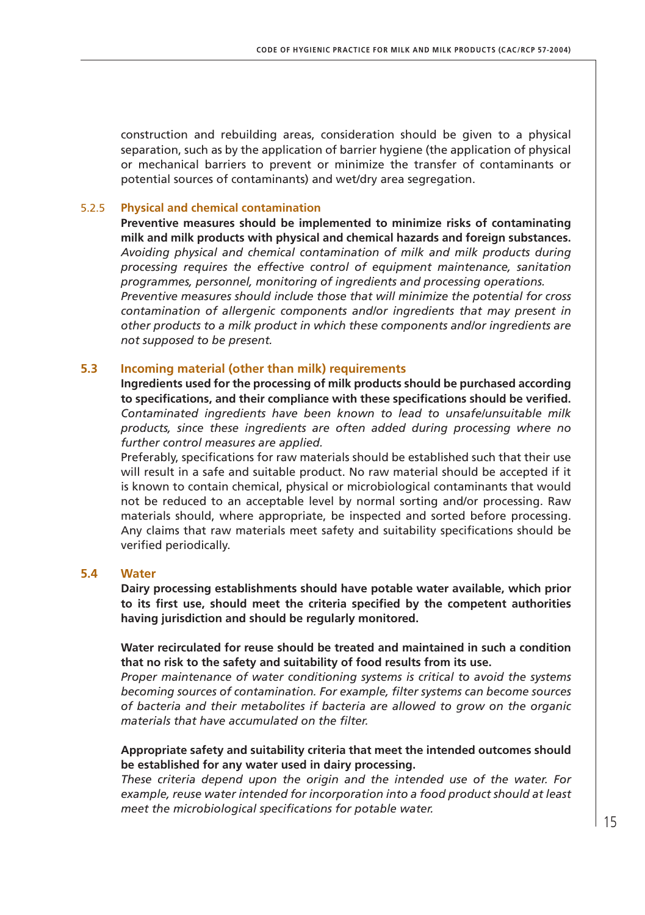construction and rebuilding areas, consideration should be given to a physical separation, such as by the application of barrier hygiene (the application of physical or mechanical barriers to prevent or minimize the transfer of contaminants or potential sources of contaminants) and wet/dry area segregation.

#### 5.2.5 Physical and chemical contamination

**Preventive measures should be implemented to minimize risks of contaminating milk and milk products with physical and chemical hazards and foreign substances.**

*Avoiding physical and chemical contamination of milk and milk products during processing requires the effective control of equipment maintenance, sanitation programmes, personnel, monitoring of ingredients and processing operations.*

*Preventive measures should include those that will minimize the potential for cross contamination of allergenic components and/or ingredients that may present in other products to a milk product in which these components and/or ingredients are not supposed to be present.*

### 5.3 Incoming material (other than milk) requirements

**Ingredients used for the processing of milk products should be purchased according to specifications, and their compliance with these specifications should be verified.**

*Contaminated ingredients have been known to lead to unsafe/unsuitable milk products, since these ingredients are often added during processing where no further control measures are applied.*

Preferably, specifications for raw materials should be established such that their use will result in a safe and suitable product. No raw material should be accepted if it is known to contain chemical, physical or microbiological contaminants that would not be reduced to an acceptable level by normal sorting and/or processing. Raw materials should, where appropriate, be inspected and sorted before processing. Any claims that raw materials meet safety and suitability specifications should be verified periodically.

### 5.4 Water

**Dairy processing establishments should have potable water available, which prior to its first use, should meet the criteria specified by the competent authorities having jurisdiction and should be regularly monitored.**

**Water recirculated for reuse should be treated and maintained in such a condition that no risk to the safety and suitability of food results from its use.**

*Proper maintenance of water conditioning systems is critical to avoid the systems becoming sources of contamination. For example, filter systems can become sources of bacteria and their metabolites if bacteria are allowed to grow on the organic materials that have accumulated on the filter.*

**Appropriate safety and suitability criteria that meet the intended outcomes should be established for any water used in dairy processing.**

*These criteria depend upon the origin and the intended use of the water. For example, reuse water intended for incorporation into a food product should at least meet the microbiological specifications for potable water.*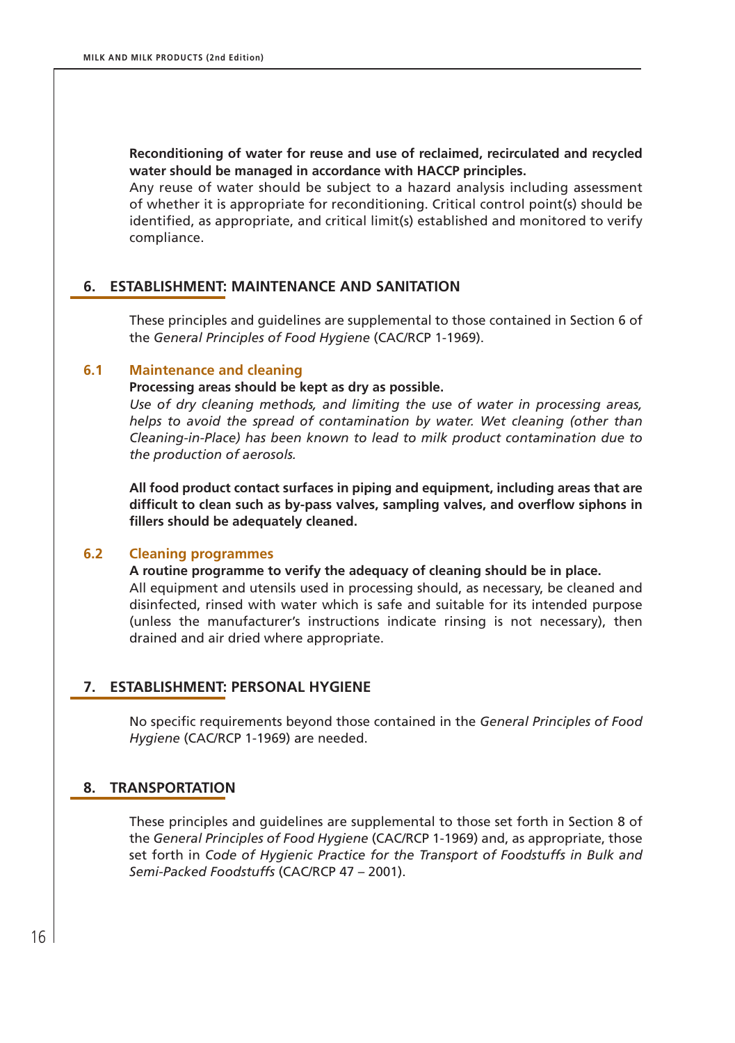**Reconditioning of water for reuse and use of reclaimed, recirculated and recycled water should be managed in accordance with HACCP principles.**

Any reuse of water should be subject to a hazard analysis including assessment of whether it is appropriate for reconditioning. Critical control point(s) should be identified, as appropriate, and critical limit(s) established and monitored to verify compliance.

## 6. ESTABLISHMENT: MAINTENANCE AND SANITATION

These principles and guidelines are supplemental to those contained in Section 6 of the *General Principles of Food Hygiene* (CAC/RCP 1-1969).

### 6.1 Maintenance and cleaning

**Processing areas should be kept as dry as possible.**

*Use of dry cleaning methods, and limiting the use of water in processing areas, helps to avoid the spread of contamination by water. Wet cleaning (other than Cleaning-in-Place) has been known to lead to milk product contamination due to the production of aerosols.*

**All food product contact surfaces in piping and equipment, including areas that are difficult to clean such as by-pass valves, sampling valves, and overflow siphons in fillers should be adequately cleaned.**

### 6.2 Cleaning programmes

**A routine programme to verify the adequacy of cleaning should be in place.**

All equipment and utensils used in processing should, as necessary, be cleaned and disinfected, rinsed with water which is safe and suitable for its intended purpose (unless the manufacturer's instructions indicate rinsing is not necessary), then drained and air dried where appropriate.

## 7. ESTABLISHMENT: PERSONAL HYGIENE

No specific requirements beyond those contained in the *General Principles of Food Hygiene* (CAC/RCP 1-1969) are needed.

## 8. TRANSPORTATION

These principles and guidelines are supplemental to those set forth in Section 8 of the *General Principles of Food Hygiene* (CAC/RCP 1-1969) and, as appropriate, those set forth in *Code of Hygienic Practice for the Transport of Foodstuffs in Bulk and Semi-Packed Foodstuffs* (CAC/RCP 47 – 2001).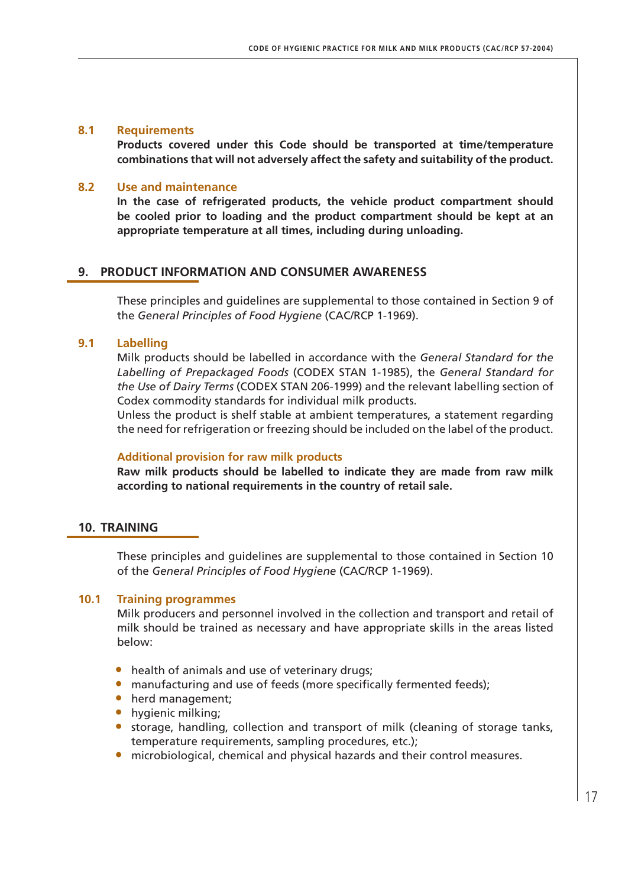### 8.1 Requirements

**Products covered under this Code should be transported at time/temperature combinations that will not adversely affect the safety and suitability of the product.**

### 8.2 Use and maintenance

**In the case of refrigerated products, the vehicle product compartment should be cooled prior to loading and the product compartment should be kept at an appropriate temperature at all times, including during unloading.**

## 9. PRODUCT INFORMATION AND CONSUMER AWARENESS

These principles and guidelines are supplemental to those contained in Section 9 of the *General Principles of Food Hygiene* (CAC/RCP 1-1969).

### 9.1 Labelling

Milk products should be labelled in accordance with the *General Standard for the Labelling of Prepackaged Foods* (CODEX STAN 1-1985), the *General Standard for the Use of Dairy Terms* (CODEX STAN 206-1999) and the relevant labelling section of Codex commodity standards for individual milk products.

Unless the product is shelf stable at ambient temperatures, a statement regarding the need for refrigeration or freezing should be included on the label of the product.

#### Additional provision for raw milk products

**Raw milk products should be labelled to indicate they are made from raw milk according to national requirements in the country of retail sale.**

## 10. TRAINING

These principles and guidelines are supplemental to those contained in Section 10 of the *General Principles of Food Hygiene* (CAC/RCP 1-1969).

### 10.1 Training programmes

Milk producers and personnel involved in the collection and transport and retail of milk should be trained as necessary and have appropriate skills in the areas listed below:

- health of animals and use of veterinary drugs;
- manufacturing and use of feeds (more specifically fermented feeds);
- herd management;
- hygienic milking;
- storage, handling, collection and transport of milk (cleaning of storage tanks, temperature requirements, sampling procedures, etc.);
- microbiological, chemical and physical hazards and their control measures.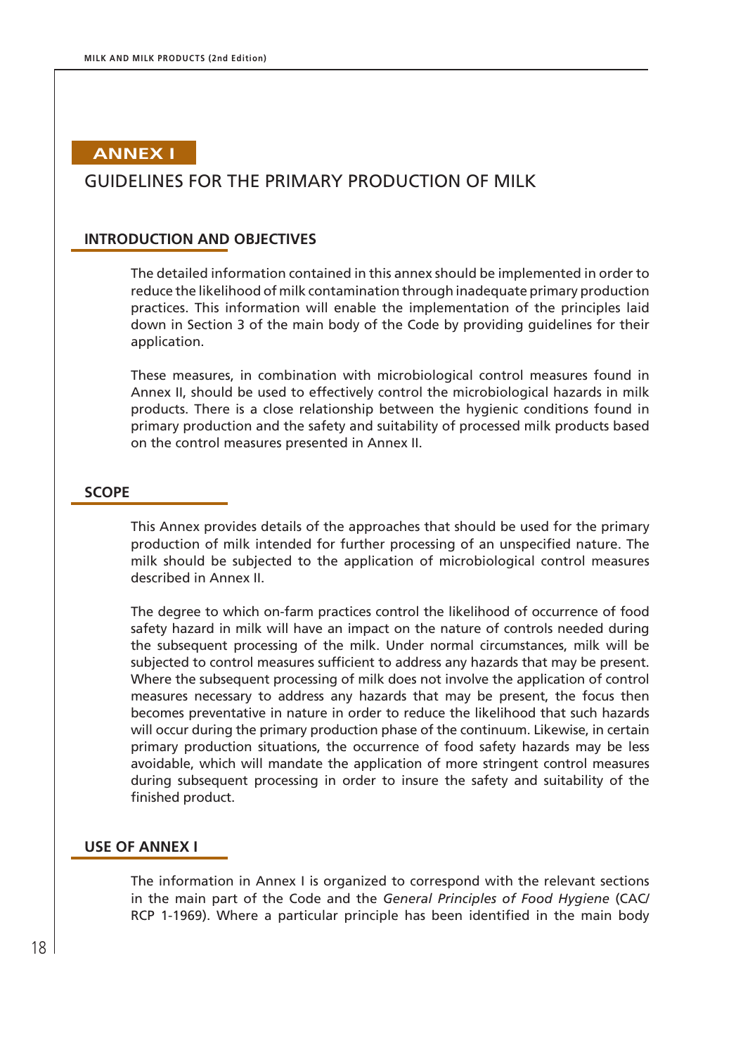# ANNEX I

## GUIDELINES FOR THE PRIMARY PRODUCTION OF MILK

### INTRODUCTION AND OBJECTIVES

The detailed information contained in this annex should be implemented in order to reduce the likelihood of milk contamination through inadequate primary production practices. This information will enable the implementation of the principles laid down in Section 3 of the main body of the Code by providing guidelines for their application.

These measures, in combination with microbiological control measures found in Annex II, should be used to effectively control the microbiological hazards in milk products. There is a close relationship between the hygienic conditions found in primary production and the safety and suitability of processed milk products based on the control measures presented in Annex II.

### SCOPE

This Annex provides details of the approaches that should be used for the primary production of milk intended for further processing of an unspecified nature. The milk should be subjected to the application of microbiological control measures described in Annex II.

The degree to which on-farm practices control the likelihood of occurrence of food safety hazard in milk will have an impact on the nature of controls needed during the subsequent processing of the milk. Under normal circumstances, milk will be subjected to control measures sufficient to address any hazards that may be present. Where the subsequent processing of milk does not involve the application of control measures necessary to address any hazards that may be present, the focus then becomes preventative in nature in order to reduce the likelihood that such hazards will occur during the primary production phase of the continuum. Likewise, in certain primary production situations, the occurrence of food safety hazards may be less avoidable, which will mandate the application of more stringent control measures during subsequent processing in order to insure the safety and suitability of the finished product.

### USE OF ANNEX I

The information in Annex I is organized to correspond with the relevant sections in the main part of the Code and the *General Principles of Food Hygiene* (CAC/RCP 1-1969). Where a particular principle has been identified in the main body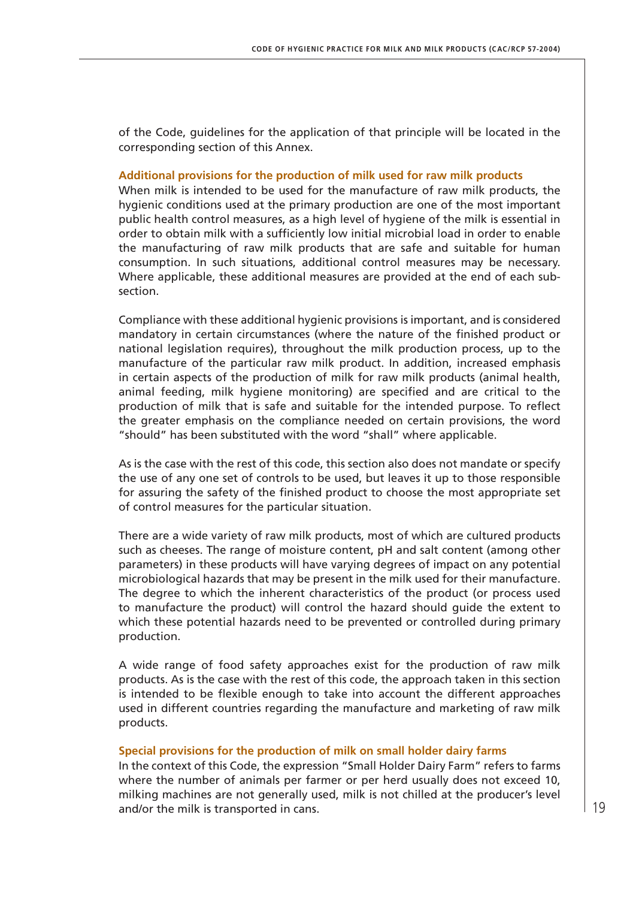of the Code, guidelines for the application of that principle will be located in the corresponding section of this Annex.

### Additional provisions for the production of milk used for raw milk products

When milk is intended to be used for the manufacture of raw milk products, the hygienic conditions used at the primary production are one of the most important public health control measures, as a high level of hygiene of the milk is essential in order to obtain milk with a sufficiently low initial microbial load in order to enable the manufacturing of raw milk products that are safe and suitable for human consumption. In such situations, additional control measures may be necessary. Where applicable, these additional measures are provided at the end of each sub-section.

Compliance with these additional hygienic provisions is important, and is considered mandatory in certain circumstances (where the nature of the finished product or national legislation requires), throughout the milk production process, up to the manufacture of the particular raw milk product. In addition, increased emphasis in certain aspects of the production of milk for raw milk products (animal health, animal feeding, milk hygiene monitoring) are specified and are critical to the production of milk that is safe and suitable for the intended purpose. To reflect the greater emphasis on the compliance needed on certain provisions, the word "should" has been substituted with the word "shall" where applicable.

As is the case with the rest of this code, this section also does not mandate or specify the use of any one set of controls to be used, but leaves it up to those responsible for assuring the safety of the finished product to choose the most appropriate set of control measures for the particular situation.

There are a wide variety of raw milk products, most of which are cultured products such as cheeses. The range of moisture content, pH and salt content (among other parameters) in these products will have varying degrees of impact on any potential microbiological hazards that may be present in the milk used for their manufacture. The degree to which the inherent characteristics of the product (or process used to manufacture the product) will control the hazard should guide the extent to which these potential hazards need to be prevented or controlled during primary production.

A wide range of food safety approaches exist for the production of raw milk products. As is the case with the rest of this code, the approach taken in this section is intended to be flexible enough to take into account the different approaches used in different countries regarding the manufacture and marketing of raw milk products.

### Special provisions for the production of milk on small holder dairy farms

In the context of this Code, the expression "Small Holder Dairy Farm" refers to farms where the number of animals per farmer or per herd usually does not exceed 10, milking machines are not generally used, milk is not chilled at the producer's level and/or the milk is transported in cans.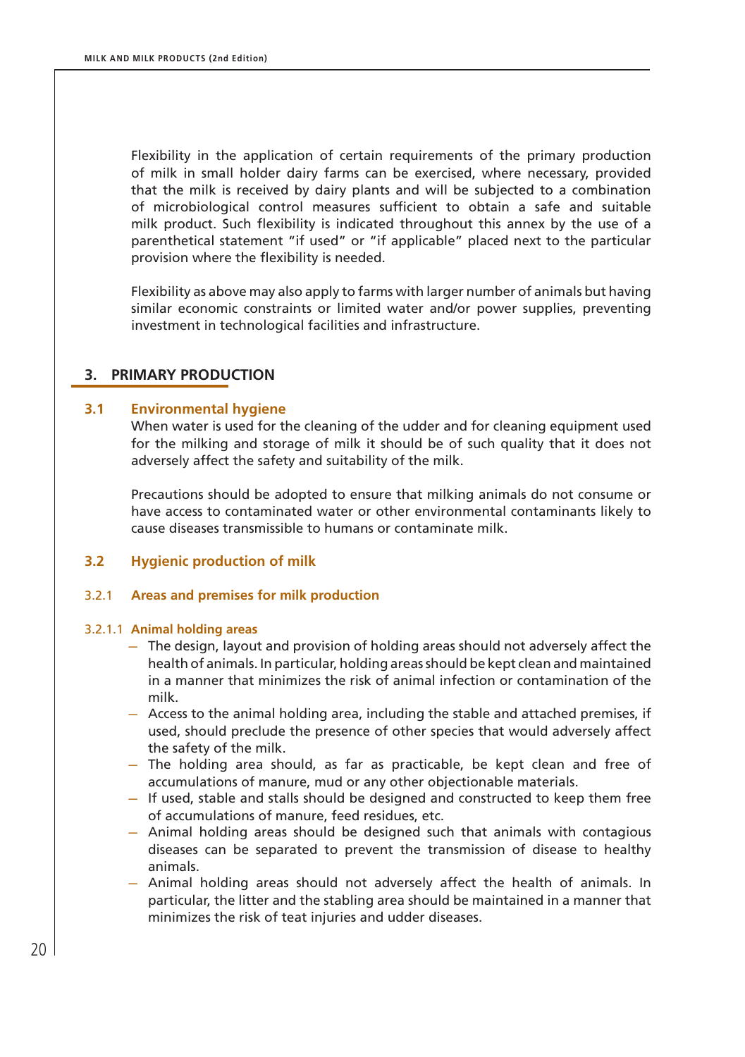Flexibility in the application of certain requirements of the primary production of milk in small holder dairy farms can be exercised, where necessary, provided that the milk is received by dairy plants and will be subjected to a combination of microbiological control measures sufficient to obtain a safe and suitable milk product. Such flexibility is indicated throughout this annex by the use of a parenthetical statement "if used" or "if applicable" placed next to the particular provision where the flexibility is needed.

Flexibility as above may also apply to farms with larger number of animals but having similar economic constraints or limited water and/or power supplies, preventing investment in technological facilities and infrastructure.

## 3. PRIMARY PRODUCTION

### 3.1 Environmental hygiene

When water is used for the cleaning of the udder and for cleaning equipment used for the milking and storage of milk it should be of such quality that it does not adversely affect the safety and suitability of the milk.

Precautions should be adopted to ensure that milking animals do not consume or have access to contaminated water or other environmental contaminants likely to cause diseases transmissible to humans or contaminate milk.

### 3.2 Hygienic production of milk

#### 3.2.1 Areas and premises for milk production

##### 3.2.1.1 Animal holding areas

- The design, layout and provision of holding areas should not adversely affect the health of animals. In particular, holding areas should be kept clean and maintained in a manner that minimizes the risk of animal infection or contamination of the milk.
- Access to the animal holding area, including the stable and attached premises, if used, should preclude the presence of other species that would adversely affect the safety of the milk.
- The holding area should, as far as practicable, be kept clean and free of accumulations of manure, mud or any other objectionable materials.
- If used, stable and stalls should be designed and constructed to keep them free of accumulations of manure, feed residues, etc.
- Animal holding areas should be designed such that animals with contagious diseases can be separated to prevent the transmission of disease to healthy animals.
- Animal holding areas should not adversely affect the health of animals. In particular, the litter and the stabling area should be maintained in a manner that minimizes the risk of teat injuries and udder diseases.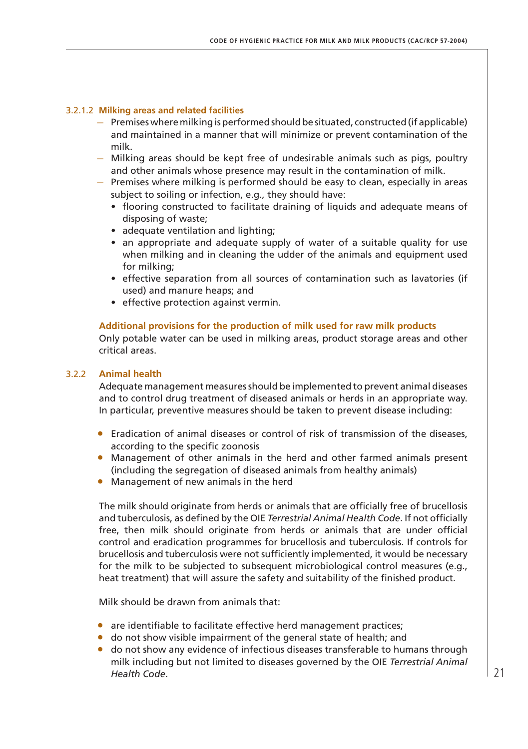#### 3.2.1.2 Milking areas and related facilities

- Premises where milking is performed should be situated, constructed (if applicable) and maintained in a manner that will minimize or prevent contamination of the milk.
- Milking areas should be kept free of undesirable animals such as pigs, poultry and other animals whose presence may result in the contamination of milk.
- Premises where milking is performed should be easy to clean, especially in areas subject to soiling or infection, e.g., they should have:
  - flooring constructed to facilitate draining of liquids and adequate means of disposing of waste;
  - adequate ventilation and lighting;
  - an appropriate and adequate supply of water of a suitable quality for use when milking and in cleaning the udder of the animals and equipment used for milking;
  - effective separation from all sources of contamination such as lavatories (if used) and manure heaps; and
  - effective protection against vermin.

**Additional provisions for the production of milk used for raw milk products**

Only potable water can be used in milking areas, product storage areas and other critical areas.

### 3.2.2 Animal health

Adequate management measures should be implemented to prevent animal diseases and to control drug treatment of diseased animals or herds in an appropriate way. In particular, preventive measures should be taken to prevent disease including:

- Eradication of animal diseases or control of risk of transmission of the diseases, according to the specific zoonosis
- Management of other animals in the herd and other farmed animals present (including the segregation of diseased animals from healthy animals)
- Management of new animals in the herd

The milk should originate from herds or animals that are officially free of brucellosis and tuberculosis, as defined by the OIE *Terrestrial Animal Health Code*. If not officially free, then milk should originate from herds or animals that are under official control and eradication programmes for brucellosis and tuberculosis. If controls for brucellosis and tuberculosis were not sufficiently implemented, it would be necessary for the milk to be subjected to subsequent microbiological control measures (e.g., heat treatment) that will assure the safety and suitability of the finished product.

Milk should be drawn from animals that:

- are identifiable to facilitate effective herd management practices;
- do not show visible impairment of the general state of health; and
- do not show any evidence of infectious diseases transferable to humans through milk including but not limited to diseases governed by the OIE *Terrestrial Animal Health Code*.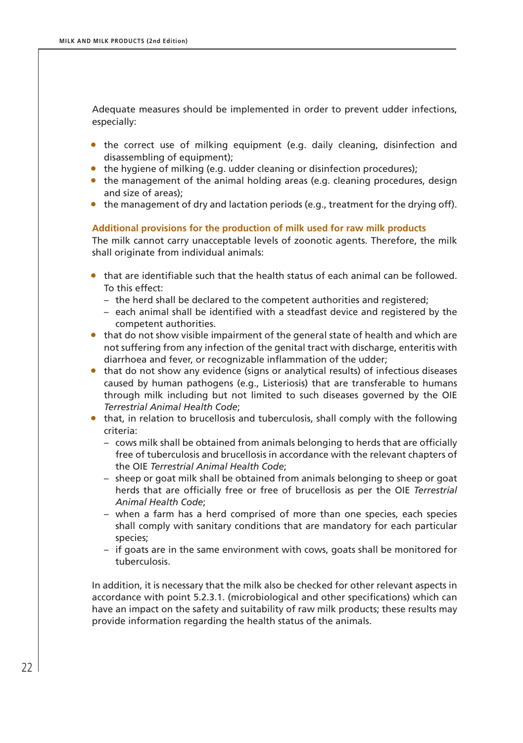Adequate measures should be implemented in order to prevent udder infections, especially:

- the correct use of milking equipment (e.g. daily cleaning, disinfection and disassembling of equipment);
- the hygiene of milking (e.g. udder cleaning or disinfection procedures);
- the management of the animal holding areas (e.g. cleaning procedures, design and size of areas);
- the management of dry and lactation periods (e.g., treatment for the drying off).

**Additional provisions for the production of milk used for raw milk products**

The milk cannot carry unacceptable levels of zoonotic agents. Therefore, the milk shall originate from individual animals:

- that are identifiable such that the health status of each animal can be followed. To this effect:
  - the herd shall be declared to the competent authorities and registered;
  - each animal shall be identified with a steadfast device and registered by the competent authorities.
- that do not show visible impairment of the general state of health and which are not suffering from any infection of the genital tract with discharge, enteritis with diarrhoea and fever, or recognizable inflammation of the udder;
- that do not show any evidence (signs or analytical results) of infectious diseases caused by human pathogens (e.g., Listeriosis) that are transferable to humans through milk including but not limited to such diseases governed by the OIE *Terrestrial Animal Health Code*;
- that, in relation to brucellosis and tuberculosis, shall comply with the following criteria:
  - cows milk shall be obtained from animals belonging to herds that are officially free of tuberculosis and brucellosis in accordance with the relevant chapters of the OIE *Terrestrial Animal Health Code*;
  - sheep or goat milk shall be obtained from animals belonging to sheep or goat herds that are officially free or free of brucellosis as per the OIE *Terrestrial Animal Health Code*;
  - when a farm has a herd comprised of more than one species, each species shall comply with sanitary conditions that are mandatory for each particular species;
  - if goats are in the same environment with cows, goats shall be monitored for tuberculosis.

In addition, it is necessary that the milk also be checked for other relevant aspects in accordance with point 5.2.3.1. (microbiological and other specifications) which can have an impact on the safety and suitability of raw milk products; these results may provide information regarding the health status of the animals.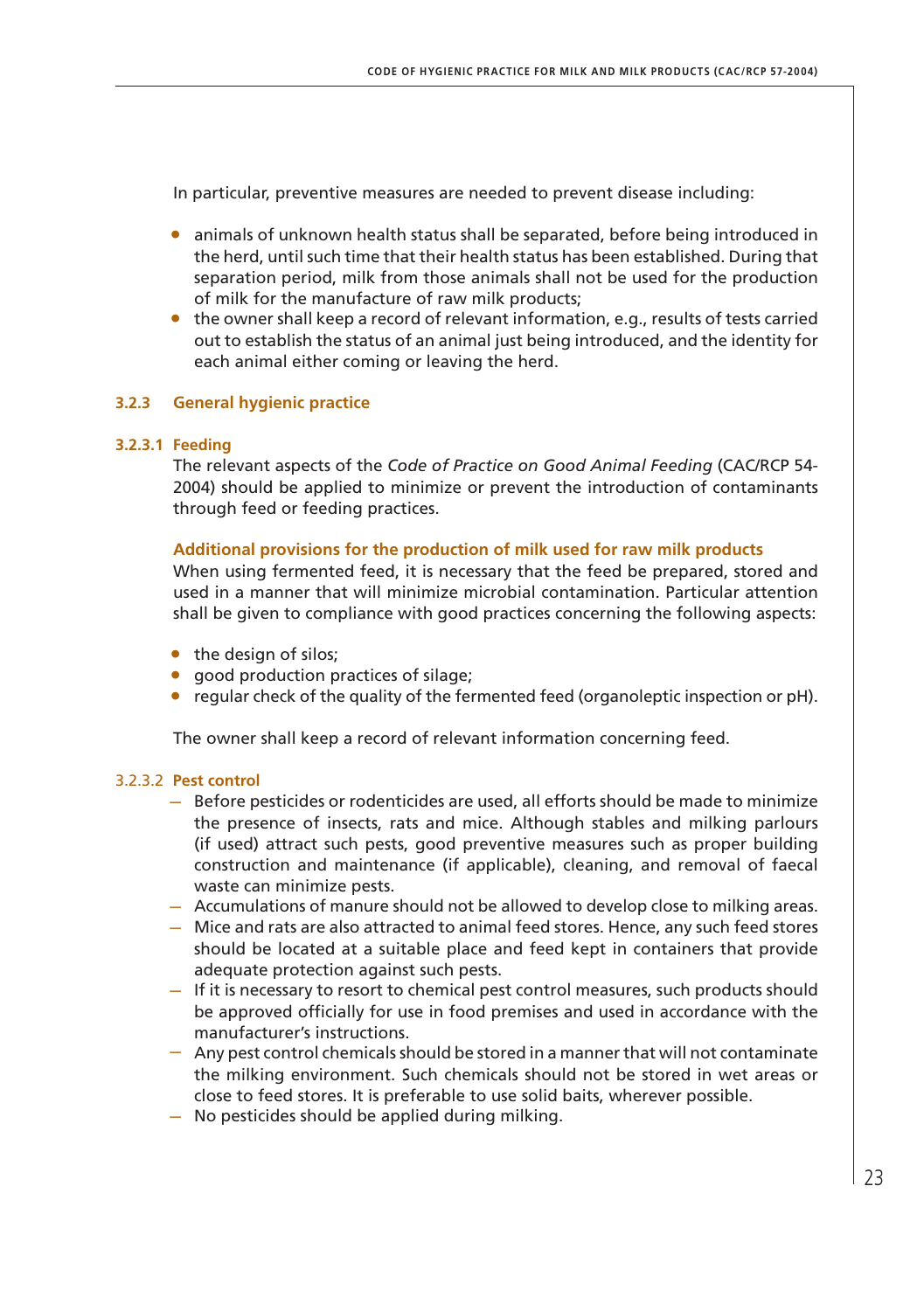In particular, preventive measures are needed to prevent disease including:

- animals of unknown health status shall be separated, before being introduced in the herd, until such time that their health status has been established. During that separation period, milk from those animals shall not be used for the production of milk for the manufacture of raw milk products;
- the owner shall keep a record of relevant information, e.g., results of tests carried out to establish the status of an animal just being introduced, and the identity for each animal either coming or leaving the herd.

### 3.2.3 General hygienic practice

#### 3.2.3.1 Feeding

The relevant aspects of the *Code of Practice on Good Animal Feeding* (CAC/RCP 54-2004) should be applied to minimize or prevent the introduction of contaminants through feed or feeding practices.

**Additional provisions for the production of milk used for raw milk products**

When using fermented feed, it is necessary that the feed be prepared, stored and used in a manner that will minimize microbial contamination. Particular attention shall be given to compliance with good practices concerning the following aspects:

- the design of silos;
- good production practices of silage;
- regular check of the quality of the fermented feed (organoleptic inspection or pH).

The owner shall keep a record of relevant information concerning feed.

#### 3.2.3.2 Pest control

- Before pesticides or rodenticides are used, all efforts should be made to minimize the presence of insects, rats and mice. Although stables and milking parlours (if used) attract such pests, good preventive measures such as proper building construction and maintenance (if applicable), cleaning, and removal of faecal waste can minimize pests.
- Accumulations of manure should not be allowed to develop close to milking areas.
- Mice and rats are also attracted to animal feed stores. Hence, any such feed stores should be located at a suitable place and feed kept in containers that provide adequate protection against such pests.
- If it is necessary to resort to chemical pest control measures, such products should be approved officially for use in food premises and used in accordance with the manufacturer's instructions.
- Any pest control chemicals should be stored in a manner that will not contaminate the milking environment. Such chemicals should not be stored in wet areas or close to feed stores. It is preferable to use solid baits, wherever possible.
- No pesticides should be applied during milking.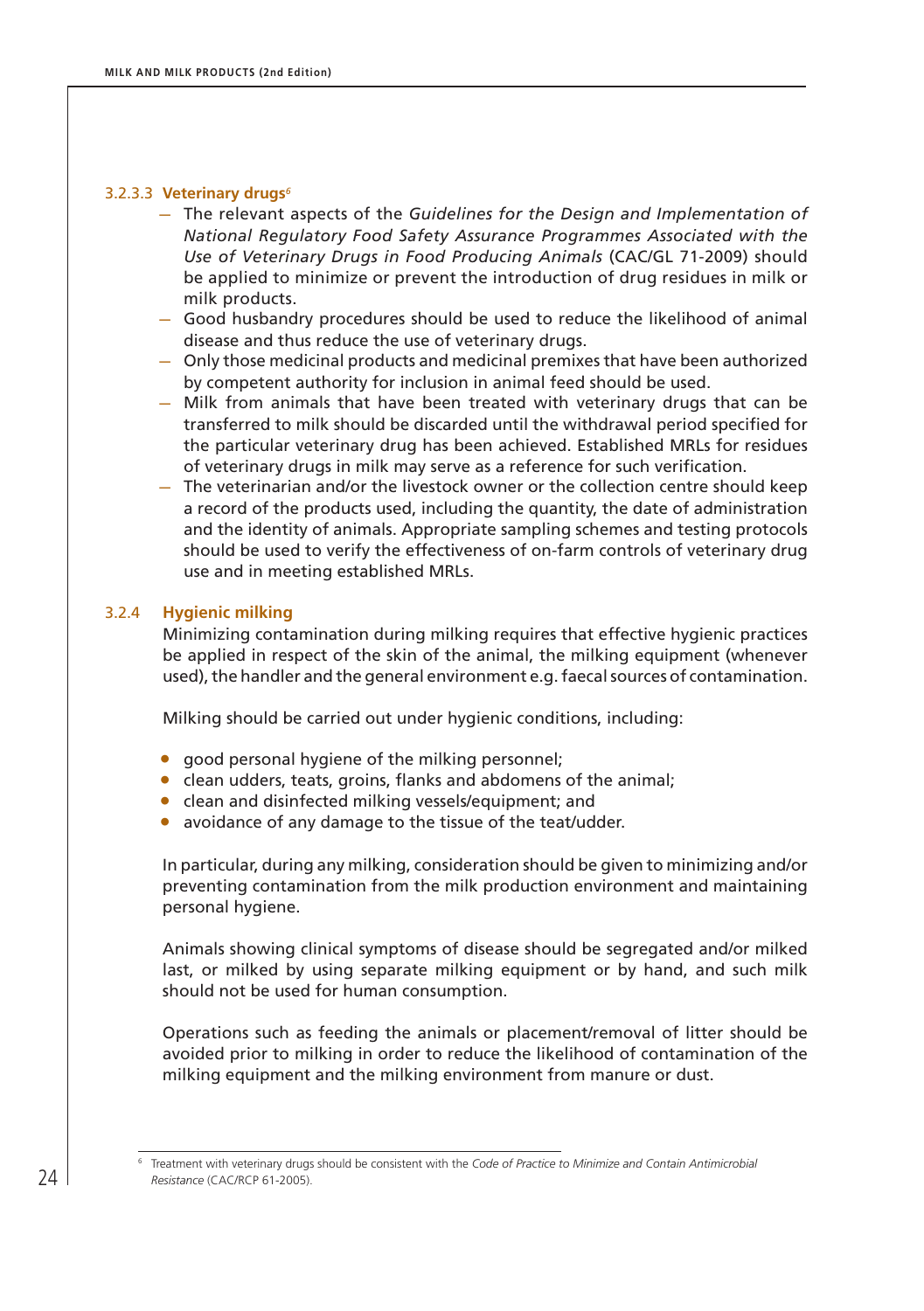#### 3.2.3.3 Veterinary drugs[6]

– The relevant aspects of the *Guidelines for the Design and Implementation of National Regulatory Food Safety Assurance Programmes Associated with the Use of Veterinary Drugs in Food Producing Animals* (CAC/GL 71-2009) should be applied to minimize or prevent the introduction of drug residues in milk or milk products.
– Good husbandry procedures should be used to reduce the likelihood of animal disease and thus reduce the use of veterinary drugs.
– Only those medicinal products and medicinal premixes that have been authorized by competent authority for inclusion in animal feed should be used.
– Milk from animals that have been treated with veterinary drugs that can be transferred to milk should be discarded until the withdrawal period specified for the particular veterinary drug has been achieved. Established MRLs for residues of veterinary drugs in milk may serve as a reference for such verification.
– The veterinarian and/or the livestock owner or the collection centre should keep a record of the products used, including the quantity, the date of administration and the identity of animals. Appropriate sampling schemes and testing protocols should be used to verify the effectiveness of on-farm controls of veterinary drug use and in meeting established MRLs.

### 3.2.4 Hygienic milking

Minimizing contamination during milking requires that effective hygienic practices be applied in respect of the skin of the animal, the milking equipment (whenever used), the handler and the general environment e.g. faecal sources of contamination.

Milking should be carried out under hygienic conditions, including:

- good personal hygiene of the milking personnel;
- clean udders, teats, groins, flanks and abdomens of the animal;
- clean and disinfected milking vessels/equipment; and
- avoidance of any damage to the tissue of the teat/udder.

In particular, during any milking, consideration should be given to minimizing and/or preventing contamination from the milk production environment and maintaining personal hygiene.

Animals showing clinical symptoms of disease should be segregated and/or milked last, or milked by using separate milking equipment or by hand, and such milk should not be used for human consumption.

Operations such as feeding the animals or placement/removal of litter should be avoided prior to milking in order to reduce the likelihood of contamination of the milking equipment and the milking environment from manure or dust.

---

[6] Treatment with veterinary drugs should be consistent with the *Code of Practice to Minimize and Contain Antimicrobial Resistance* (CAC/RCP 61-2005).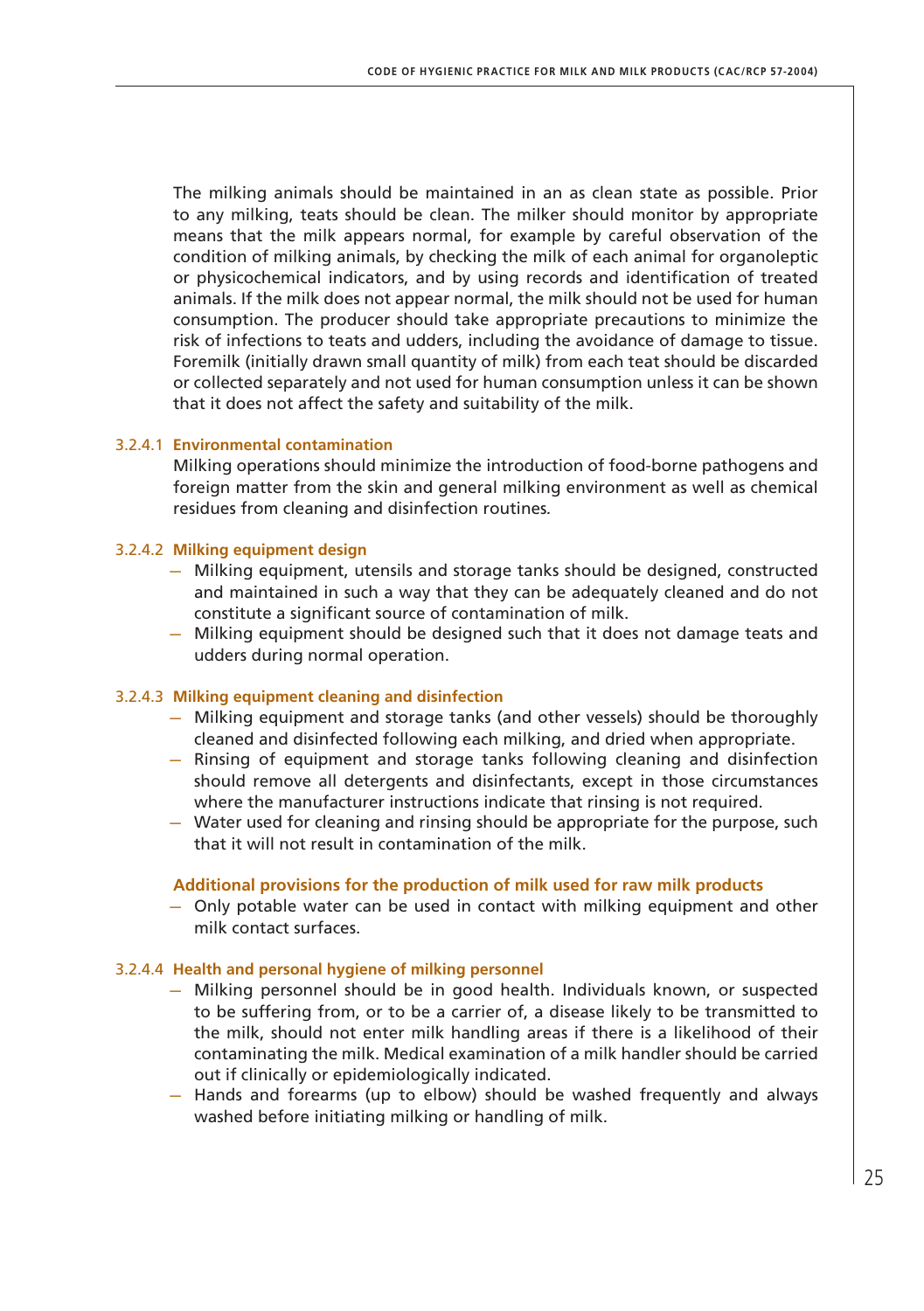The milking animals should be maintained in an as clean state as possible. Prior to any milking, teats should be clean. The milker should monitor by appropriate means that the milk appears normal, for example by careful observation of the condition of milking animals, by checking the milk of each animal for organoleptic or physicochemical indicators, and by using records and identification of treated animals. If the milk does not appear normal, the milk should not be used for human consumption. The producer should take appropriate precautions to minimize the risk of infections to teats and udders, including the avoidance of damage to tissue. Foremilk (initially drawn small quantity of milk) from each teat should be discarded or collected separately and not used for human consumption unless it can be shown that it does not affect the safety and suitability of the milk.

#### 3.2.4.1 Environmental contamination

Milking operations should minimize the introduction of food-borne pathogens and foreign matter from the skin and general milking environment as well as chemical residues from cleaning and disinfection routines.

#### 3.2.4.2 Milking equipment design

- Milking equipment, utensils and storage tanks should be designed, constructed and maintained in such a way that they can be adequately cleaned and do not constitute a significant source of contamination of milk.
- Milking equipment should be designed such that it does not damage teats and udders during normal operation.

#### 3.2.4.3 Milking equipment cleaning and disinfection

- Milking equipment and storage tanks (and other vessels) should be thoroughly cleaned and disinfected following each milking, and dried when appropriate.
- Rinsing of equipment and storage tanks following cleaning and disinfection should remove all detergents and disinfectants, except in those circumstances where the manufacturer instructions indicate that rinsing is not required.
- Water used for cleaning and rinsing should be appropriate for the purpose, such that it will not result in contamination of the milk.

**Additional provisions for the production of milk used for raw milk products**

- Only potable water can be used in contact with milking equipment and other milk contact surfaces.

#### 3.2.4.4 Health and personal hygiene of milking personnel

- Milking personnel should be in good health. Individuals known, or suspected to be suffering from, or to be a carrier of, a disease likely to be transmitted to the milk, should not enter milk handling areas if there is a likelihood of their contaminating the milk. Medical examination of a milk handler should be carried out if clinically or epidemiologically indicated.
- Hands and forearms (up to elbow) should be washed frequently and always washed before initiating milking or handling of milk.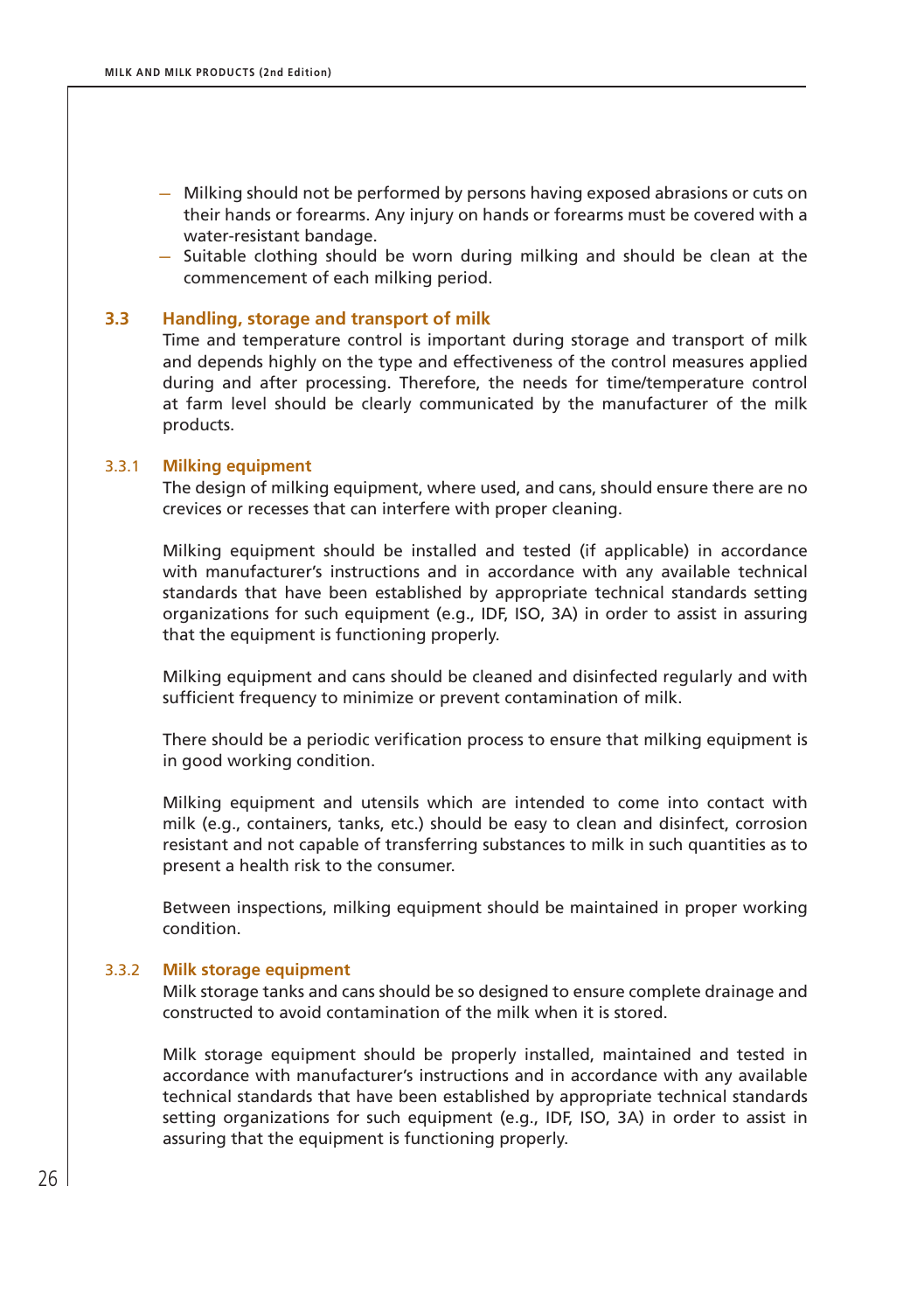- Milking should not be performed by persons having exposed abrasions or cuts on their hands or forearms. Any injury on hands or forearms must be covered with a water-resistant bandage.
- Suitable clothing should be worn during milking and should be clean at the commencement of each milking period.

## 3.3 Handling, storage and transport of milk

Time and temperature control is important during storage and transport of milk and depends highly on the type and effectiveness of the control measures applied during and after processing. Therefore, the needs for time/temperature control at farm level should be clearly communicated by the manufacturer of the milk products.

### 3.3.1 Milking equipment

The design of milking equipment, where used, and cans, should ensure there are no crevices or recesses that can interfere with proper cleaning.

Milking equipment should be installed and tested (if applicable) in accordance with manufacturer's instructions and in accordance with any available technical standards that have been established by appropriate technical standards setting organizations for such equipment (e.g., IDF, ISO, 3A) in order to assist in assuring that the equipment is functioning properly.

Milking equipment and cans should be cleaned and disinfected regularly and with sufficient frequency to minimize or prevent contamination of milk.

There should be a periodic verification process to ensure that milking equipment is in good working condition.

Milking equipment and utensils which are intended to come into contact with milk (e.g., containers, tanks, etc.) should be easy to clean and disinfect, corrosion resistant and not capable of transferring substances to milk in such quantities as to present a health risk to the consumer.

Between inspections, milking equipment should be maintained in proper working condition.

### 3.3.2 Milk storage equipment

Milk storage tanks and cans should be so designed to ensure complete drainage and constructed to avoid contamination of the milk when it is stored.

Milk storage equipment should be properly installed, maintained and tested in accordance with manufacturer's instructions and in accordance with any available technical standards that have been established by appropriate technical standards setting organizations for such equipment (e.g., IDF, ISO, 3A) in order to assist in assuring that the equipment is functioning properly.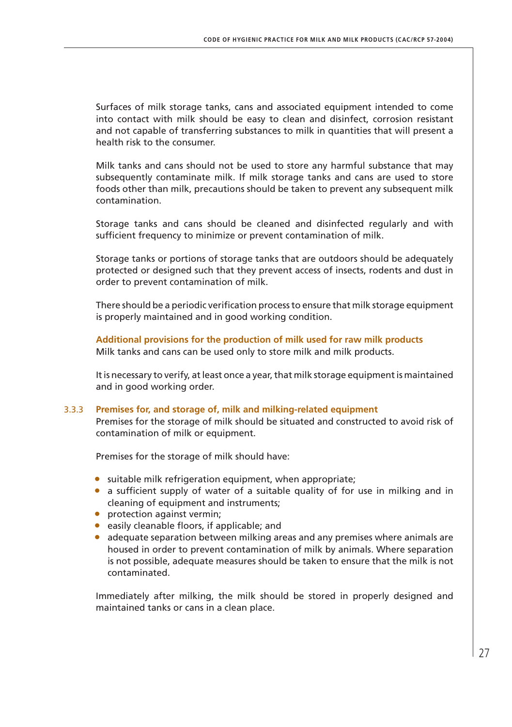Surfaces of milk storage tanks, cans and associated equipment intended to come into contact with milk should be easy to clean and disinfect, corrosion resistant and not capable of transferring substances to milk in quantities that will present a health risk to the consumer.

Milk tanks and cans should not be used to store any harmful substance that may subsequently contaminate milk. If milk storage tanks and cans are used to store foods other than milk, precautions should be taken to prevent any subsequent milk contamination.

Storage tanks and cans should be cleaned and disinfected regularly and with sufficient frequency to minimize or prevent contamination of milk.

Storage tanks or portions of storage tanks that are outdoors should be adequately protected or designed such that they prevent access of insects, rodents and dust in order to prevent contamination of milk.

There should be a periodic verification process to ensure that milk storage equipment is properly maintained and in good working condition.

**Additional provisions for the production of milk used for raw milk products**
Milk tanks and cans can be used only to store milk and milk products.

It is necessary to verify, at least once a year, that milk storage equipment is maintained and in good working order.

### 3.3.3 Premises for, and storage of, milk and milking-related equipment

Premises for the storage of milk should be situated and constructed to avoid risk of contamination of milk or equipment.

Premises for the storage of milk should have:

- suitable milk refrigeration equipment, when appropriate;
- a sufficient supply of water of a suitable quality of for use in milking and in cleaning of equipment and instruments;
- protection against vermin;
- easily cleanable floors, if applicable; and
- adequate separation between milking areas and any premises where animals are housed in order to prevent contamination of milk by animals. Where separation is not possible, adequate measures should be taken to ensure that the milk is not contaminated.

Immediately after milking, the milk should be stored in properly designed and maintained tanks or cans in a clean place.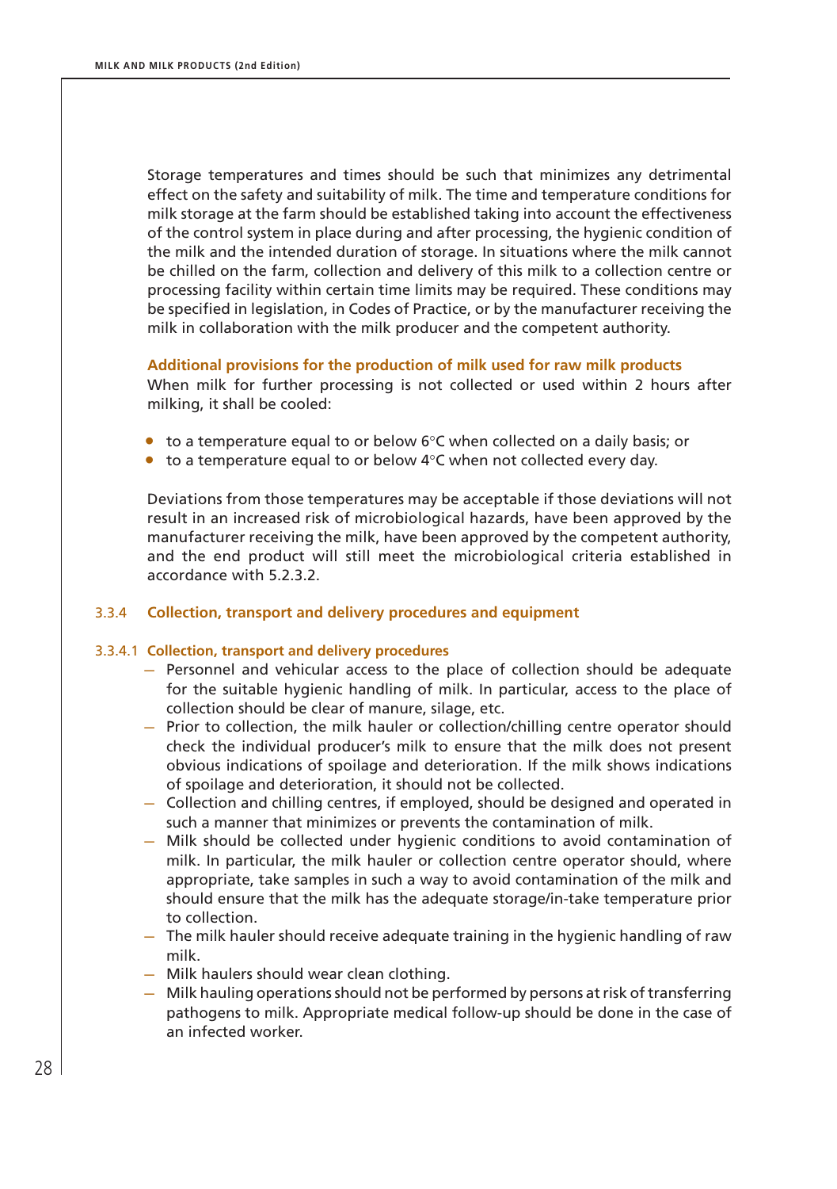Storage temperatures and times should be such that minimizes any detrimental effect on the safety and suitability of milk. The time and temperature conditions for milk storage at the farm should be established taking into account the effectiveness of the control system in place during and after processing, the hygienic condition of the milk and the intended duration of storage. In situations where the milk cannot be chilled on the farm, collection and delivery of this milk to a collection centre or processing facility within certain time limits may be required. These conditions may be specified in legislation, in Codes of Practice, or by the manufacturer receiving the milk in collaboration with the milk producer and the competent authority.

**Additional provisions for the production of milk used for raw milk products**

When milk for further processing is not collected or used within 2 hours after milking, it shall be cooled:

- to a temperature equal to or below 6°C when collected on a daily basis; or
- to a temperature equal to or below 4°C when not collected every day.

Deviations from those temperatures may be acceptable if those deviations will not result in an increased risk of microbiological hazards, have been approved by the manufacturer receiving the milk, have been approved by the competent authority, and the end product will still meet the microbiological criteria established in accordance with 5.2.3.2.

### 3.3.4 Collection, transport and delivery procedures and equipment

#### 3.3.4.1 Collection, transport and delivery procedures

- Personnel and vehicular access to the place of collection should be adequate for the suitable hygienic handling of milk. In particular, access to the place of collection should be clear of manure, silage, etc.
- Prior to collection, the milk hauler or collection/chilling centre operator should check the individual producer's milk to ensure that the milk does not present obvious indications of spoilage and deterioration. If the milk shows indications of spoilage and deterioration, it should not be collected.
- Collection and chilling centres, if employed, should be designed and operated in such a manner that minimizes or prevents the contamination of milk.
- Milk should be collected under hygienic conditions to avoid contamination of milk. In particular, the milk hauler or collection centre operator should, where appropriate, take samples in such a way to avoid contamination of the milk and should ensure that the milk has the adequate storage/in-take temperature prior to collection.
- The milk hauler should receive adequate training in the hygienic handling of raw milk.
- Milk haulers should wear clean clothing.
- Milk hauling operations should not be performed by persons at risk of transferring pathogens to milk. Appropriate medical follow-up should be done in the case of an infected worker.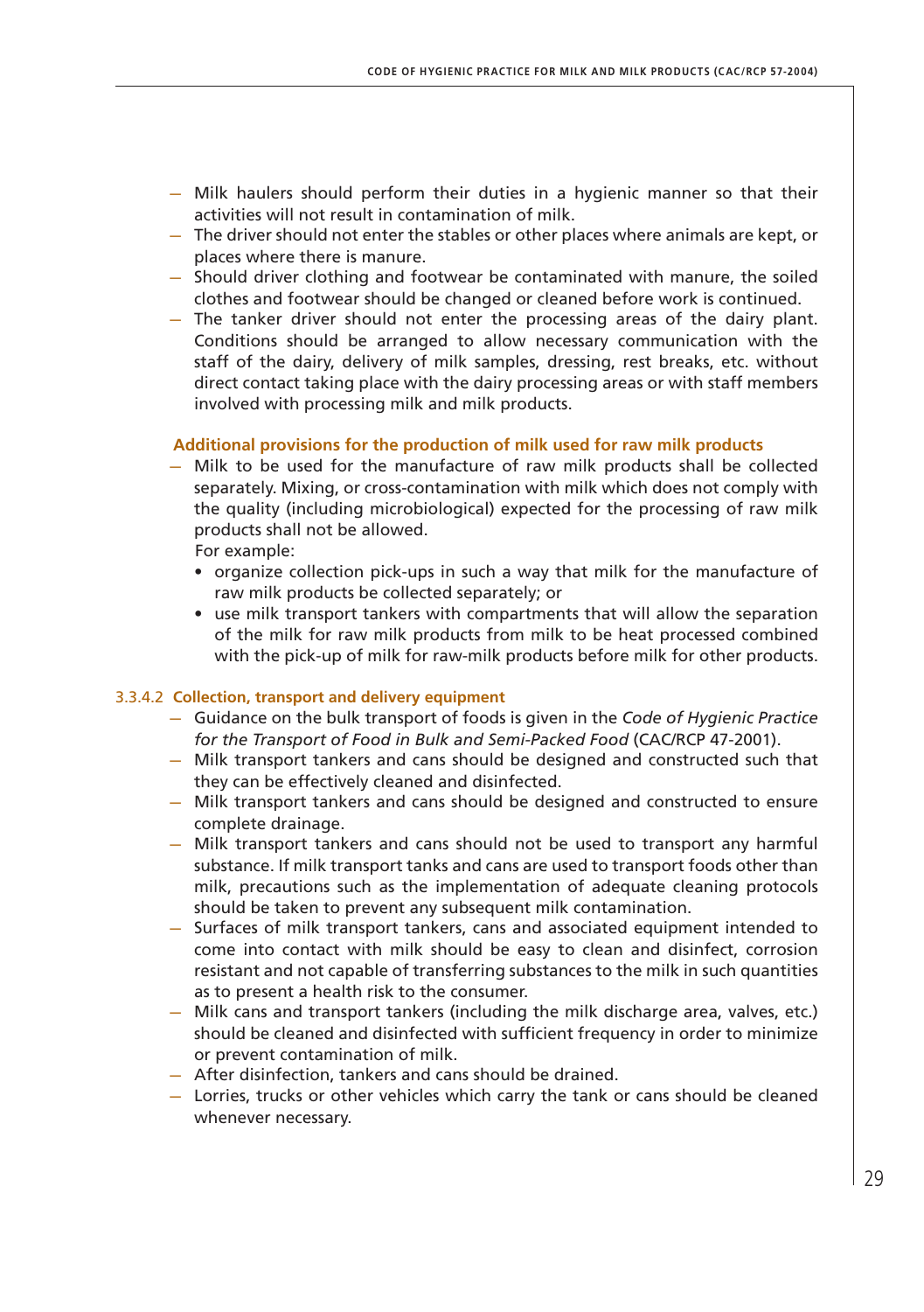- Milk haulers should perform their duties in a hygienic manner so that their activities will not result in contamination of milk.
- The driver should not enter the stables or other places where animals are kept, or places where there is manure.
- Should driver clothing and footwear be contaminated with manure, the soiled clothes and footwear should be changed or cleaned before work is continued.
- The tanker driver should not enter the processing areas of the dairy plant. Conditions should be arranged to allow necessary communication with the staff of the dairy, delivery of milk samples, dressing, rest breaks, etc. without direct contact taking place with the dairy processing areas or with staff members involved with processing milk and milk products.

**Additional provisions for the production of milk used for raw milk products**

- Milk to be used for the manufacture of raw milk products shall be collected separately. Mixing, or cross-contamination with milk which does not comply with the quality (including microbiological) expected for the processing of raw milk products shall not be allowed.

  For example:
  - organize collection pick-ups in such a way that milk for the manufacture of raw milk products be collected separately; or
  - use milk transport tankers with compartments that will allow the separation of the milk for raw milk products from milk to be heat processed combined with the pick-up of milk for raw-milk products before milk for other products.

#### 3.3.4.2 Collection, transport and delivery equipment

- Guidance on the bulk transport of foods is given in the *Code of Hygienic Practice for the Transport of Food in Bulk and Semi-Packed Food* (CAC/RCP 47-2001).
- Milk transport tankers and cans should be designed and constructed such that they can be effectively cleaned and disinfected.
- Milk transport tankers and cans should be designed and constructed to ensure complete drainage.
- Milk transport tankers and cans should not be used to transport any harmful substance. If milk transport tanks and cans are used to transport foods other than milk, precautions such as the implementation of adequate cleaning protocols should be taken to prevent any subsequent milk contamination.
- Surfaces of milk transport tankers, cans and associated equipment intended to come into contact with milk should be easy to clean and disinfect, corrosion resistant and not capable of transferring substances to the milk in such quantities as to present a health risk to the consumer.
- Milk cans and transport tankers (including the milk discharge area, valves, etc.) should be cleaned and disinfected with sufficient frequency in order to minimize or prevent contamination of milk.
- After disinfection, tankers and cans should be drained.
- Lorries, trucks or other vehicles which carry the tank or cans should be cleaned whenever necessary.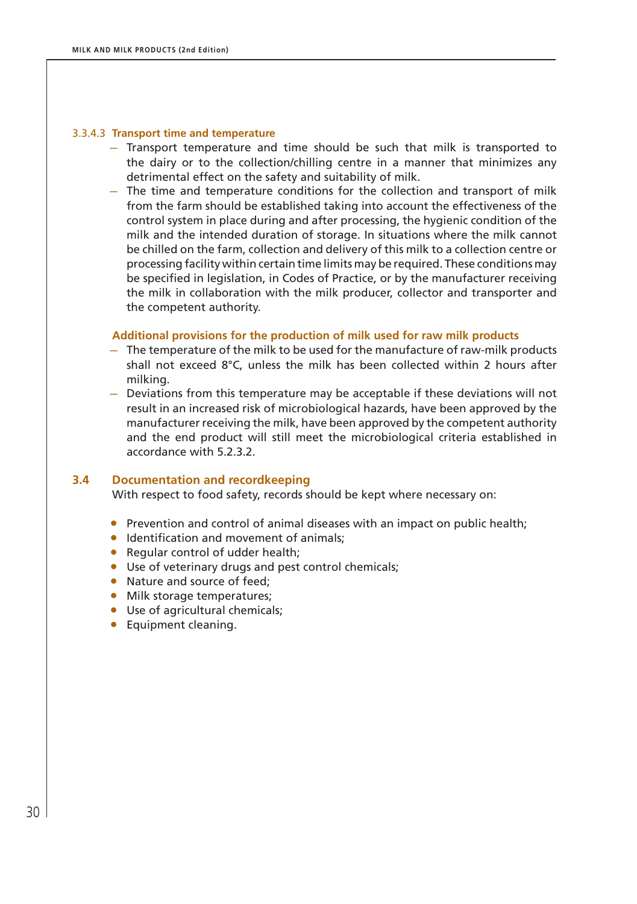#### 3.3.4.3 Transport time and temperature

- Transport temperature and time should be such that milk is transported to the dairy or to the collection/chilling centre in a manner that minimizes any detrimental effect on the safety and suitability of milk.
- The time and temperature conditions for the collection and transport of milk from the farm should be established taking into account the effectiveness of the control system in place during and after processing, the hygienic condition of the milk and the intended duration of storage. In situations where the milk cannot be chilled on the farm, collection and delivery of this milk to a collection centre or processing facility within certain time limits may be required. These conditions may be specified in legislation, in Codes of Practice, or by the manufacturer receiving the milk in collaboration with the milk producer, collector and transporter and the competent authority.

**Additional provisions for the production of milk used for raw milk products**

- The temperature of the milk to be used for the manufacture of raw-milk products shall not exceed 8°C, unless the milk has been collected within 2 hours after milking.
- Deviations from this temperature may be acceptable if these deviations will not result in an increased risk of microbiological hazards, have been approved by the manufacturer receiving the milk, have been approved by the competent authority and the end product will still meet the microbiological criteria established in accordance with 5.2.3.2.

## 3.4 Documentation and recordkeeping

With respect to food safety, records should be kept where necessary on:

- Prevention and control of animal diseases with an impact on public health;
- Identification and movement of animals;
- Regular control of udder health;
- Use of veterinary drugs and pest control chemicals;
- Nature and source of feed;
- Milk storage temperatures;
- Use of agricultural chemicals;
- Equipment cleaning.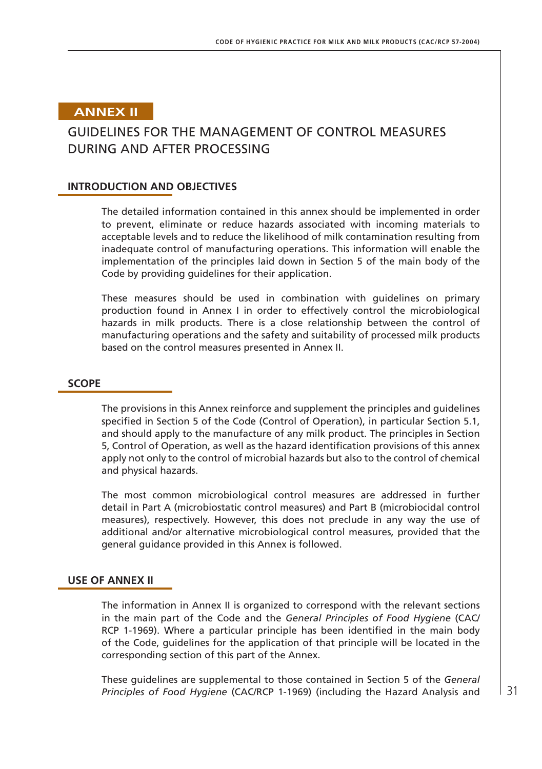## ANNEX II

# GUIDELINES FOR THE MANAGEMENT OF CONTROL MEASURES DURING AND AFTER PROCESSING

### INTRODUCTION AND OBJECTIVES

The detailed information contained in this annex should be implemented in order to prevent, eliminate or reduce hazards associated with incoming materials to acceptable levels and to reduce the likelihood of milk contamination resulting from inadequate control of manufacturing operations. This information will enable the implementation of the principles laid down in Section 5 of the main body of the Code by providing guidelines for their application.

These measures should be used in combination with guidelines on primary production found in Annex I in order to effectively control the microbiological hazards in milk products. There is a close relationship between the control of manufacturing operations and the safety and suitability of processed milk products based on the control measures presented in Annex II.

### SCOPE

The provisions in this Annex reinforce and supplement the principles and guidelines specified in Section 5 of the Code (Control of Operation), in particular Section 5.1, and should apply to the manufacture of any milk product. The principles in Section 5, Control of Operation, as well as the hazard identification provisions of this annex apply not only to the control of microbial hazards but also to the control of chemical and physical hazards.

The most common microbiological control measures are addressed in further detail in Part A (microbiostatic control measures) and Part B (microbiocidal control measures), respectively. However, this does not preclude in any way the use of additional and/or alternative microbiological control measures, provided that the general guidance provided in this Annex is followed.

### USE OF ANNEX II

The information in Annex II is organized to correspond with the relevant sections in the main part of the Code and the *General Principles of Food Hygiene* (CAC/RCP 1-1969). Where a particular principle has been identified in the main body of the Code, guidelines for the application of that principle will be located in the corresponding section of this part of the Annex.

These guidelines are supplemental to those contained in Section 5 of the *General Principles of Food Hygiene* (CAC/RCP 1-1969) (including the Hazard Analysis and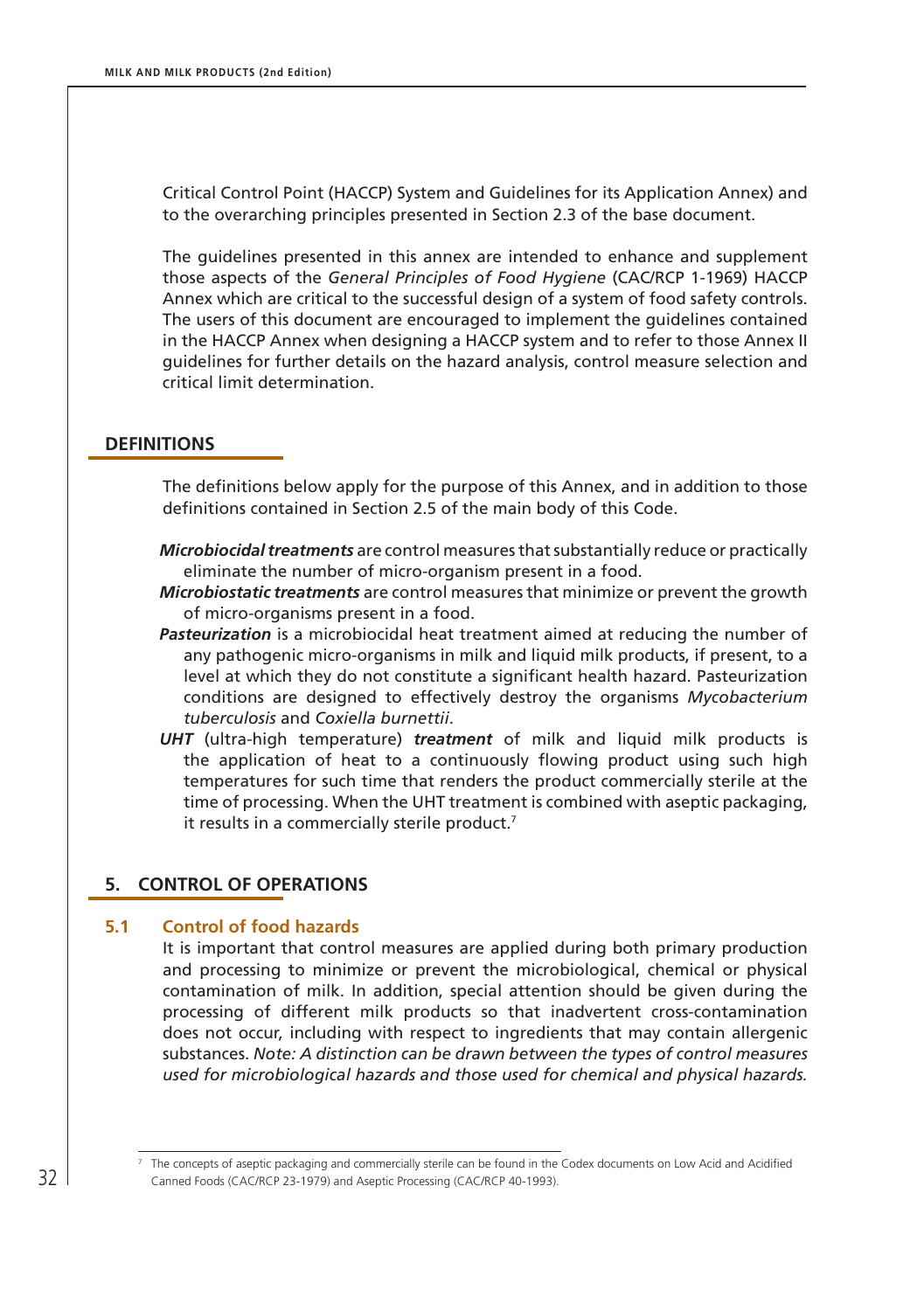Critical Control Point (HACCP) System and Guidelines for its Application Annex) and to the overarching principles presented in Section 2.3 of the base document.

The guidelines presented in this annex are intended to enhance and supplement those aspects of the *General Principles of Food Hygiene* (CAC/RCP 1-1969) HACCP Annex which are critical to the successful design of a system of food safety controls. The users of this document are encouraged to implement the guidelines contained in the HACCP Annex when designing a HACCP system and to refer to those Annex II guidelines for further details on the hazard analysis, control measure selection and critical limit determination.

## DEFINITIONS

The definitions below apply for the purpose of this Annex, and in addition to those definitions contained in Section 2.5 of the main body of this Code.

***Microbiocidal treatments*** are control measures that substantially reduce or practically eliminate the number of micro-organism present in a food.

***Microbiostatic treatments*** are control measures that minimize or prevent the growth of micro-organisms present in a food.

***Pasteurization*** is a microbiocidal heat treatment aimed at reducing the number of any pathogenic micro-organisms in milk and liquid milk products, if present, to a level at which they do not constitute a significant health hazard. Pasteurization conditions are designed to effectively destroy the organisms *Mycobacterium tuberculosis* and *Coxiella burnettii*.

***UHT*** (ultra-high temperature) ***treatment*** of milk and liquid milk products is the application of heat to a continuously flowing product using such high temperatures for such time that renders the product commercially sterile at the time of processing. When the UHT treatment is combined with aseptic packaging, it results in a commercially sterile product.[7]

## 5. CONTROL OF OPERATIONS

### 5.1 Control of food hazards

It is important that control measures are applied during both primary production and processing to minimize or prevent the microbiological, chemical or physical contamination of milk. In addition, special attention should be given during the processing of different milk products so that inadvertent cross-contamination does not occur, including with respect to ingredients that may contain allergenic substances. *Note: A distinction can be drawn between the types of control measures used for microbiological hazards and those used for chemical and physical hazards.*

---

[7] The concepts of aseptic packaging and commercially sterile can be found in the Codex documents on Low Acid and Acidified Canned Foods (CAC/RCP 23-1979) and Aseptic Processing (CAC/RCP 40-1993).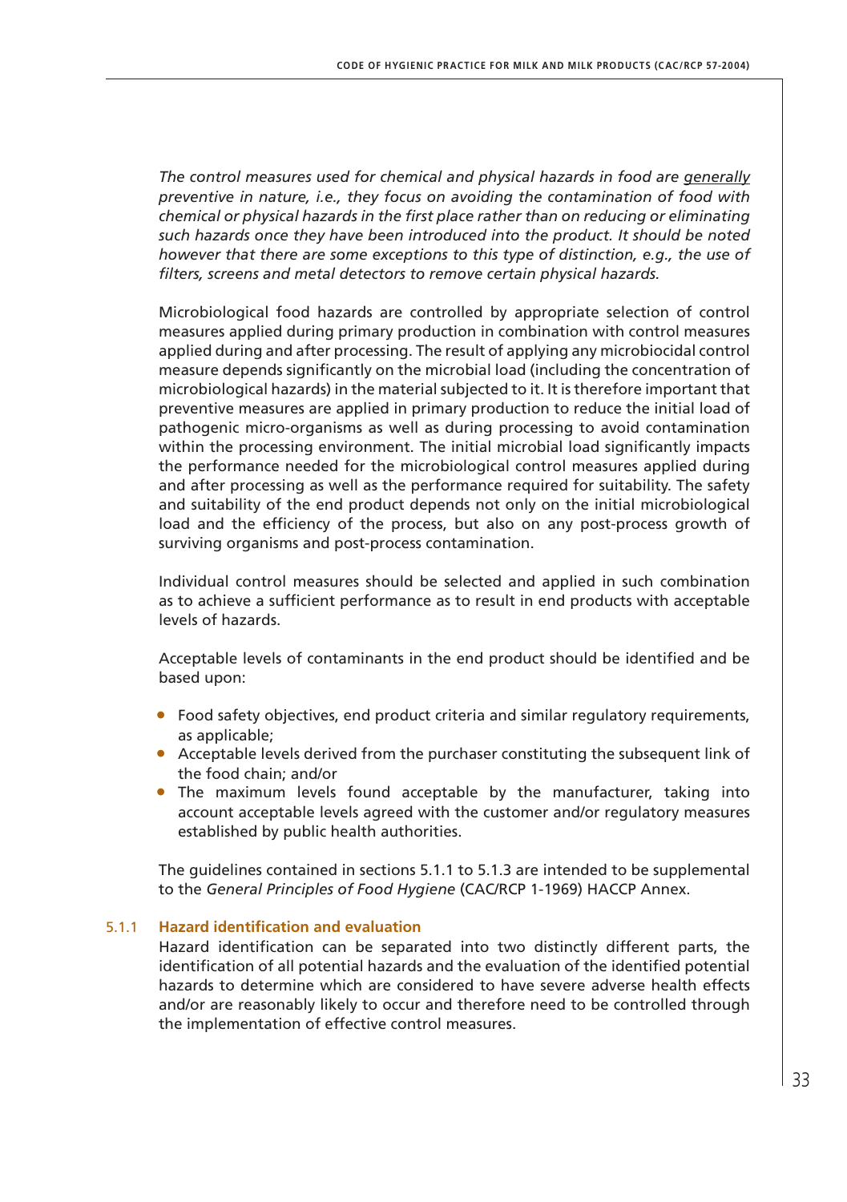*The control measures used for chemical and physical hazards in food are generally preventive in nature, i.e., they focus on avoiding the contamination of food with chemical or physical hazards in the first place rather than on reducing or eliminating such hazards once they have been introduced into the product. It should be noted however that there are some exceptions to this type of distinction, e.g., the use of filters, screens and metal detectors to remove certain physical hazards.*

Microbiological food hazards are controlled by appropriate selection of control measures applied during primary production in combination with control measures applied during and after processing. The result of applying any microbiocidal control measure depends significantly on the microbial load (including the concentration of microbiological hazards) in the material subjected to it. It is therefore important that preventive measures are applied in primary production to reduce the initial load of pathogenic micro-organisms as well as during processing to avoid contamination within the processing environment. The initial microbial load significantly impacts the performance needed for the microbiological control measures applied during and after processing as well as the performance required for suitability. The safety and suitability of the end product depends not only on the initial microbiological load and the efficiency of the process, but also on any post-process growth of surviving organisms and post-process contamination.

Individual control measures should be selected and applied in such combination as to achieve a sufficient performance as to result in end products with acceptable levels of hazards.

Acceptable levels of contaminants in the end product should be identified and be based upon:

- Food safety objectives, end product criteria and similar regulatory requirements, as applicable;
- Acceptable levels derived from the purchaser constituting the subsequent link of the food chain; and/or
- The maximum levels found acceptable by the manufacturer, taking into account acceptable levels agreed with the customer and/or regulatory measures established by public health authorities.

The guidelines contained in sections 5.1.1 to 5.1.3 are intended to be supplemental to the *General Principles of Food Hygiene* (CAC/RCP 1-1969) HACCP Annex.

### 5.1.1 Hazard identification and evaluation

Hazard identification can be separated into two distinctly different parts, the identification of all potential hazards and the evaluation of the identified potential hazards to determine which are considered to have severe adverse health effects and/or are reasonably likely to occur and therefore need to be controlled through the implementation of effective control measures.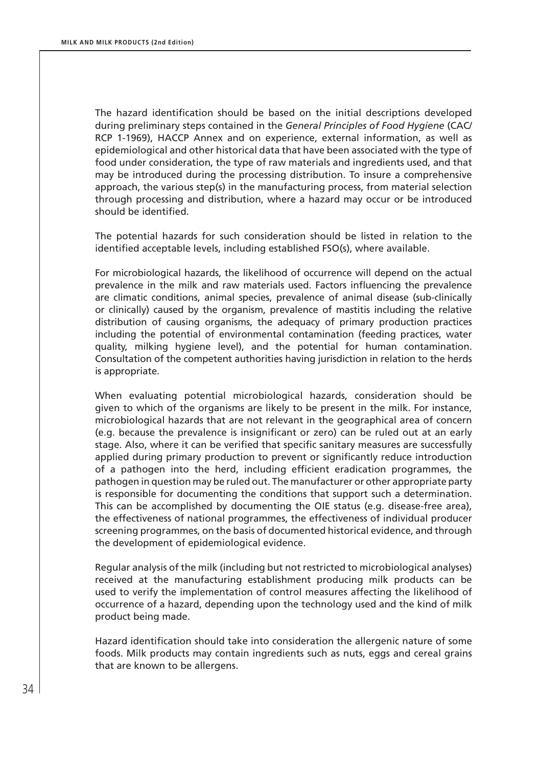The hazard identification should be based on the initial descriptions developed during preliminary steps contained in the *General Principles of Food Hygiene* (CAC/RCP 1-1969), HACCP Annex and on experience, external information, as well as epidemiological and other historical data that have been associated with the type of food under consideration, the type of raw materials and ingredients used, and that may be introduced during the processing distribution. To insure a comprehensive approach, the various step(s) in the manufacturing process, from material selection through processing and distribution, where a hazard may occur or be introduced should be identified.

The potential hazards for such consideration should be listed in relation to the identified acceptable levels, including established FSO(s), where available.

For microbiological hazards, the likelihood of occurrence will depend on the actual prevalence in the milk and raw materials used. Factors influencing the prevalence are climatic conditions, animal species, prevalence of animal disease (sub-clinically or clinically) caused by the organism, prevalence of mastitis including the relative distribution of causing organisms, the adequacy of primary production practices including the potential of environmental contamination (feeding practices, water quality, milking hygiene level), and the potential for human contamination. Consultation of the competent authorities having jurisdiction in relation to the herds is appropriate.

When evaluating potential microbiological hazards, consideration should be given to which of the organisms are likely to be present in the milk. For instance, microbiological hazards that are not relevant in the geographical area of concern (e.g. because the prevalence is insignificant or zero) can be ruled out at an early stage. Also, where it can be verified that specific sanitary measures are successfully applied during primary production to prevent or significantly reduce introduction of a pathogen into the herd, including efficient eradication programmes, the pathogen in question may be ruled out. The manufacturer or other appropriate party is responsible for documenting the conditions that support such a determination. This can be accomplished by documenting the OIE status (e.g. disease-free area), the effectiveness of national programmes, the effectiveness of individual producer screening programmes, on the basis of documented historical evidence, and through the development of epidemiological evidence.

Regular analysis of the milk (including but not restricted to microbiological analyses) received at the manufacturing establishment producing milk products can be used to verify the implementation of control measures affecting the likelihood of occurrence of a hazard, depending upon the technology used and the kind of milk product being made.

Hazard identification should take into consideration the allergenic nature of some foods. Milk products may contain ingredients such as nuts, eggs and cereal grains that are known to be allergens.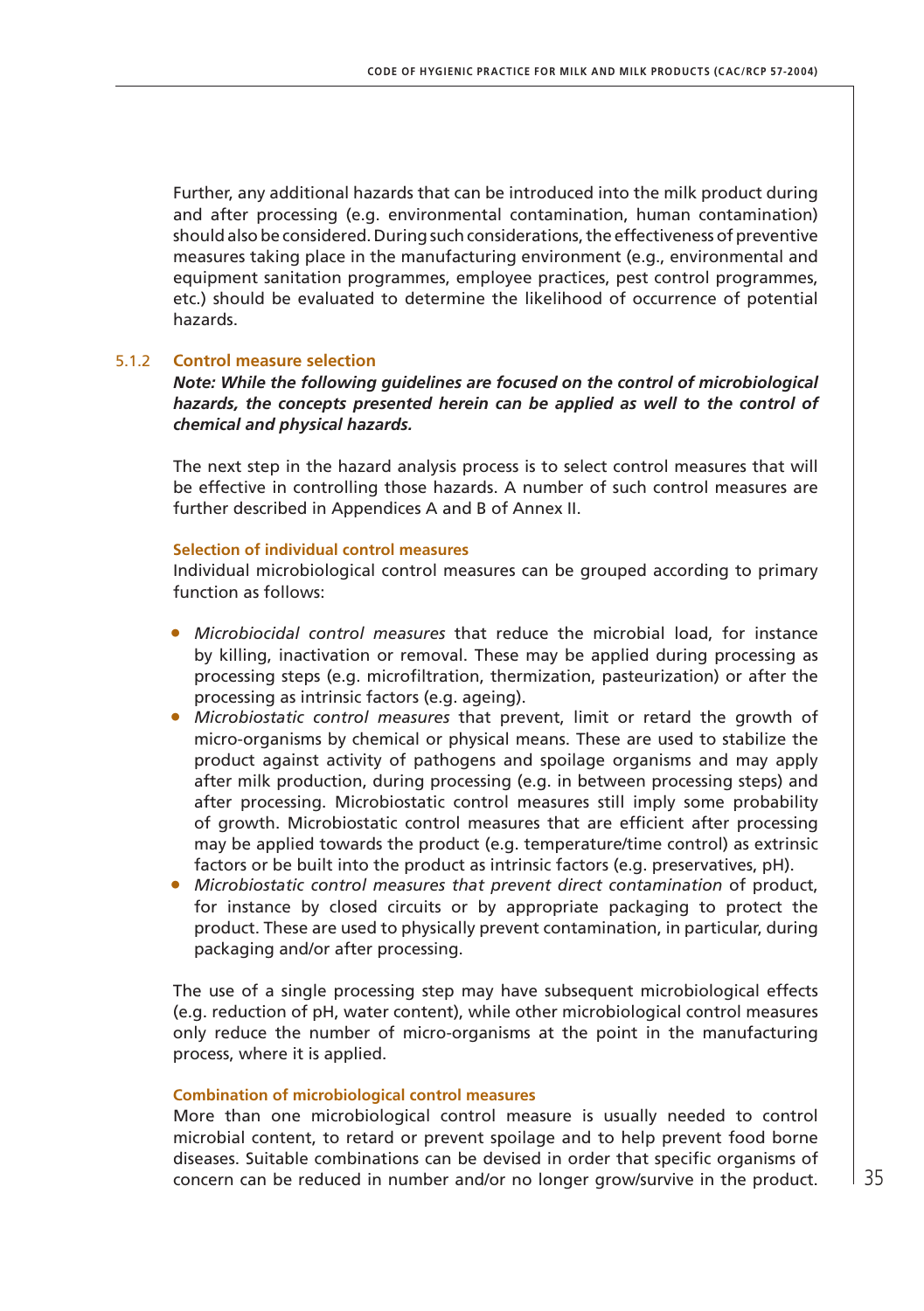Further, any additional hazards that can be introduced into the milk product during and after processing (e.g. environmental contamination, human contamination) should also be considered. During such considerations, the effectiveness of preventive measures taking place in the manufacturing environment (e.g., environmental and equipment sanitation programmes, employee practices, pest control programmes, etc.) should be evaluated to determine the likelihood of occurrence of potential hazards.

### 5.1.2 Control measure selection

***Note: While the following guidelines are focused on the control of microbiological hazards, the concepts presented herein can be applied as well to the control of chemical and physical hazards.***

The next step in the hazard analysis process is to select control measures that will be effective in controlling those hazards. A number of such control measures are further described in Appendices A and B of Annex II.

#### Selection of individual control measures

Individual microbiological control measures can be grouped according to primary function as follows:

- *Microbiocidal control measures* that reduce the microbial load, for instance by killing, inactivation or removal. These may be applied during processing as processing steps (e.g. microfiltration, thermization, pasteurization) or after the processing as intrinsic factors (e.g. ageing).
- *Microbiostatic control measures* that prevent, limit or retard the growth of micro-organisms by chemical or physical means. These are used to stabilize the product against activity of pathogens and spoilage organisms and may apply after milk production, during processing (e.g. in between processing steps) and after processing. Microbiostatic control measures still imply some probability of growth. Microbiostatic control measures that are efficient after processing may be applied towards the product (e.g. temperature/time control) as extrinsic factors or be built into the product as intrinsic factors (e.g. preservatives, pH).
- *Microbiostatic control measures that prevent direct contamination* of product, for instance by closed circuits or by appropriate packaging to protect the product. These are used to physically prevent contamination, in particular, during packaging and/or after processing.

The use of a single processing step may have subsequent microbiological effects (e.g. reduction of pH, water content), while other microbiological control measures only reduce the number of micro-organisms at the point in the manufacturing process, where it is applied.

#### Combination of microbiological control measures

More than one microbiological control measure is usually needed to control microbial content, to retard or prevent spoilage and to help prevent food borne diseases. Suitable combinations can be devised in order that specific organisms of concern can be reduced in number and/or no longer grow/survive in the product.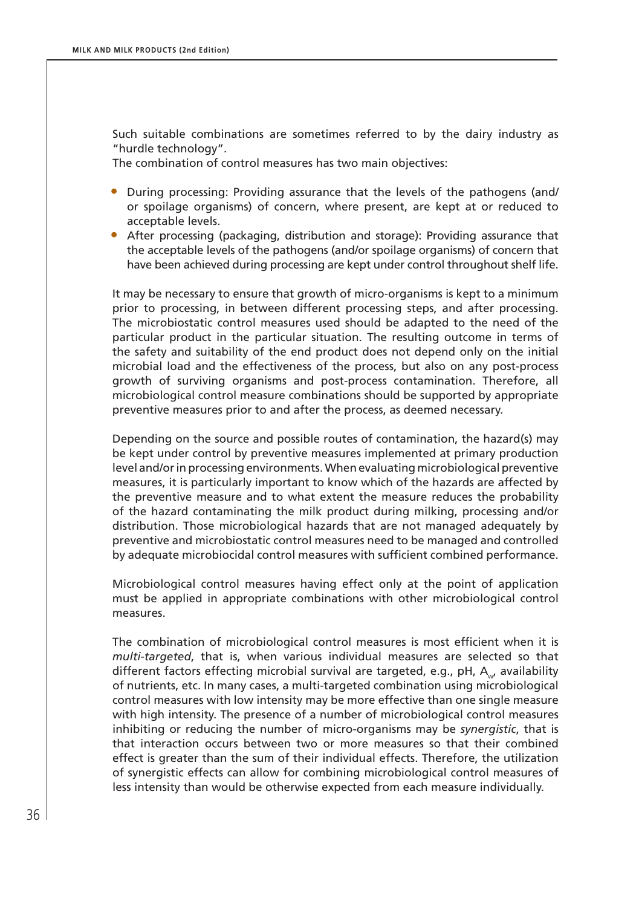Such suitable combinations are sometimes referred to by the dairy industry as "hurdle technology".
The combination of control measures has two main objectives:

- During processing: Providing assurance that the levels of the pathogens (and/or spoilage organisms) of concern, where present, are kept at or reduced to acceptable levels.
- After processing (packaging, distribution and storage): Providing assurance that the acceptable levels of the pathogens (and/or spoilage organisms) of concern that have been achieved during processing are kept under control throughout shelf life.

It may be necessary to ensure that growth of micro-organisms is kept to a minimum prior to processing, in between different processing steps, and after processing. The microbiostatic control measures used should be adapted to the need of the particular product in the particular situation. The resulting outcome in terms of the safety and suitability of the end product does not depend only on the initial microbial load and the effectiveness of the process, but also on any post-process growth of surviving organisms and post-process contamination. Therefore, all microbiological control measure combinations should be supported by appropriate preventive measures prior to and after the process, as deemed necessary.

Depending on the source and possible routes of contamination, the hazard(s) may be kept under control by preventive measures implemented at primary production level and/or in processing environments. When evaluating microbiological preventive measures, it is particularly important to know which of the hazards are affected by the preventive measure and to what extent the measure reduces the probability of the hazard contaminating the milk product during milking, processing and/or distribution. Those microbiological hazards that are not managed adequately by preventive and microbiostatic control measures need to be managed and controlled by adequate microbiocidal control measures with sufficient combined performance.

Microbiological control measures having effect only at the point of application must be applied in appropriate combinations with other microbiological control measures.

The combination of microbiological control measures is most efficient when it is *multi-targeted*, that is, when various individual measures are selected so that different factors effecting microbial survival are targeted, e.g., pH, $A_w$, availability of nutrients, etc. In many cases, a multi-targeted combination using microbiological control measures with low intensity may be more effective than one single measure with high intensity. The presence of a number of microbiological control measures inhibiting or reducing the number of micro-organisms may be *synergistic*, that is that interaction occurs between two or more measures so that their combined effect is greater than the sum of their individual effects. Therefore, the utilization of synergistic effects can allow for combining microbiological control measures of less intensity than would be otherwise expected from each measure individually.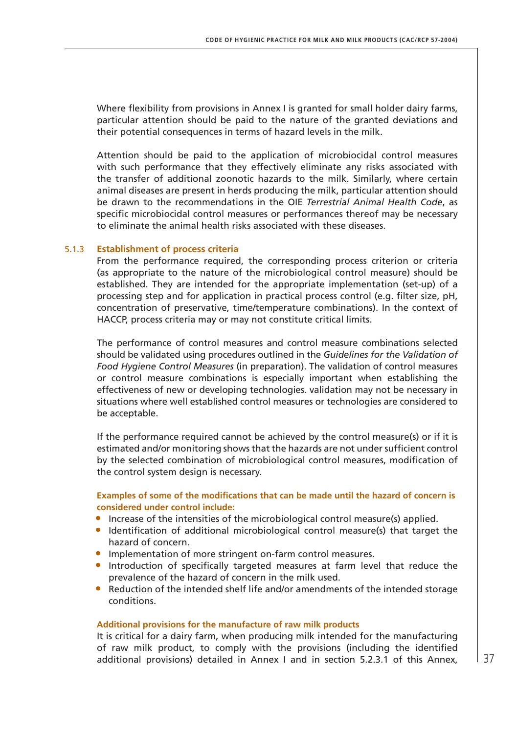Where flexibility from provisions in Annex I is granted for small holder dairy farms, particular attention should be paid to the nature of the granted deviations and their potential consequences in terms of hazard levels in the milk.

Attention should be paid to the application of microbiocidal control measures with such performance that they effectively eliminate any risks associated with the transfer of additional zoonotic hazards to the milk. Similarly, where certain animal diseases are present in herds producing the milk, particular attention should be drawn to the recommendations in the OIE *Terrestrial Animal Health Code*, as specific microbiocidal control measures or performances thereof may be necessary to eliminate the animal health risks associated with these diseases.

### 5.1.3 Establishment of process criteria

From the performance required, the corresponding process criterion or criteria (as appropriate to the nature of the microbiological control measure) should be established. They are intended for the appropriate implementation (set-up) of a processing step and for application in practical process control (e.g. filter size, pH, concentration of preservative, time/temperature combinations). In the context of HACCP, process criteria may or may not constitute critical limits.

The performance of control measures and control measure combinations selected should be validated using procedures outlined in the *Guidelines for the Validation of Food Hygiene Control Measures* (in preparation). The validation of control measures or control measure combinations is especially important when establishing the effectiveness of new or developing technologies. validation may not be necessary in situations where well established control measures or technologies are considered to be acceptable.

If the performance required cannot be achieved by the control measure(s) or if it is estimated and/or monitoring shows that the hazards are not under sufficient control by the selected combination of microbiological control measures, modification of the control system design is necessary.

**Examples of some of the modifications that can be made until the hazard of concern is considered under control include:**

- Increase of the intensities of the microbiological control measure(s) applied.
- Identification of additional microbiological control measure(s) that target the hazard of concern.
- Implementation of more stringent on-farm control measures.
- Introduction of specifically targeted measures at farm level that reduce the prevalence of the hazard of concern in the milk used.
- Reduction of the intended shelf life and/or amendments of the intended storage conditions.

**Additional provisions for the manufacture of raw milk products**

It is critical for a dairy farm, when producing milk intended for the manufacturing of raw milk product, to comply with the provisions (including the identified additional provisions) detailed in Annex I and in section 5.2.3.1 of this Annex,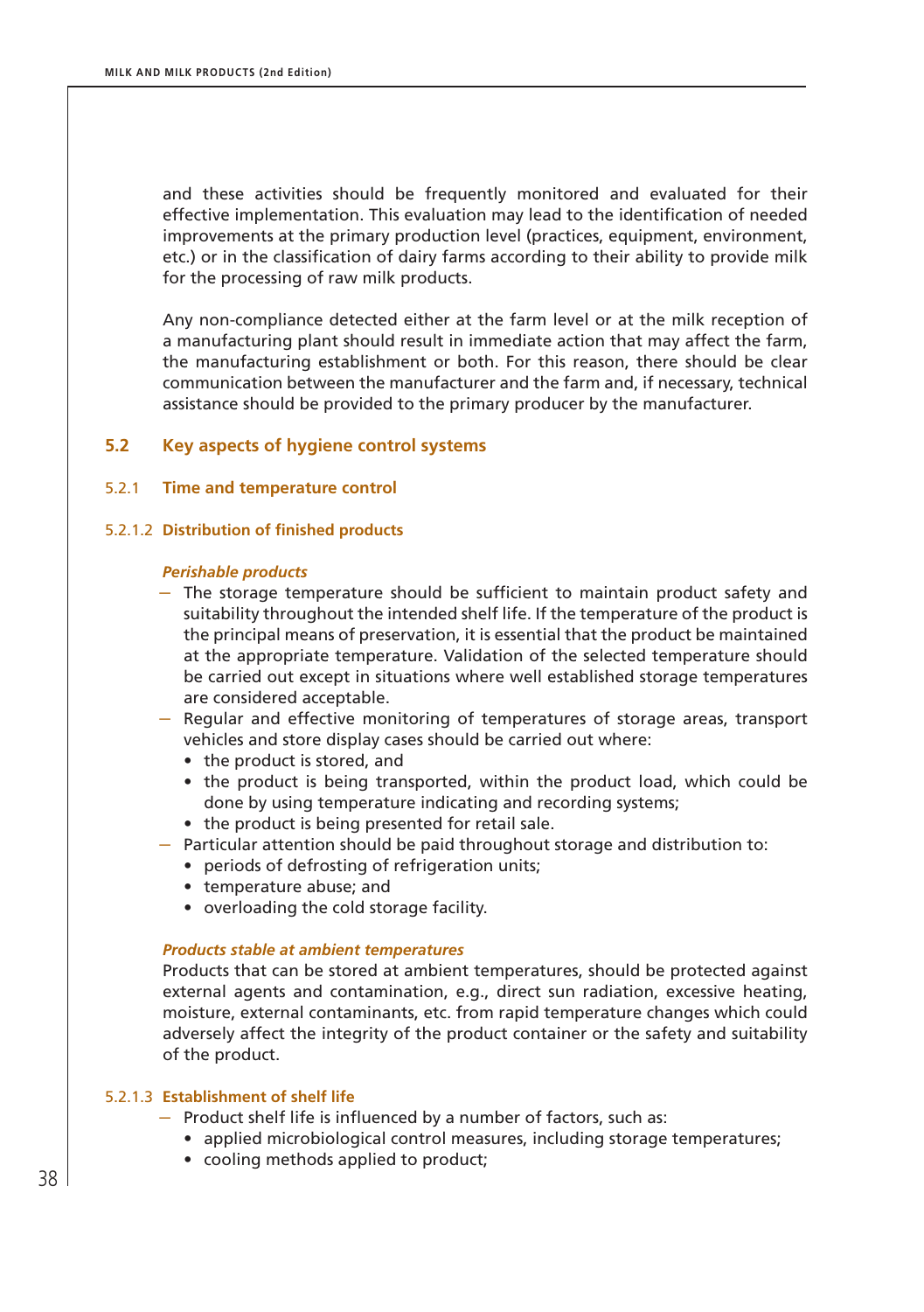and these activities should be frequently monitored and evaluated for their effective implementation. This evaluation may lead to the identification of needed improvements at the primary production level (practices, equipment, environment, etc.) or in the classification of dairy farms according to their ability to provide milk for the processing of raw milk products.

Any non-compliance detected either at the farm level or at the milk reception of a manufacturing plant should result in immediate action that may affect the farm, the manufacturing establishment or both. For this reason, there should be clear communication between the manufacturer and the farm and, if necessary, technical assistance should be provided to the primary producer by the manufacturer.

## 5.2 Key aspects of hygiene control systems

### 5.2.1 Time and temperature control

#### 5.2.1.2 Distribution of finished products

***Perishable products***

- The storage temperature should be sufficient to maintain product safety and suitability throughout the intended shelf life. If the temperature of the product is the principal means of preservation, it is essential that the product be maintained at the appropriate temperature. Validation of the selected temperature should be carried out except in situations where well established storage temperatures are considered acceptable.
- Regular and effective monitoring of temperatures of storage areas, transport vehicles and store display cases should be carried out where:
  - the product is stored, and
  - the product is being transported, within the product load, which could be done by using temperature indicating and recording systems;
  - the product is being presented for retail sale.
- Particular attention should be paid throughout storage and distribution to:
  - periods of defrosting of refrigeration units;
  - temperature abuse; and
  - overloading the cold storage facility.

***Products stable at ambient temperatures***

Products that can be stored at ambient temperatures, should be protected against external agents and contamination, e.g., direct sun radiation, excessive heating, moisture, external contaminants, etc. from rapid temperature changes which could adversely affect the integrity of the product container or the safety and suitability of the product.

#### 5.2.1.3 Establishment of shelf life

- Product shelf life is influenced by a number of factors, such as:
  - applied microbiological control measures, including storage temperatures;
  - cooling methods applied to product;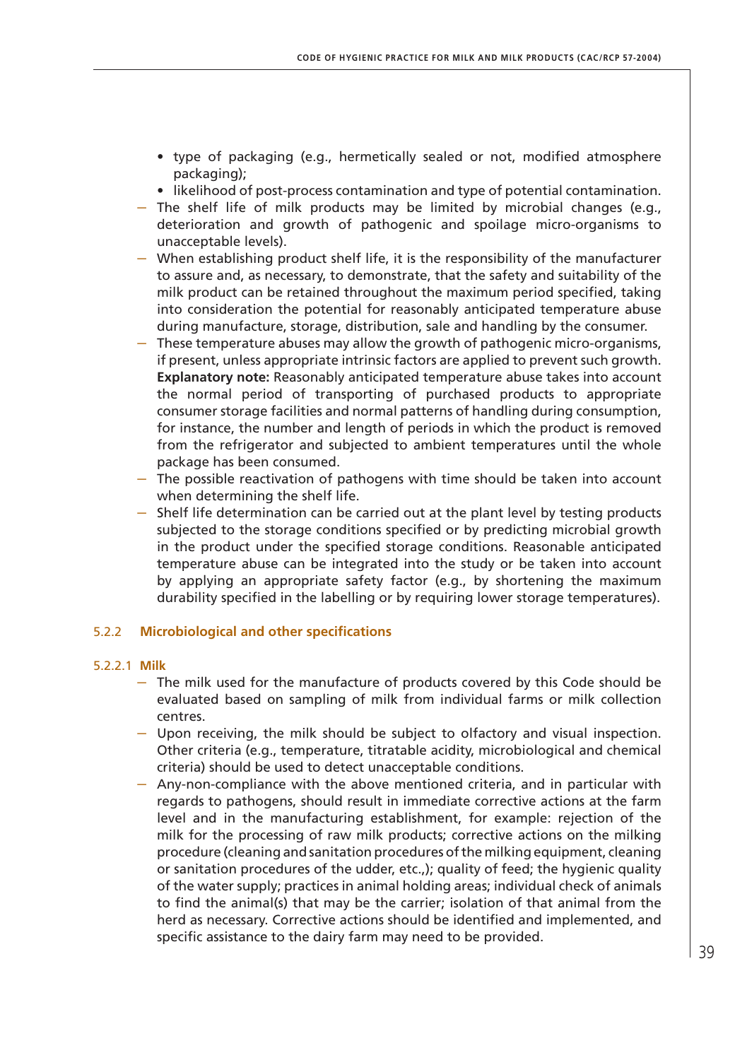- type of packaging (e.g., hermetically sealed or not, modified atmosphere packaging);
   - likelihood of post-process contamination and type of potential contamination.
- The shelf life of milk products may be limited by microbial changes (e.g., deterioration and growth of pathogenic and spoilage micro-organisms to unacceptable levels).
- When establishing product shelf life, it is the responsibility of the manufacturer to assure and, as necessary, to demonstrate, that the safety and suitability of the milk product can be retained throughout the maximum period specified, taking into consideration the potential for reasonably anticipated temperature abuse during manufacture, storage, distribution, sale and handling by the consumer.
- These temperature abuses may allow the growth of pathogenic micro-organisms, if present, unless appropriate intrinsic factors are applied to prevent such growth. **Explanatory note:** Reasonably anticipated temperature abuse takes into account the normal period of transporting of purchased products to appropriate consumer storage facilities and normal patterns of handling during consumption, for instance, the number and length of periods in which the product is removed from the refrigerator and subjected to ambient temperatures until the whole package has been consumed.
- The possible reactivation of pathogens with time should be taken into account when determining the shelf life.
- Shelf life determination can be carried out at the plant level by testing products subjected to the storage conditions specified or by predicting microbial growth in the product under the specified storage conditions. Reasonable anticipated temperature abuse can be integrated into the study or be taken into account by applying an appropriate safety factor (e.g., by shortening the maximum durability specified in the labelling or by requiring lower storage temperatures).

### 5.2.2 Microbiological and other specifications

#### 5.2.2.1 Milk

- The milk used for the manufacture of products covered by this Code should be evaluated based on sampling of milk from individual farms or milk collection centres.
- Upon receiving, the milk should be subject to olfactory and visual inspection. Other criteria (e.g., temperature, titratable acidity, microbiological and chemical criteria) should be used to detect unacceptable conditions.
- Any-non-compliance with the above mentioned criteria, and in particular with regards to pathogens, should result in immediate corrective actions at the farm level and in the manufacturing establishment, for example: rejection of the milk for the processing of raw milk products; corrective actions on the milking procedure (cleaning and sanitation procedures of the milking equipment, cleaning or sanitation procedures of the udder, etc.,); quality of feed; the hygienic quality of the water supply; practices in animal holding areas; individual check of animals to find the animal(s) that may be the carrier; isolation of that animal from the herd as necessary. Corrective actions should be identified and implemented, and specific assistance to the dairy farm may need to be provided.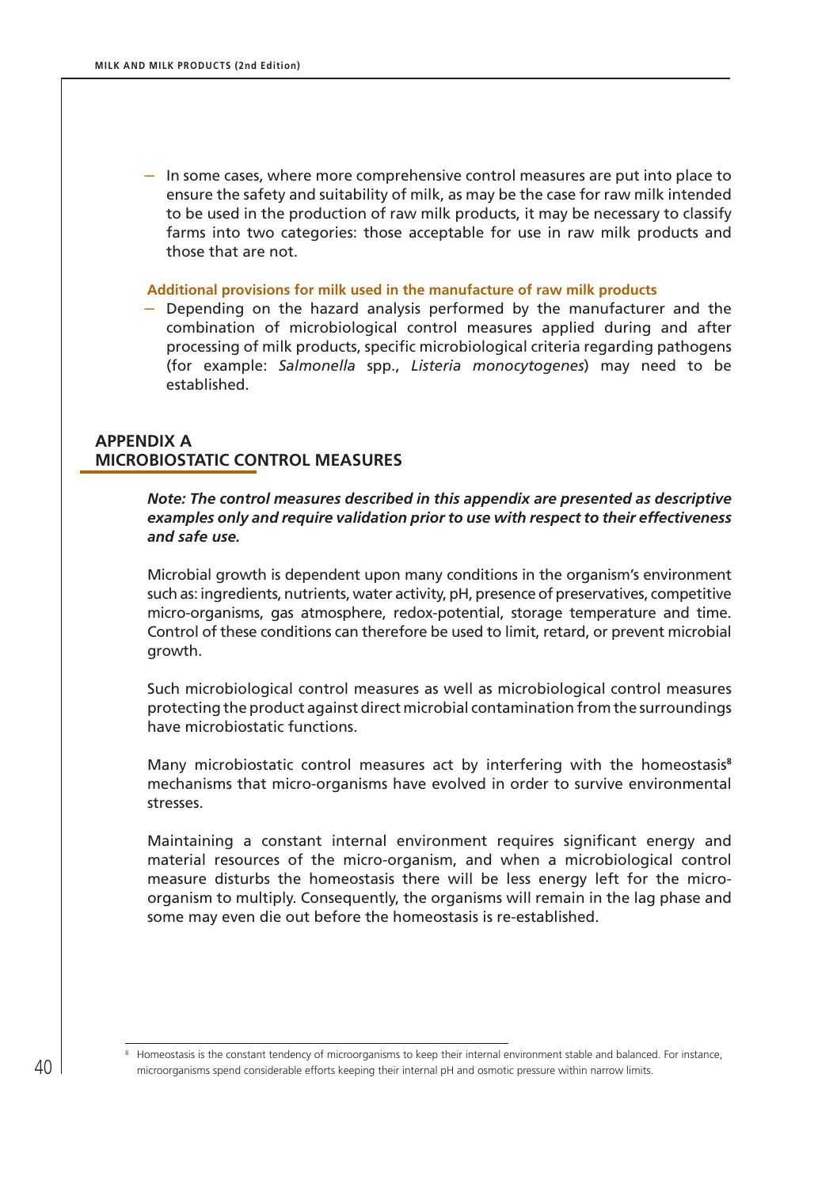- In some cases, where more comprehensive control measures are put into place to ensure the safety and suitability of milk, as may be the case for raw milk intended to be used in the production of raw milk products, it may be necessary to classify farms into two categories: those acceptable for use in raw milk products and those that are not.

**Additional provisions for milk used in the manufacture of raw milk products**

- Depending on the hazard analysis performed by the manufacturer and the combination of microbiological control measures applied during and after processing of milk products, specific microbiological criteria regarding pathogens (for example: *Salmonella* spp., *Listeria monocytogenes*) may need to be established.

## APPENDIX A
## MICROBIOSTATIC CONTROL MEASURES

***Note: The control measures described in this appendix are presented as descriptive examples only and require validation prior to use with respect to their effectiveness and safe use.***

Microbial growth is dependent upon many conditions in the organism's environment such as: ingredients, nutrients, water activity, pH, presence of preservatives, competitive micro-organisms, gas atmosphere, redox-potential, storage temperature and time. Control of these conditions can therefore be used to limit, retard, or prevent microbial growth.

Such microbiological control measures as well as microbiological control measures protecting the product against direct microbial contamination from the surroundings have microbiostatic functions.

Many microbiostatic control measures act by interfering with the homeostasis[8] mechanisms that micro-organisms have evolved in order to survive environmental stresses.

Maintaining a constant internal environment requires significant energy and material resources of the micro-organism, and when a microbiological control measure disturbs the homeostasis there will be less energy left for the micro-organism to multiply. Consequently, the organisms will remain in the lag phase and some may even die out before the homeostasis is re-established.

[8] Homeostasis is the constant tendency of microorganisms to keep their internal environment stable and balanced. For instance, microorganisms spend considerable efforts keeping their internal pH and osmotic pressure within narrow limits.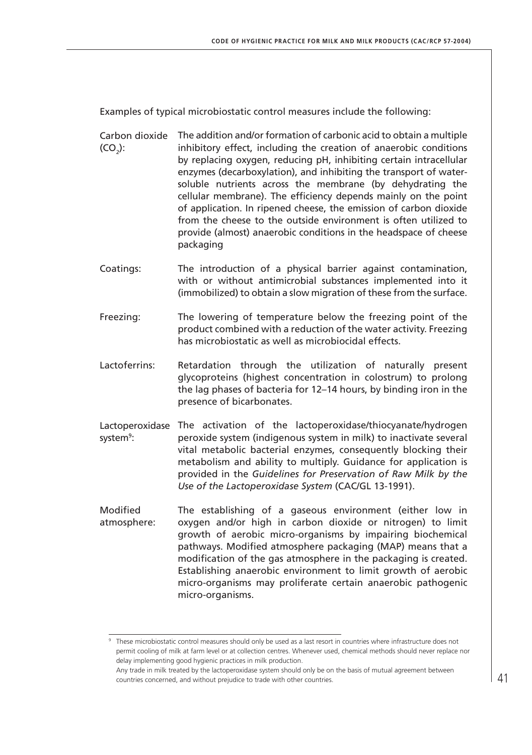Examples of typical microbiostatic control measures include the following:

Carbon dioxide ($CO_2$): The addition and/or formation of carbonic acid to obtain a multiple inhibitory effect, including the creation of anaerobic conditions by replacing oxygen, reducing pH, inhibiting certain intracellular enzymes (decarboxylation), and inhibiting the transport of water-soluble nutrients across the membrane (by dehydrating the cellular membrane). The efficiency depends mainly on the point of application. In ripened cheese, the emission of carbon dioxide from the cheese to the outside environment is often utilized to provide (almost) anaerobic conditions in the headspace of cheese packaging

Coatings: The introduction of a physical barrier against contamination, with or without antimicrobial substances implemented into it (immobilized) to obtain a slow migration of these from the surface.

Freezing: The lowering of temperature below the freezing point of the product combined with a reduction of the water activity. Freezing has microbiostatic as well as microbiocidal effects.

Lactoferrins: Retardation through the utilization of naturally present glycoproteins (highest concentration in colostrum) to prolong the lag phases of bacteria for 12–14 hours, by binding iron in the presence of bicarbonates.

Lactoperoxidase system[9]: The activation of the lactoperoxidase/thiocyanate/hydrogen peroxide system (indigenous system in milk) to inactivate several vital metabolic bacterial enzymes, consequently blocking their metabolism and ability to multiply. Guidance for application is provided in the *Guidelines for Preservation of Raw Milk by the Use of the Lactoperoxidase System* (CAC/GL 13-1991).

Modified atmosphere: The establishing of a gaseous environment (either low in oxygen and/or high in carbon dioxide or nitrogen) to limit growth of aerobic micro-organisms by impairing biochemical pathways. Modified atmosphere packaging (MAP) means that a modification of the gas atmosphere in the packaging is created. Establishing anaerobic environment to limit growth of aerobic micro-organisms may proliferate certain anaerobic pathogenic micro-organisms.

---

[9] These microbiostatic control measures should only be used as a last resort in countries where infrastructure does not permit cooling of milk at farm level or at collection centres. Whenever used, chemical methods should never replace nor delay implementing good hygienic practices in milk production.
Any trade in milk treated by the lactoperoxidase system should only be on the basis of mutual agreement between countries concerned, and without prejudice to trade with other countries.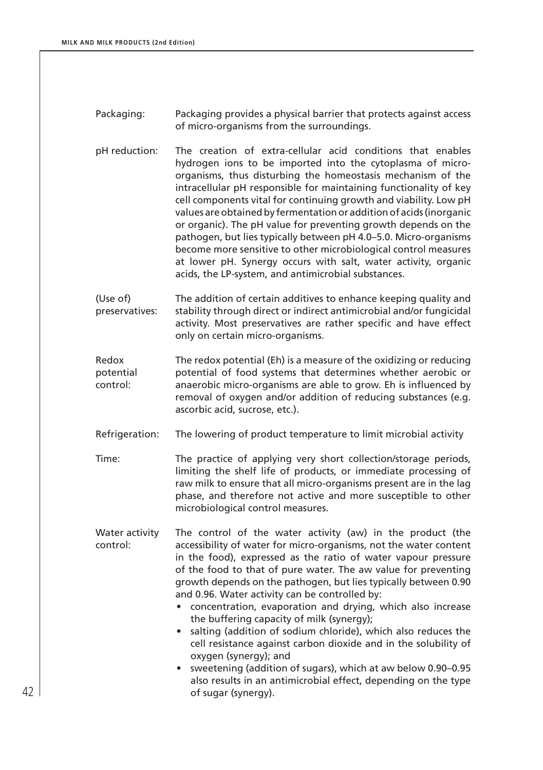**Packaging:** Packaging provides a physical barrier that protects against access of micro-organisms from the surroundings.

**pH reduction:** The creation of extra-cellular acid conditions that enables hydrogen ions to be imported into the cytoplasma of micro-organisms, thus disturbing the homeostasis mechanism of the intracellular pH responsible for maintaining functionality of key cell components vital for continuing growth and viability. Low pH values are obtained by fermentation or addition of acids (inorganic or organic). The pH value for preventing growth depends on the pathogen, but lies typically between pH 4.0–5.0. Micro-organisms become more sensitive to other microbiological control measures at lower pH. Synergy occurs with salt, water activity, organic acids, the LP-system, and antimicrobial substances.

**(Use of) preservatives:** The addition of certain additives to enhance keeping quality and stability through direct or indirect antimicrobial and/or fungicidal activity. Most preservatives are rather specific and have effect only on certain micro-organisms.

**Redox potential control:** The redox potential (Eh) is a measure of the oxidizing or reducing potential of food systems that determines whether aerobic or anaerobic micro-organisms are able to grow. Eh is influenced by removal of oxygen and/or addition of reducing substances (e.g. ascorbic acid, sucrose, etc.).

**Refrigeration:** The lowering of product temperature to limit microbial activity

**Time:** The practice of applying very short collection/storage periods, limiting the shelf life of products, or immediate processing of raw milk to ensure that all micro-organisms present are in the lag phase, and therefore not active and more susceptible to other microbiological control measures.

**Water activity control:** The control of the water activity (aw) in the product (the accessibility of water for micro-organisms, not the water content in the food), expressed as the ratio of water vapour pressure of the food to that of pure water. The aw value for preventing growth depends on the pathogen, but lies typically between 0.90 and 0.96. Water activity can be controlled by:

- concentration, evaporation and drying, which also increase the buffering capacity of milk (synergy);
- salting (addition of sodium chloride), which also reduces the cell resistance against carbon dioxide and in the solubility of oxygen (synergy); and
- sweetening (addition of sugars), which at aw below 0.90–0.95 also results in an antimicrobial effect, depending on the type of sugar (synergy).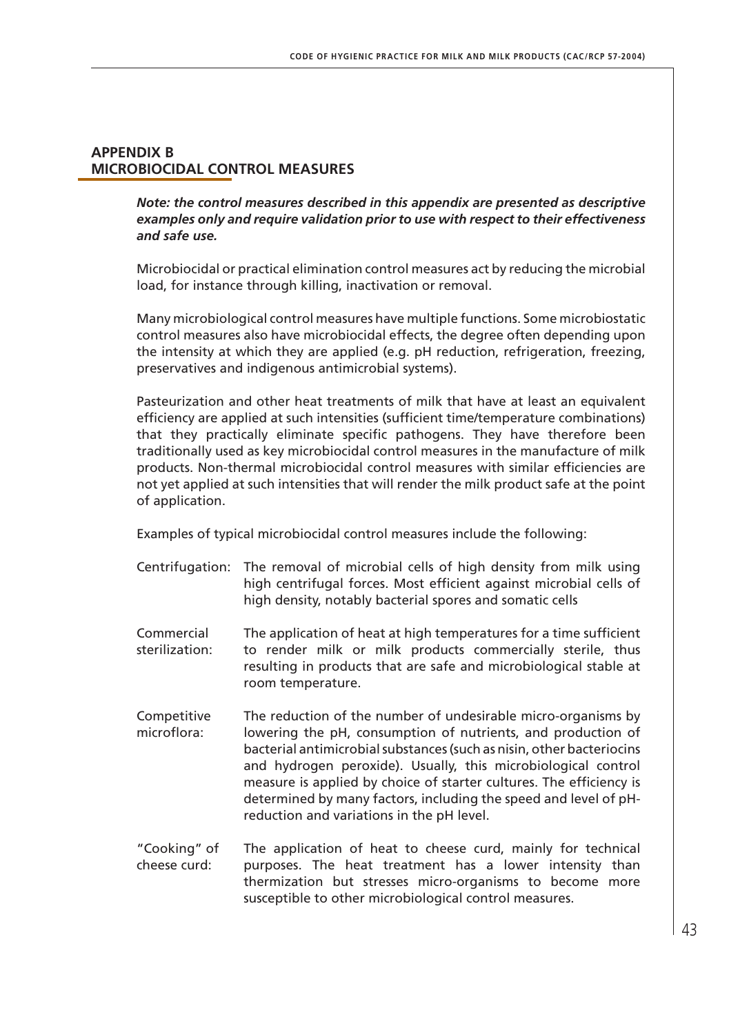## APPENDIX B
## MICROBIOCIDAL CONTROL MEASURES

***Note: the control measures described in this appendix are presented as descriptive examples only and require validation prior to use with respect to their effectiveness and safe use.***

Microbiocidal or practical elimination control measures act by reducing the microbial load, for instance through killing, inactivation or removal.

Many microbiological control measures have multiple functions. Some microbiostatic control measures also have microbiocidal effects, the degree often depending upon the intensity at which they are applied (e.g. pH reduction, refrigeration, freezing, preservatives and indigenous antimicrobial systems).

Pasteurization and other heat treatments of milk that have at least an equivalent efficiency are applied at such intensities (sufficient time/temperature combinations) that they practically eliminate specific pathogens. They have therefore been traditionally used as key microbiocidal control measures in the manufacture of milk products. Non-thermal microbiocidal control measures with similar efficiencies are not yet applied at such intensities that will render the milk product safe at the point of application.

Examples of typical microbiocidal control measures include the following:

Centrifugation: The removal of microbial cells of high density from milk using high centrifugal forces. Most efficient against microbial cells of high density, notably bacterial spores and somatic cells

Commercial sterilization: The application of heat at high temperatures for a time sufficient to render milk or milk products commercially sterile, thus resulting in products that are safe and microbiological stable at room temperature.

Competitive microflora: The reduction of the number of undesirable micro-organisms by lowering the pH, consumption of nutrients, and production of bacterial antimicrobial substances (such as nisin, other bacteriocins and hydrogen peroxide). Usually, this microbiological control measure is applied by choice of starter cultures. The efficiency is determined by many factors, including the speed and level of pH-reduction and variations in the pH level.

"Cooking" of cheese curd: The application of heat to cheese curd, mainly for technical purposes. The heat treatment has a lower intensity than thermization but stresses micro-organisms to become more susceptible to other microbiological control measures.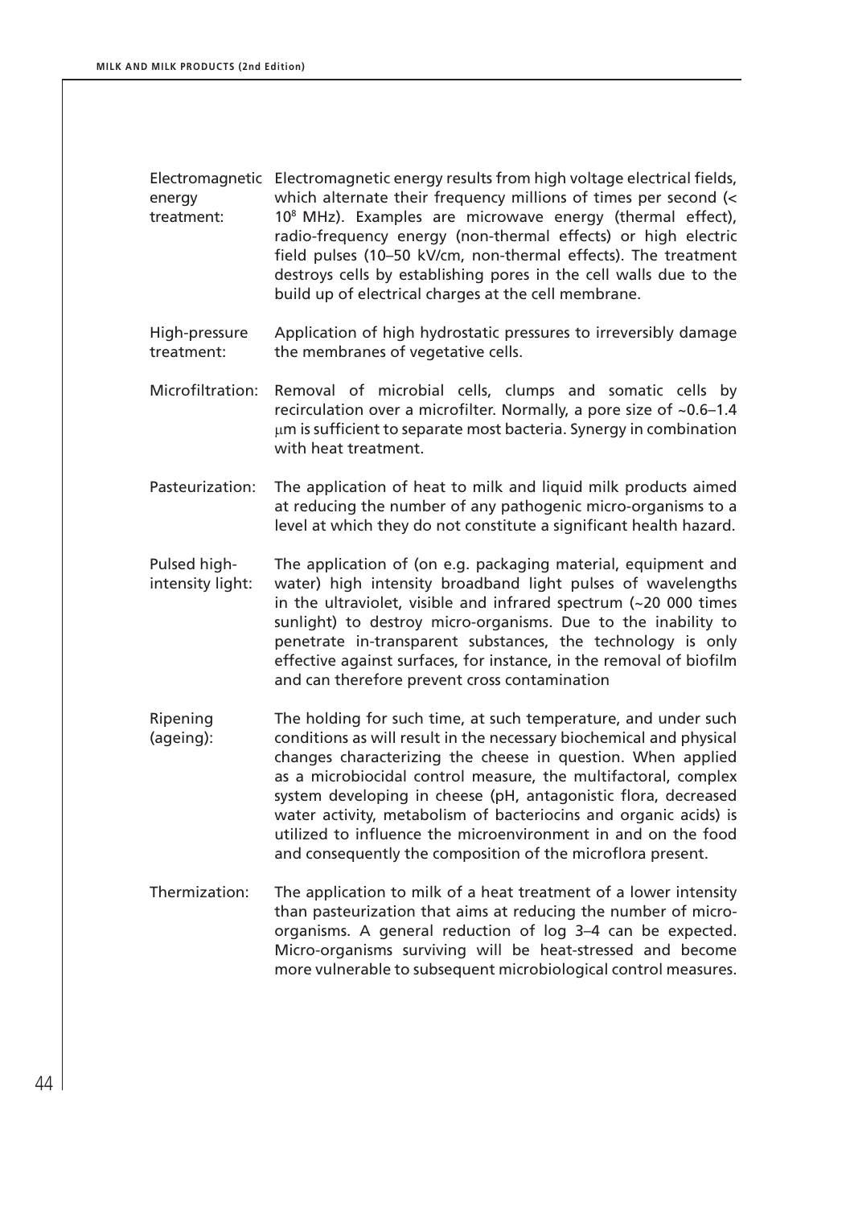**Electromagnetic energy treatment:** Electromagnetic energy results from high voltage electrical fields, which alternate their frequency millions of times per second (< $10^8$ MHz). Examples are microwave energy (thermal effect), radio-frequency energy (non-thermal effects) or high electric field pulses (10–50 kV/cm, non-thermal effects). The treatment destroys cells by establishing pores in the cell walls due to the build up of electrical charges at the cell membrane.

**High-pressure treatment:** Application of high hydrostatic pressures to irreversibly damage the membranes of vegetative cells.

**Microfiltration:** Removal of microbial cells, clumps and somatic cells by recirculation over a microfilter. Normally, a pore size of ~0.6–1.4 μm is sufficient to separate most bacteria. Synergy in combination with heat treatment.

**Pasteurization:** The application of heat to milk and liquid milk products aimed at reducing the number of any pathogenic micro-organisms to a level at which they do not constitute a significant health hazard.

**Pulsed high-intensity light:** The application of (on e.g. packaging material, equipment and water) high intensity broadband light pulses of wavelengths in the ultraviolet, visible and infrared spectrum (~20 000 times sunlight) to destroy micro-organisms. Due to the inability to penetrate in-transparent substances, the technology is only effective against surfaces, for instance, in the removal of biofilm and can therefore prevent cross contamination

**Ripening (ageing):** The holding for such time, at such temperature, and under such conditions as will result in the necessary biochemical and physical changes characterizing the cheese in question. When applied as a microbiocidal control measure, the multifactoral, complex system developing in cheese (pH, antagonistic flora, decreased water activity, metabolism of bacteriocins and organic acids) is utilized to influence the microenvironment in and on the food and consequently the composition of the microflora present.

**Thermization:** The application to milk of a heat treatment of a lower intensity than pasteurization that aims at reducing the number of micro-organisms. A general reduction of log 3–4 can be expected. Micro-organisms surviving will be heat-stressed and become more vulnerable to subsequent microbiological control measures.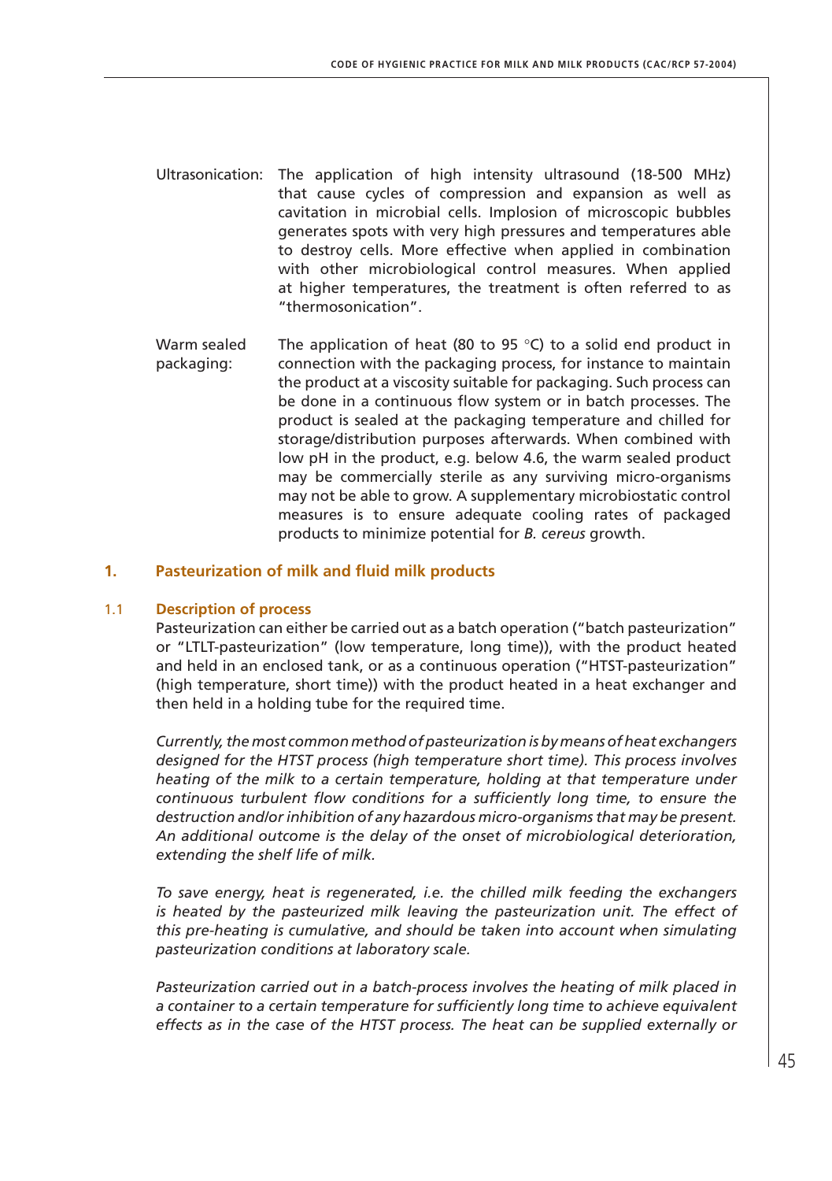Ultrasonication: The application of high intensity ultrasound (18-500 MHz) that cause cycles of compression and expansion as well as cavitation in microbial cells. Implosion of microscopic bubbles generates spots with very high pressures and temperatures able to destroy cells. More effective when applied in combination with other microbiological control measures. When applied at higher temperatures, the treatment is often referred to as "thermosonication".

Warm sealed packaging: The application of heat (80 to 95 °C) to a solid end product in connection with the packaging process, for instance to maintain the product at a viscosity suitable for packaging. Such process can be done in a continuous flow system or in batch processes. The product is sealed at the packaging temperature and chilled for storage/distribution purposes afterwards. When combined with low pH in the product, e.g. below 4.6, the warm sealed product may be commercially sterile as any surviving micro-organisms may not be able to grow. A supplementary microbiostatic control measures is to ensure adequate cooling rates of packaged products to minimize potential for *B. cereus* growth.

## 1. Pasteurization of milk and fluid milk products

### 1.1 Description of process

Pasteurization can either be carried out as a batch operation ("batch pasteurization" or "LTLT-pasteurization" (low temperature, long time)), with the product heated and held in an enclosed tank, or as a continuous operation ("HTST-pasteurization" (high temperature, short time)) with the product heated in a heat exchanger and then held in a holding tube for the required time.

*Currently, the most common method of pasteurization is by means of heat exchangers designed for the HTST process (high temperature short time). This process involves heating of the milk to a certain temperature, holding at that temperature under continuous turbulent flow conditions for a sufficiently long time, to ensure the destruction and/or inhibition of any hazardous micro-organisms that may be present. An additional outcome is the delay of the onset of microbiological deterioration, extending the shelf life of milk.*

*To save energy, heat is regenerated, i.e. the chilled milk feeding the exchangers is heated by the pasteurized milk leaving the pasteurization unit. The effect of this pre-heating is cumulative, and should be taken into account when simulating pasteurization conditions at laboratory scale.*

*Pasteurization carried out in a batch-process involves the heating of milk placed in a container to a certain temperature for sufficiently long time to achieve equivalent effects as in the case of the HTST process. The heat can be supplied externally or*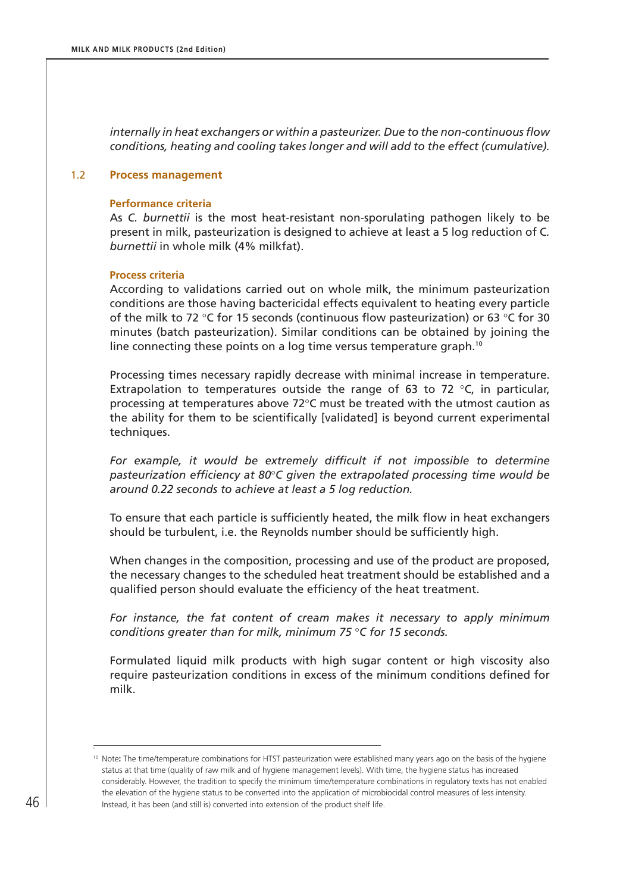*internally in heat exchangers or within a pasteurizer. Due to the non-continuous flow conditions, heating and cooling takes longer and will add to the effect (cumulative).*

### 1.2 Process management

**Performance criteria**

As *C. burnettii* is the most heat-resistant non-sporulating pathogen likely to be present in milk, pasteurization is designed to achieve at least a 5 log reduction of *C. burnettii* in whole milk (4% milkfat).

**Process criteria**

According to validations carried out on whole milk, the minimum pasteurization conditions are those having bactericidal effects equivalent to heating every particle of the milk to 72 °C for 15 seconds (continuous flow pasteurization) or 63 °C for 30 minutes (batch pasteurization). Similar conditions can be obtained by joining the line connecting these points on a log time versus temperature graph.[10]

Processing times necessary rapidly decrease with minimal increase in temperature. Extrapolation to temperatures outside the range of 63 to 72 °C, in particular, processing at temperatures above 72°C must be treated with the utmost caution as the ability for them to be scientifically [validated] is beyond current experimental techniques.

*For example, it would be extremely difficult if not impossible to determine pasteurization efficiency at 80°C given the extrapolated processing time would be around 0.22 seconds to achieve at least a 5 log reduction.*

To ensure that each particle is sufficiently heated, the milk flow in heat exchangers should be turbulent, i.e. the Reynolds number should be sufficiently high.

When changes in the composition, processing and use of the product are proposed, the necessary changes to the scheduled heat treatment should be established and a qualified person should evaluate the efficiency of the heat treatment.

*For instance, the fat content of cream makes it necessary to apply minimum conditions greater than for milk, minimum 75 °C for 15 seconds.*

Formulated liquid milk products with high sugar content or high viscosity also require pasteurization conditions in excess of the minimum conditions defined for milk.

---

[10] Note**:** The time/temperature combinations for HTST pasteurization were established many years ago on the basis of the hygiene status at that time (quality of raw milk and of hygiene management levels). With time, the hygiene status has increased considerably. However, the tradition to specify the minimum time/temperature combinations in regulatory texts has not enabled the elevation of the hygiene status to be converted into the application of microbiocidal control measures of less intensity. Instead, it has been (and still is) converted into extension of the product shelf life.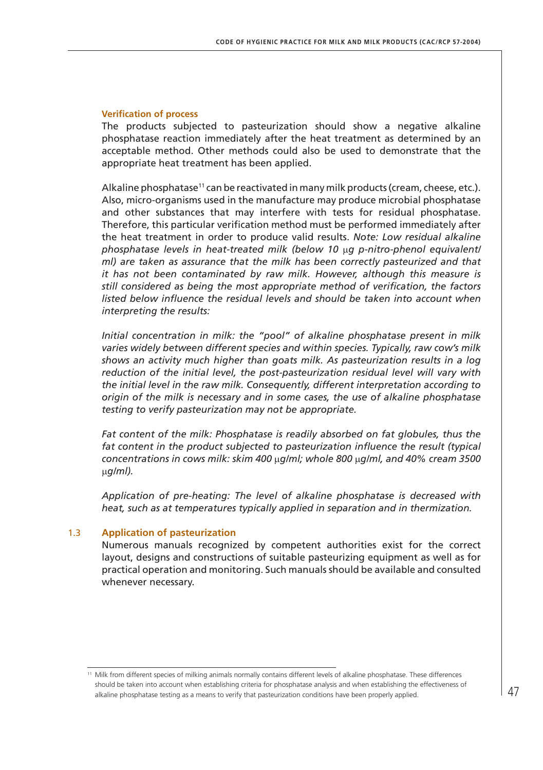**Verification of process**

The products subjected to pasteurization should show a negative alkaline phosphatase reaction immediately after the heat treatment as determined by an acceptable method. Other methods could also be used to demonstrate that the appropriate heat treatment has been applied.

Alkaline phosphatase[11] can be reactivated in many milk products (cream, cheese, etc.). Also, micro-organisms used in the manufacture may produce microbial phosphatase and other substances that may interfere with tests for residual phosphatase. Therefore, this particular verification method must be performed immediately after the heat treatment in order to produce valid results. *Note: Low residual alkaline phosphatase levels in heat-treated milk (below 10 μg p-nitro-phenol equivalent/ml) are taken as assurance that the milk has been correctly pasteurized and that it has not been contaminated by raw milk. However, although this measure is still considered as being the most appropriate method of verification, the factors listed below influence the residual levels and should be taken into account when interpreting the results:*

*Initial concentration in milk: the "pool" of alkaline phosphatase present in milk varies widely between different species and within species. Typically, raw cow's milk shows an activity much higher than goats milk. As pasteurization results in a log reduction of the initial level, the post-pasteurization residual level will vary with the initial level in the raw milk. Consequently, different interpretation according to origin of the milk is necessary and in some cases, the use of alkaline phosphatase testing to verify pasteurization may not be appropriate.*

*Fat content of the milk: Phosphatase is readily absorbed on fat globules, thus the fat content in the product subjected to pasteurization influence the result (typical concentrations in cows milk: skim 400 μg/ml; whole 800 μg/ml, and 40% cream 3500 μg/ml).*

*Application of pre-heating: The level of alkaline phosphatase is decreased with heat, such as at temperatures typically applied in separation and in thermization.*

### 1.3 Application of pasteurization

Numerous manuals recognized by competent authorities exist for the correct layout, designs and constructions of suitable pasteurizing equipment as well as for practical operation and monitoring. Such manuals should be available and consulted whenever necessary.

---

[11] Milk from different species of milking animals normally contains different levels of alkaline phosphatase. These differences should be taken into account when establishing criteria for phosphatase analysis and when establishing the effectiveness of alkaline phosphatase testing as a means to verify that pasteurization conditions have been properly applied.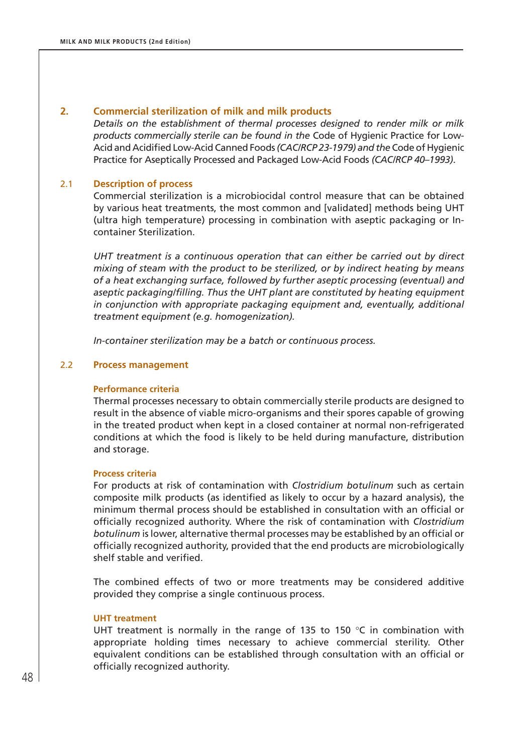## 2. Commercial sterilization of milk and milk products

*Details on the establishment of thermal processes designed to render milk or milk products commercially sterile can be found in the* Code of Hygienic Practice for Low-Acid and Acidified Low-Acid Canned Foods *(CAC/RCP 23-1979) and the* Code of Hygienic Practice for Aseptically Processed and Packaged Low-Acid Foods *(CAC/RCP 40–1993).*

### 2.1 Description of process

Commercial sterilization is a microbiocidal control measure that can be obtained by various heat treatments, the most common and [validated] methods being UHT (ultra high temperature) processing in combination with aseptic packaging or In-container Sterilization.

*UHT treatment is a continuous operation that can either be carried out by direct mixing of steam with the product to be sterilized, or by indirect heating by means of a heat exchanging surface, followed by further aseptic processing (eventual) and aseptic packaging/filling. Thus the UHT plant are constituted by heating equipment in conjunction with appropriate packaging equipment and, eventually, additional treatment equipment (e.g. homogenization).*

*In-container sterilization may be a batch or continuous process.*

### 2.2 Process management

#### Performance criteria

Thermal processes necessary to obtain commercially sterile products are designed to result in the absence of viable micro-organisms and their spores capable of growing in the treated product when kept in a closed container at normal non-refrigerated conditions at which the food is likely to be held during manufacture, distribution and storage.

#### Process criteria

For products at risk of contamination with *Clostridium botulinum* such as certain composite milk products (as identified as likely to occur by a hazard analysis), the minimum thermal process should be established in consultation with an official or officially recognized authority. Where the risk of contamination with *Clostridium botulinum* is lower, alternative thermal processes may be established by an official or officially recognized authority, provided that the end products are microbiologically shelf stable and verified.

The combined effects of two or more treatments may be considered additive provided they comprise a single continuous process.

#### UHT treatment

UHT treatment is normally in the range of 135 to 150 °C in combination with appropriate holding times necessary to achieve commercial sterility. Other equivalent conditions can be established through consultation with an official or officially recognized authority.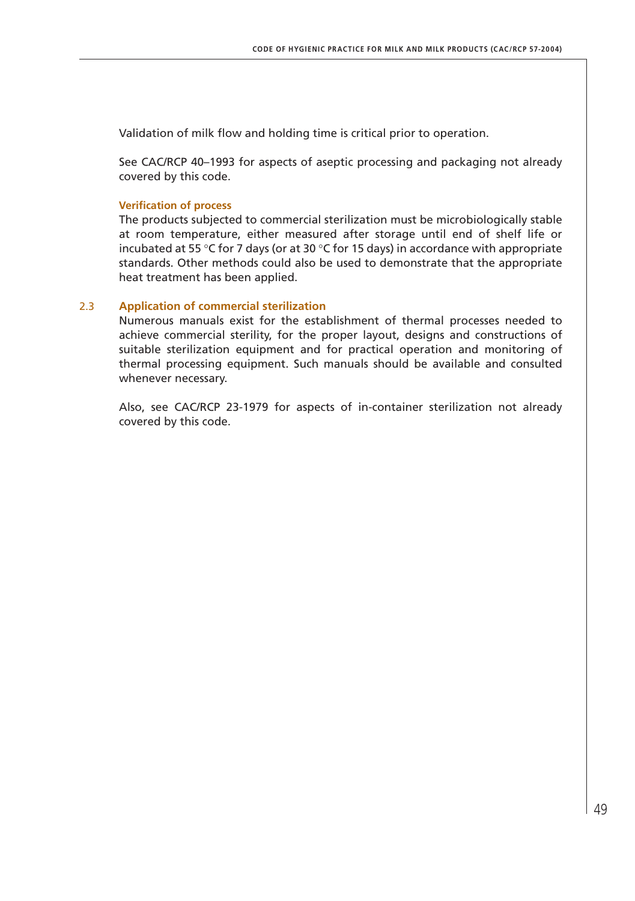Validation of milk flow and holding time is critical prior to operation.

See CAC/RCP 40–1993 for aspects of aseptic processing and packaging not already covered by this code.

#### Verification of process

The products subjected to commercial sterilization must be microbiologically stable at room temperature, either measured after storage until end of shelf life or incubated at 55 °C for 7 days (or at 30 °C for 15 days) in accordance with appropriate standards. Other methods could also be used to demonstrate that the appropriate heat treatment has been applied.

### 2.3 Application of commercial sterilization

Numerous manuals exist for the establishment of thermal processes needed to achieve commercial sterility, for the proper layout, designs and constructions of suitable sterilization equipment and for practical operation and monitoring of thermal processing equipment. Such manuals should be available and consulted whenever necessary.

Also, see CAC/RCP 23-1979 for aspects of in-container sterilization not already covered by this code.